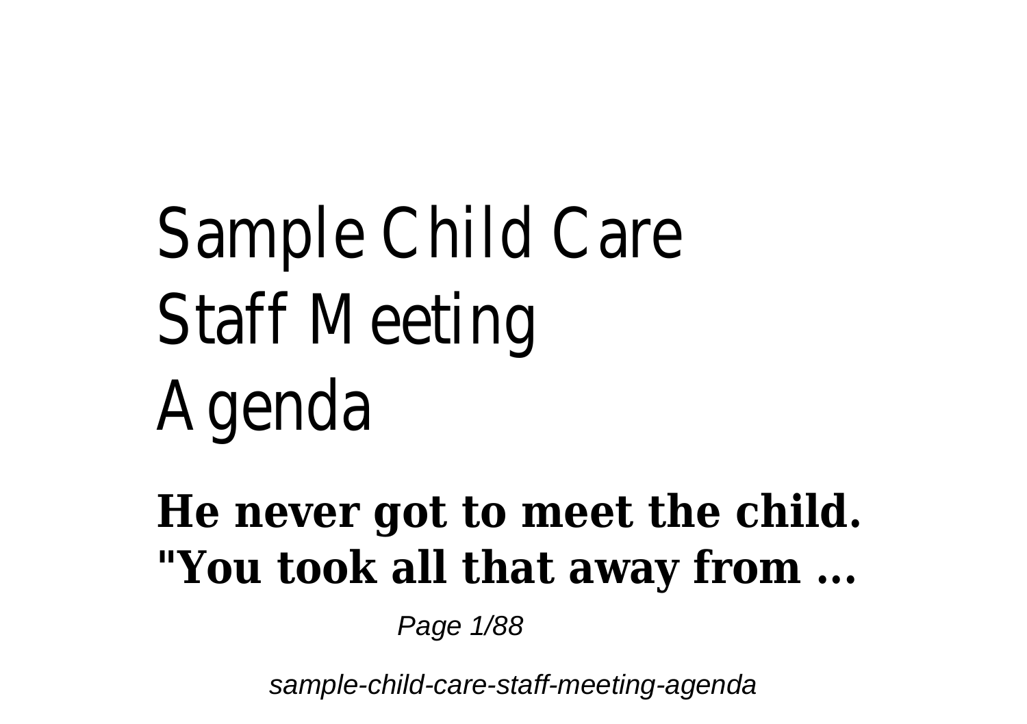# Sample Child Care Staff Meeting Agenda

**He never got to meet the child. "You took all that away from ...**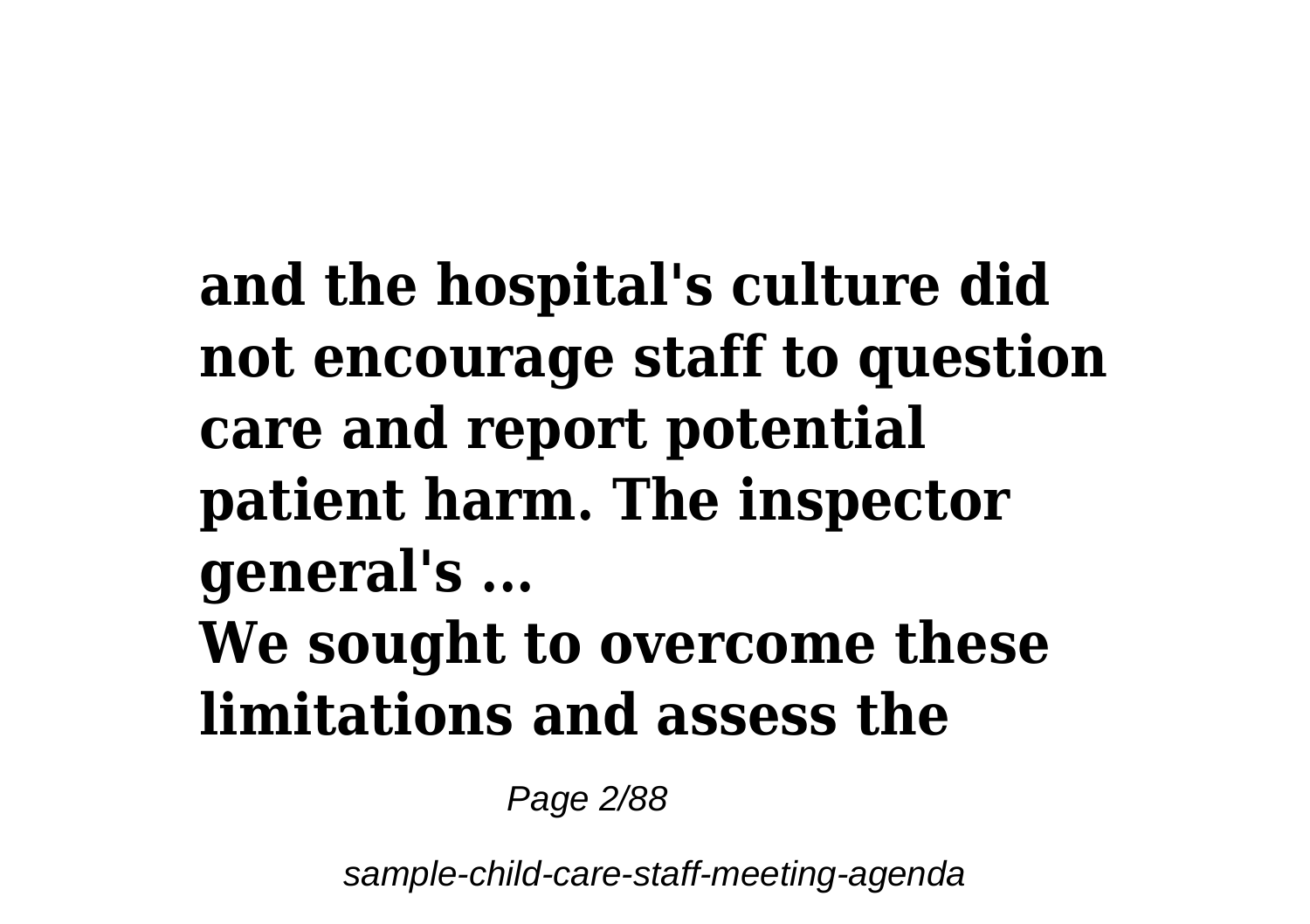**and the hospital's culture did not encourage staff to question care and report potential patient harm. The inspector general's ...**

**We sought to overcome these limitations and assess the**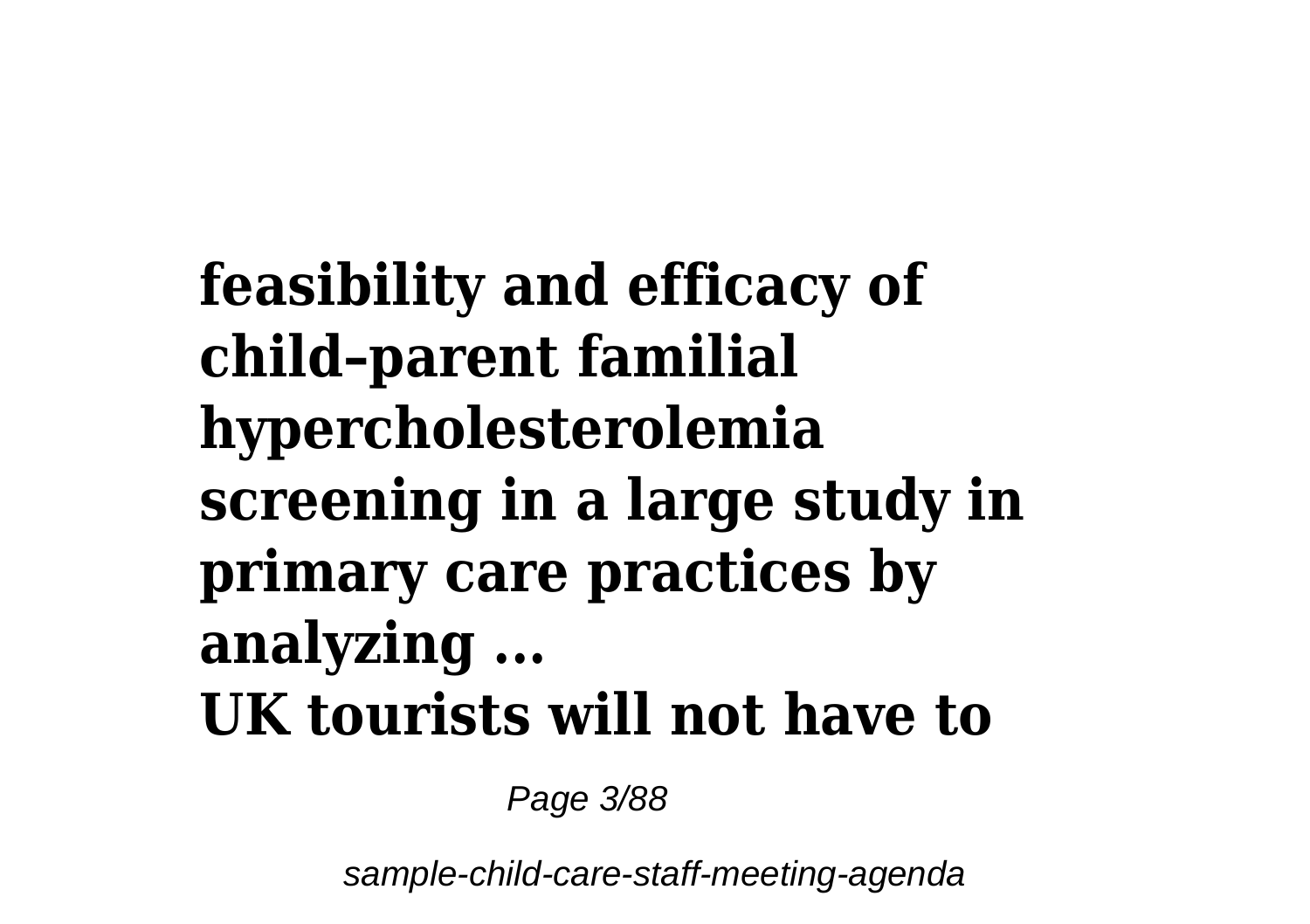**feasibility and efficacy of child–parent familial hypercholesterolemia screening in a large study in primary care practices by analyzing ...**

**UK tourists will not have to**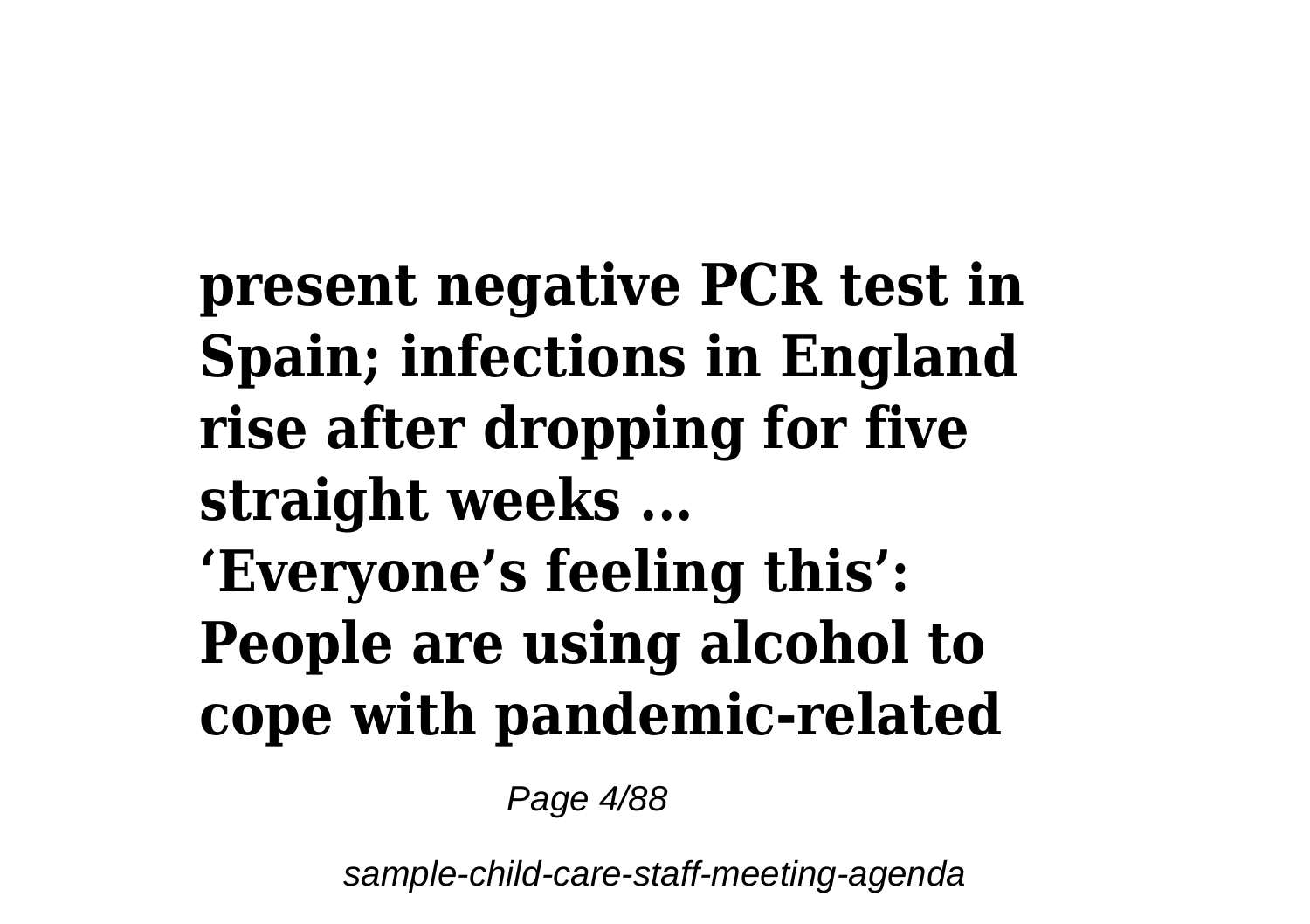**present negative PCR test in Spain; infections in England rise after dropping for five straight weeks ...**

**'Everyone's feeling this': People are using alcohol to cope with pandemic-related**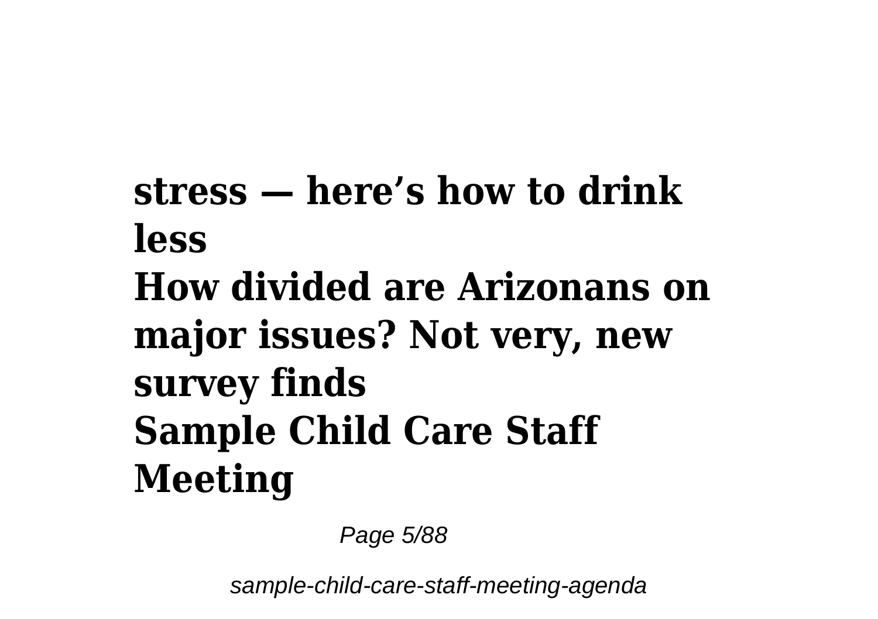**stress — here’s how to drink less**

**How divided are Arizonans on major issues? Not very, new survey finds**

**Sample Child Care Staff Meeting**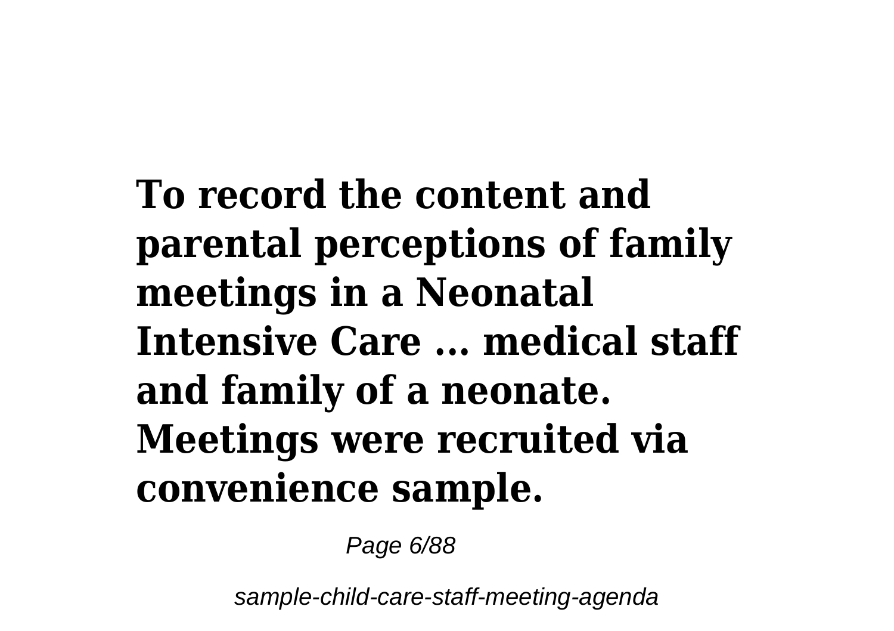**To record the content and parental perceptions of family meetings in a Neonatal Intensive Care ... medical staff and family of a neonate. Meetings were recruited via convenience sample.**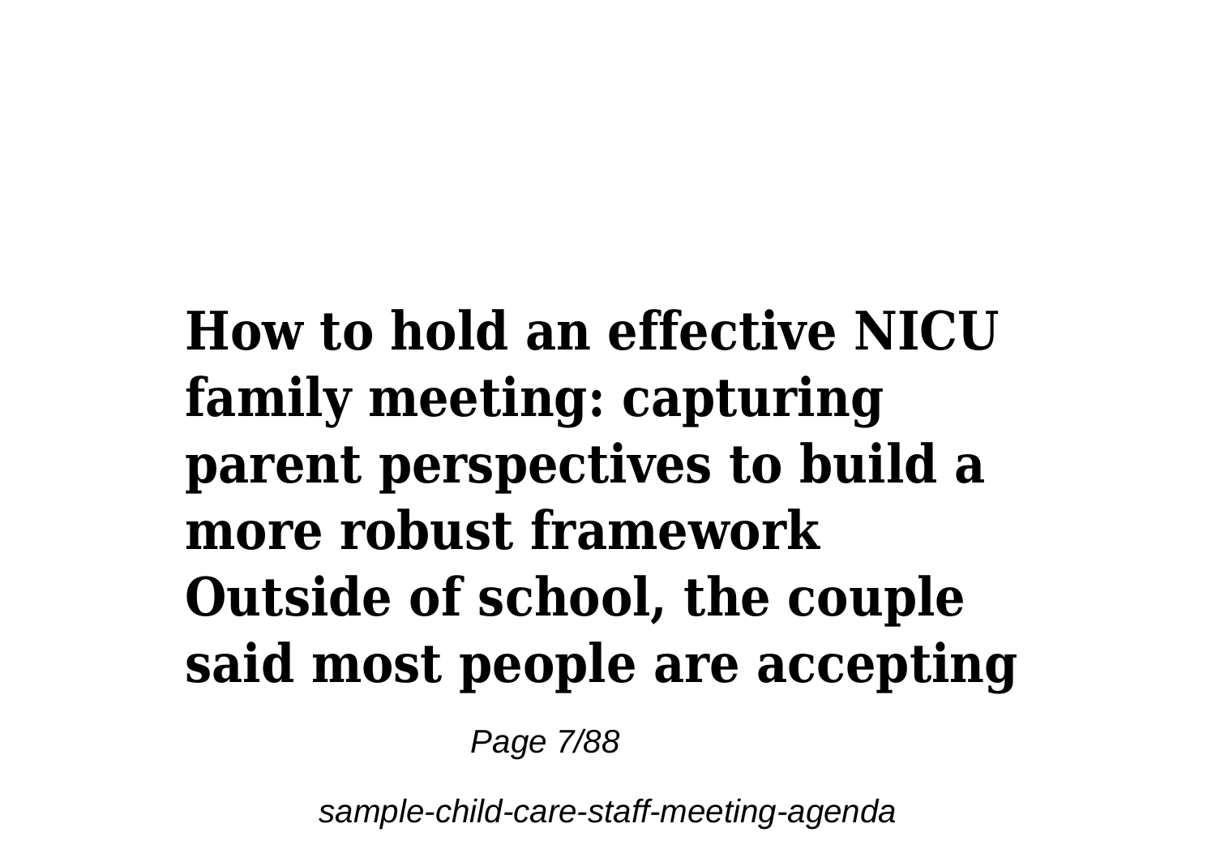**How to hold an effective NICU family meeting: capturing parent perspectives to build a more robust framework Outside of school, the couple said most people are accepting**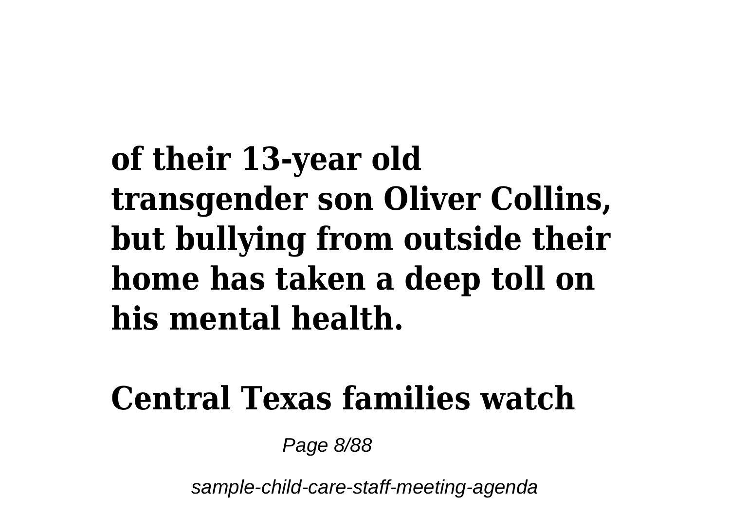**of their 13-year old transgender son Oliver Collins, but bullying from outside their home has taken a deep toll on his mental health.**

**Central Texas families watch**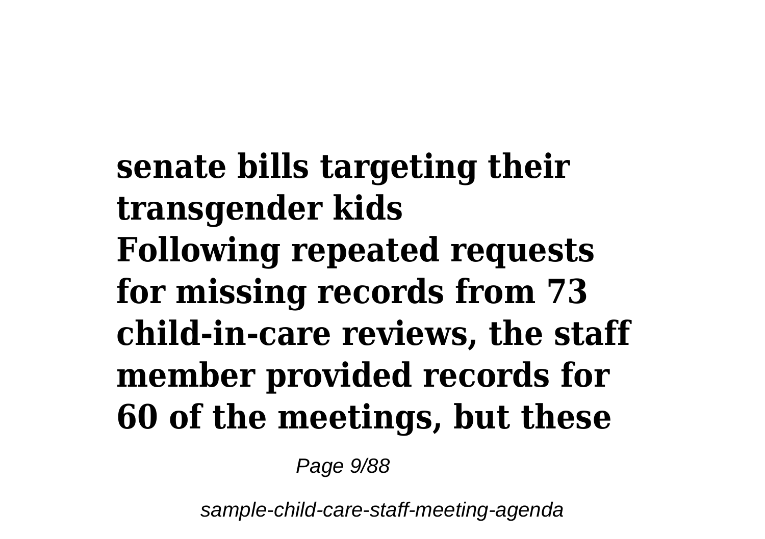**senate bills targeting their transgender kids**
**Following repeated requests for missing records from 73 child-in-care reviews, the staff member provided records for 60 of the meetings, but these**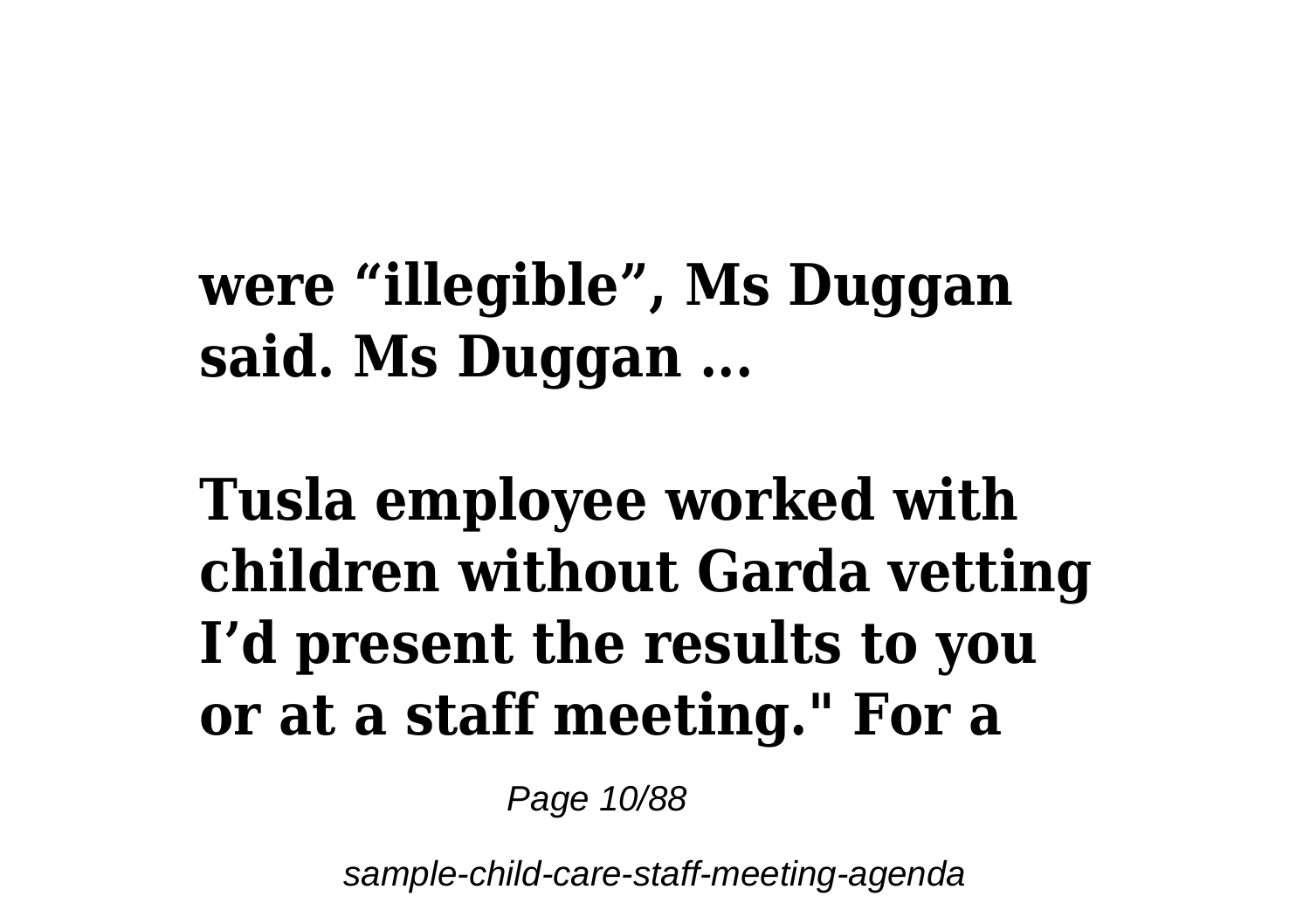**were “illegible”, Ms Duggan said. Ms Duggan ...**

**Tusla employee worked with children without Garda vetting I’d present the results to you or at a staff meeting." For a**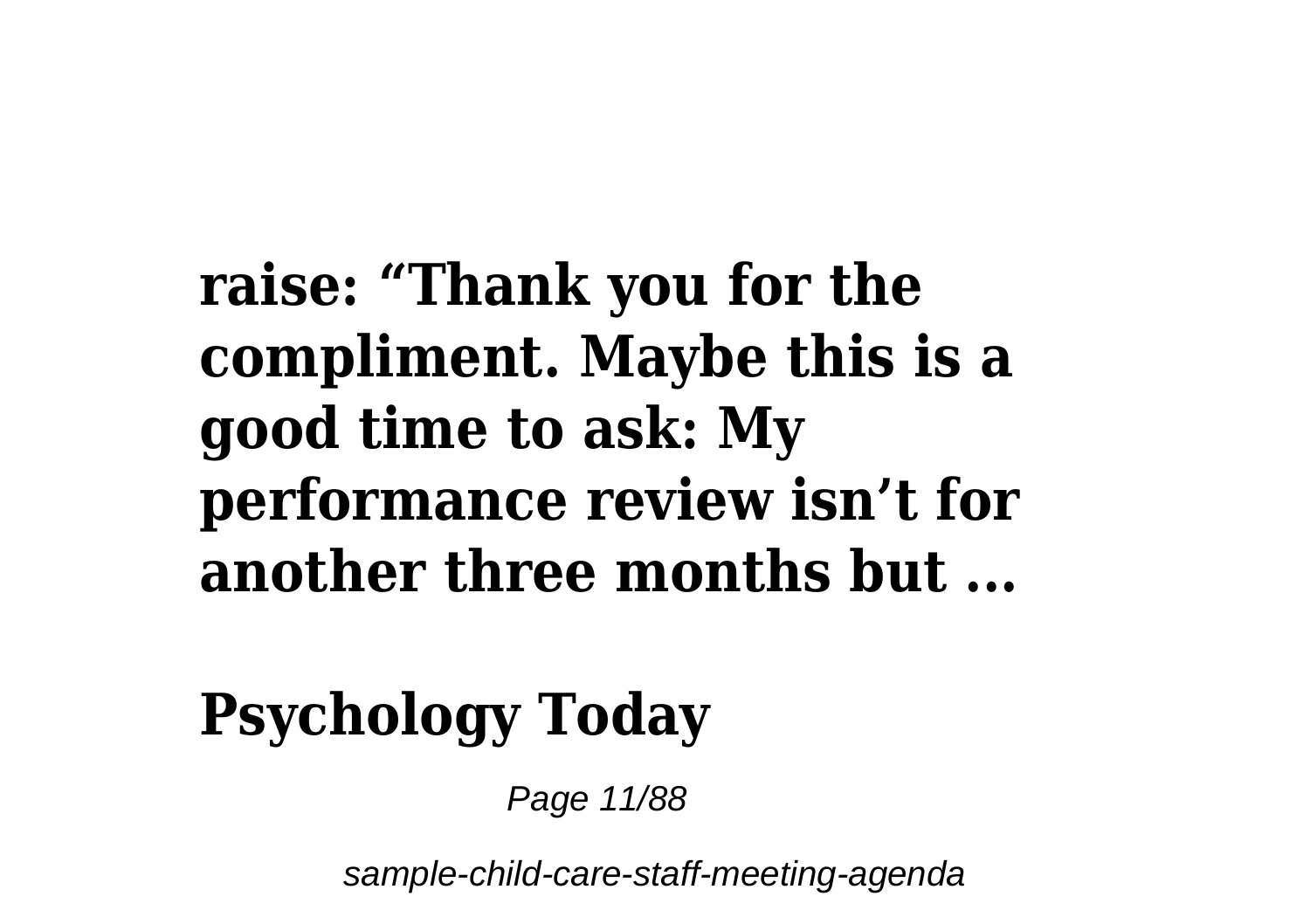**raise: “Thank you for the compliment. Maybe this is a good time to ask: My performance review isn’t for another three months but ...**

**Psychology Today**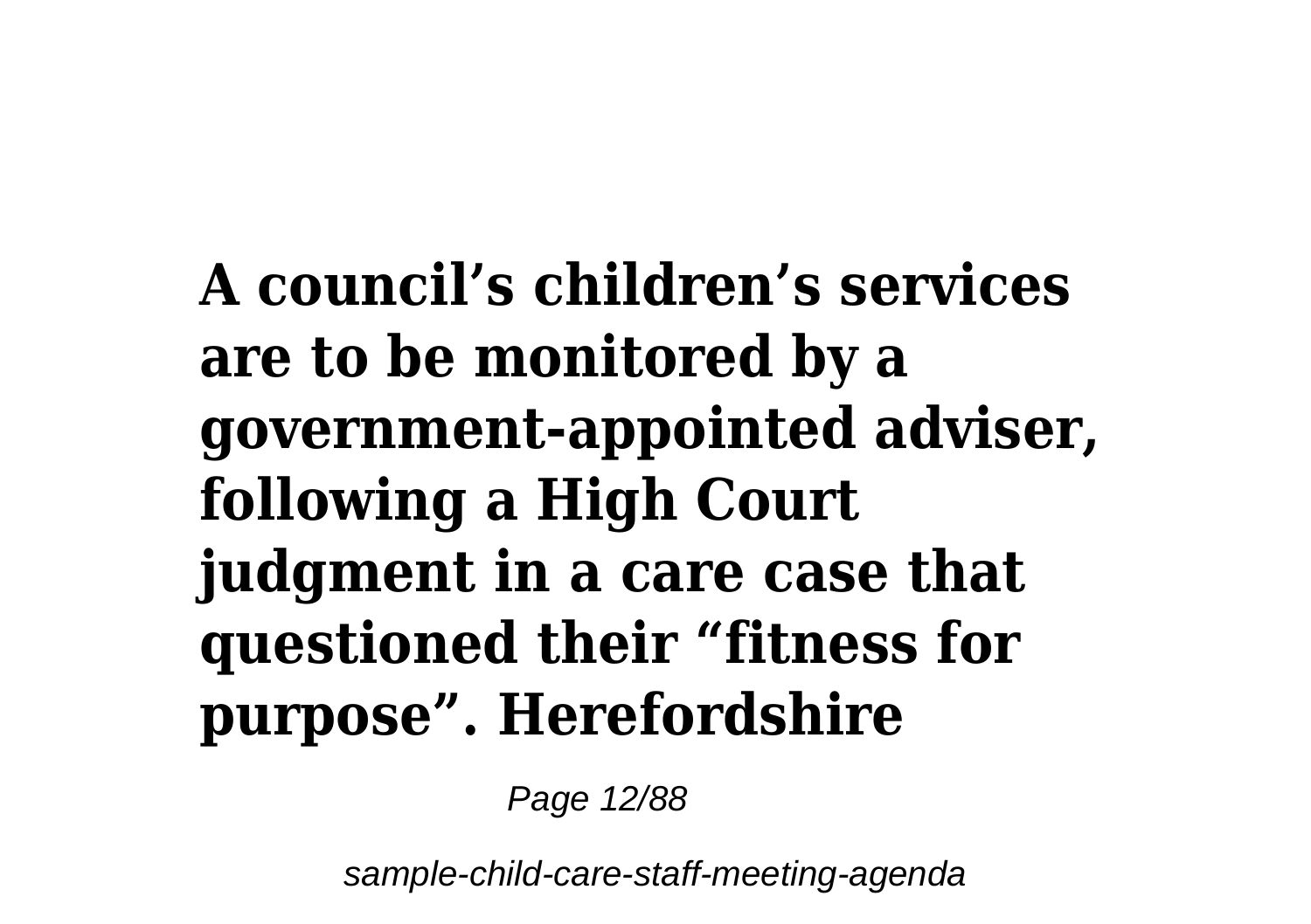**A council’s children’s services are to be monitored by a government-appointed adviser, following a High Court judgment in a care case that questioned their “fitness for purpose”. Herefordshire**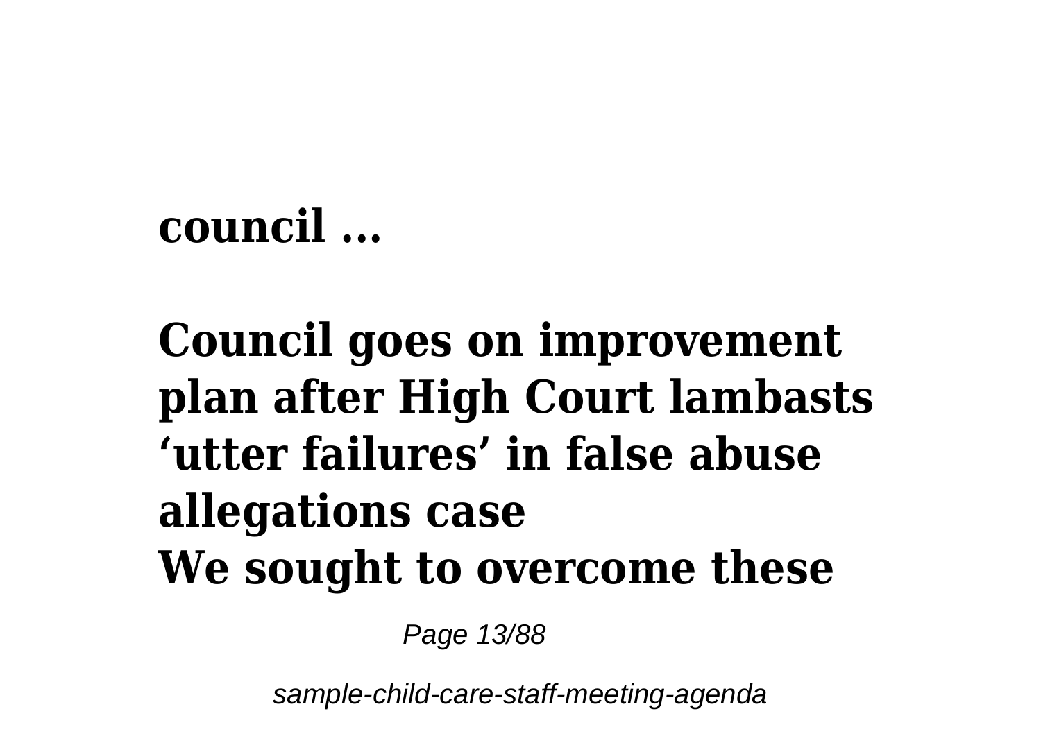**council ...**

**Council goes on improvement plan after High Court lambasts ‘utter failures’ in false abuse allegations case**
**We sought to overcome these**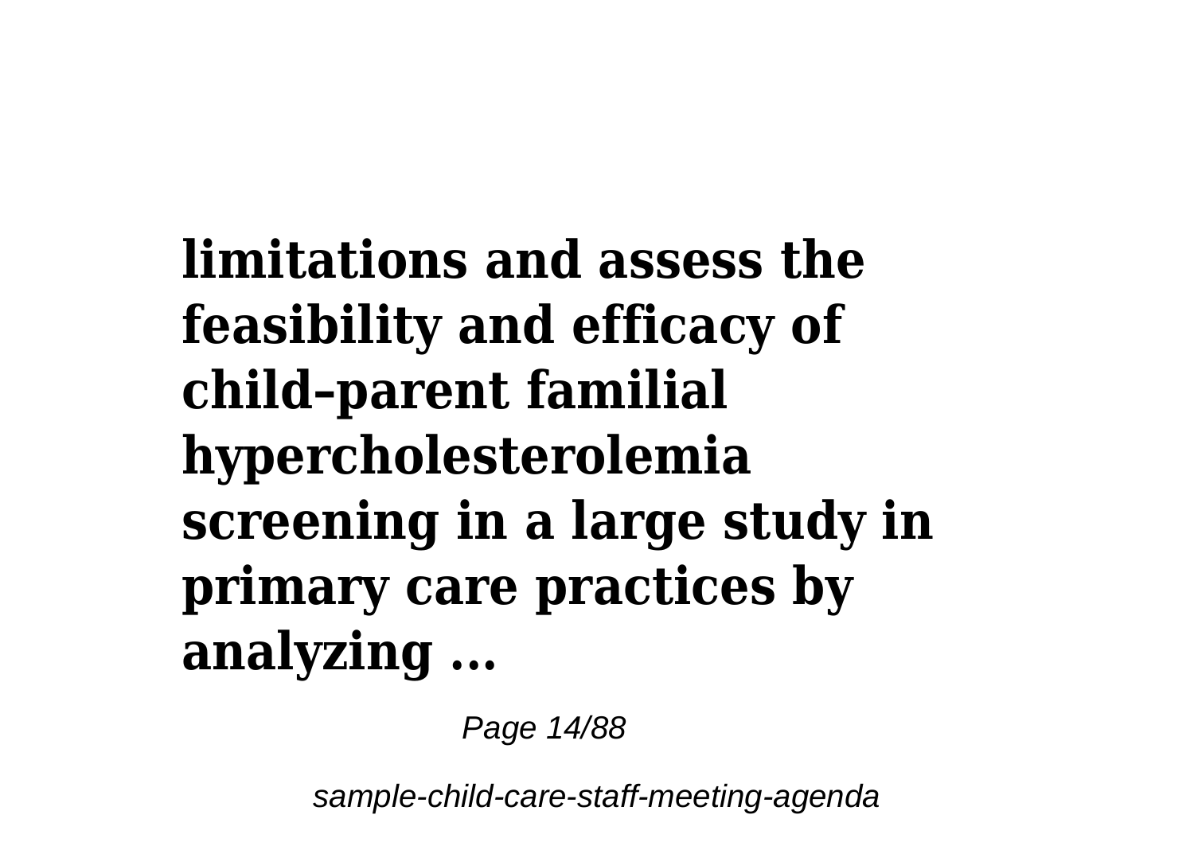**limitations and assess the feasibility and efficacy of child–parent familial hypercholesterolemia screening in a large study in primary care practices by analyzing ...**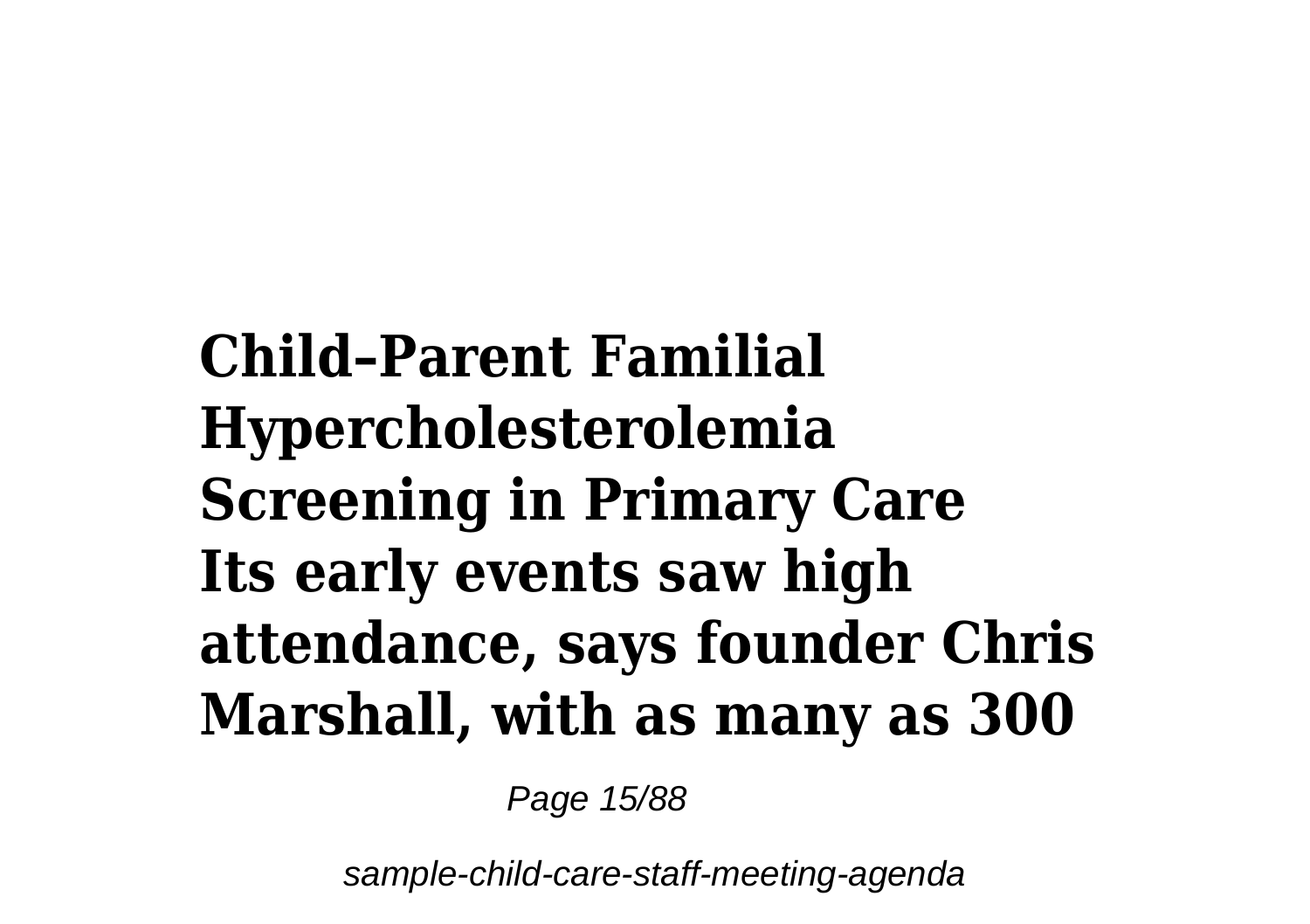**Child–Parent Familial Hypercholesterolemia Screening in Primary Care**

**Its early events saw high attendance, says founder Chris Marshall, with as many as 300**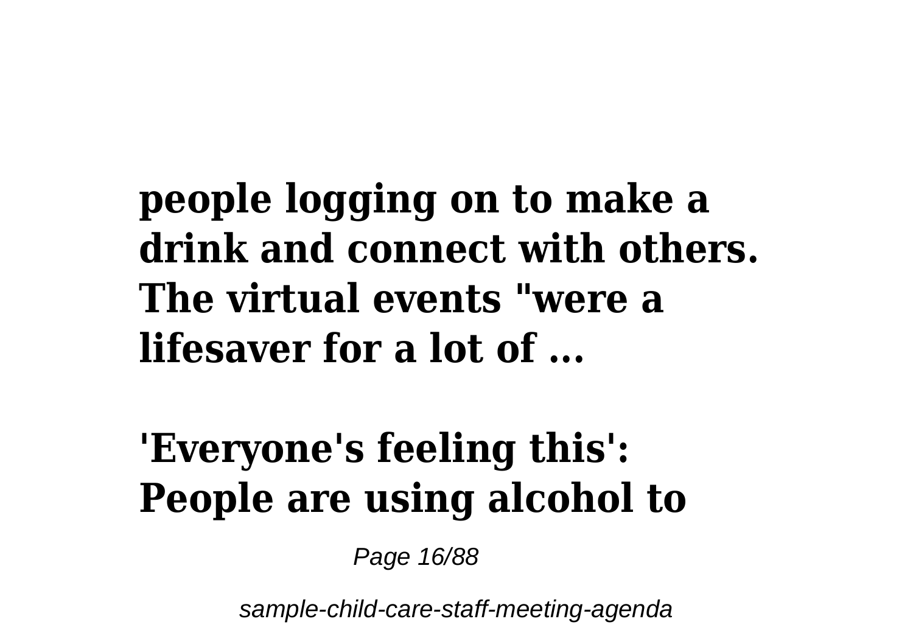**people logging on to make a drink and connect with others. The virtual events "were a lifesaver for a lot of ...**

**'Everyone's feeling this': People are using alcohol to**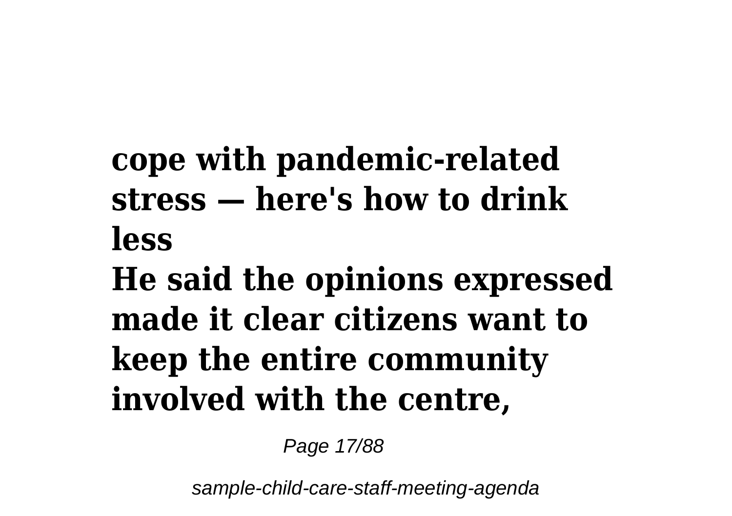**cope with pandemic-related stress — here's how to drink less**

**He said the opinions expressed made it clear citizens want to keep the entire community involved with the centre,**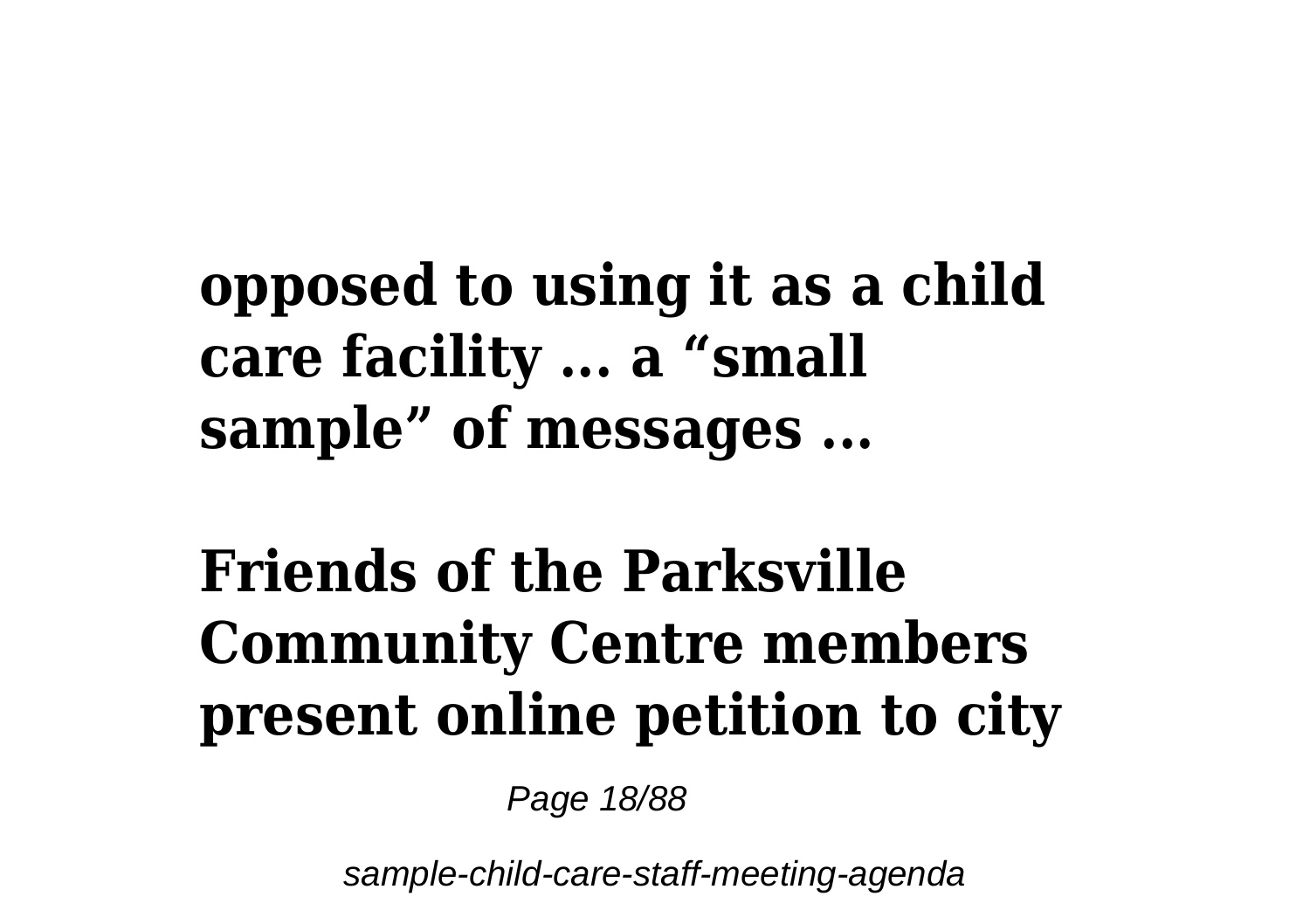**opposed to using it as a child care facility ... a “small sample” of messages ...**

**Friends of the Parksville Community Centre members present online petition to city**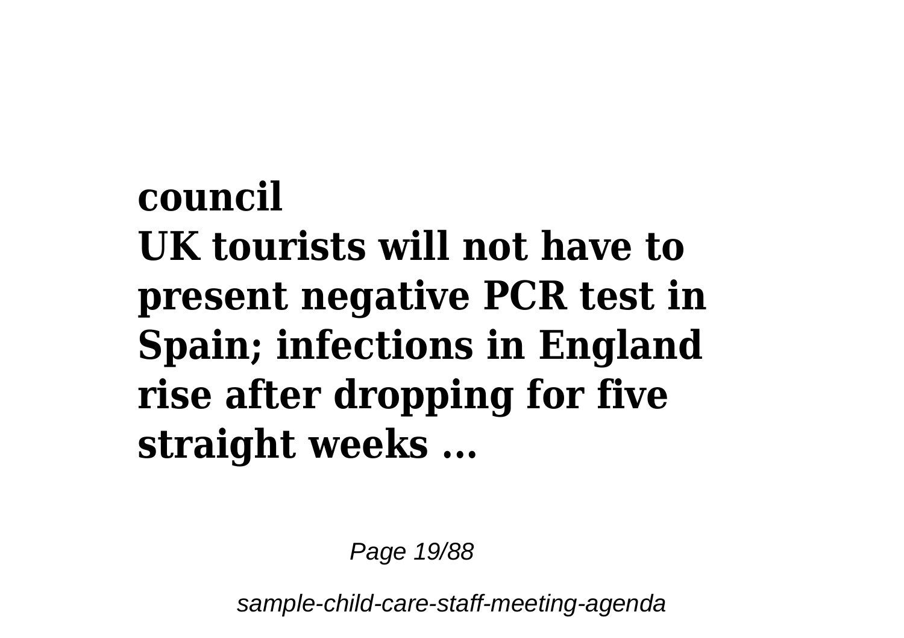**council**

**UK tourists will not have to present negative PCR test in Spain; infections in England rise after dropping for five straight weeks ...**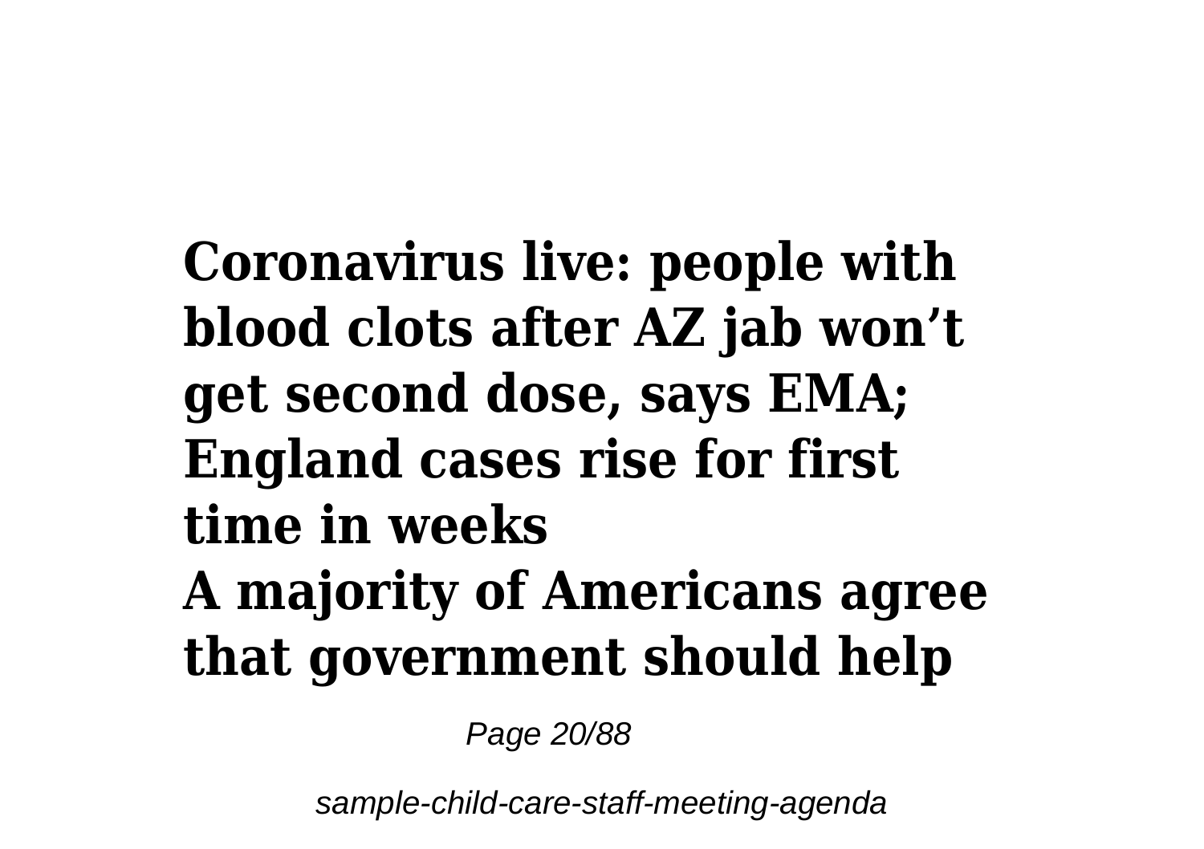**Coronavirus live: people with blood clots after AZ jab won't get second dose, says EMA; England cases rise for first time in weeks**

**A majority of Americans agree that government should help**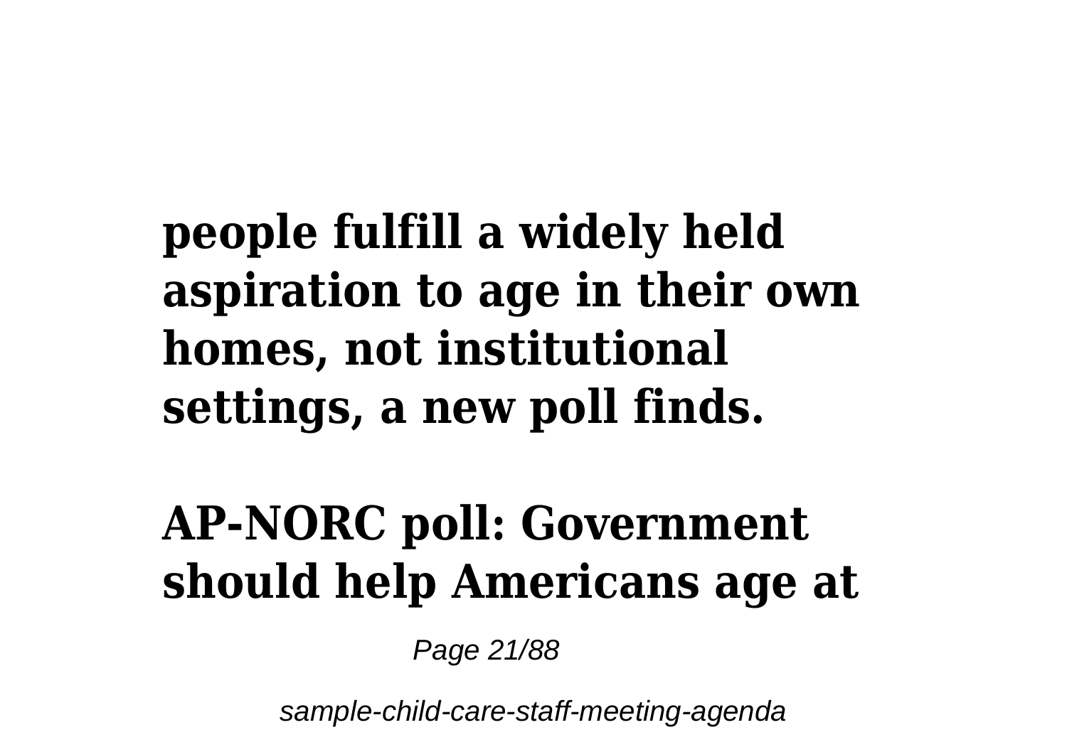**people fulfill a widely held aspiration to age in their own homes, not institutional settings, a new poll finds.**

**AP-NORC poll: Government should help Americans age at**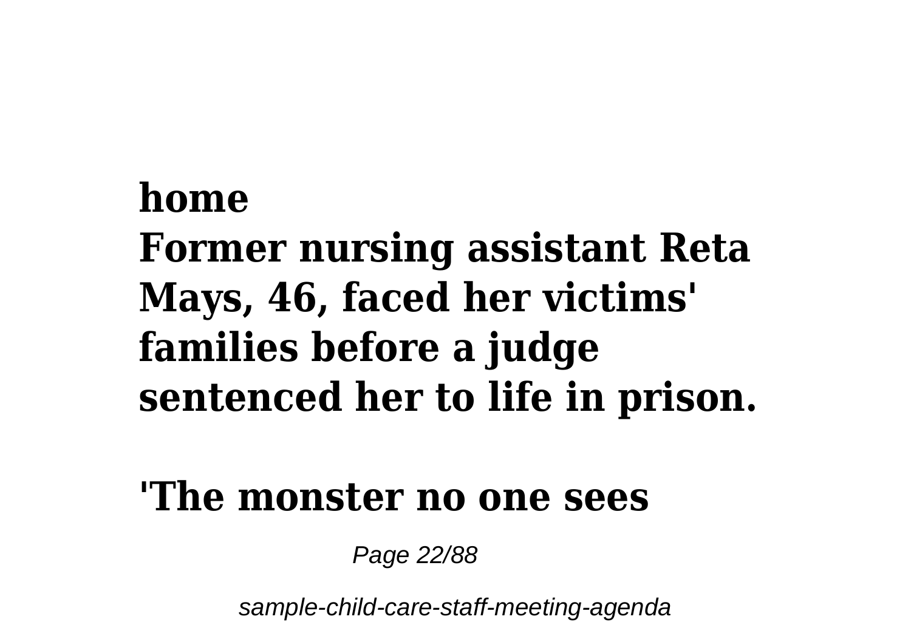**home**
**Former nursing assistant Reta Mays, 46, faced her victims' families before a judge sentenced her to life in prison.**

**'The monster no one sees**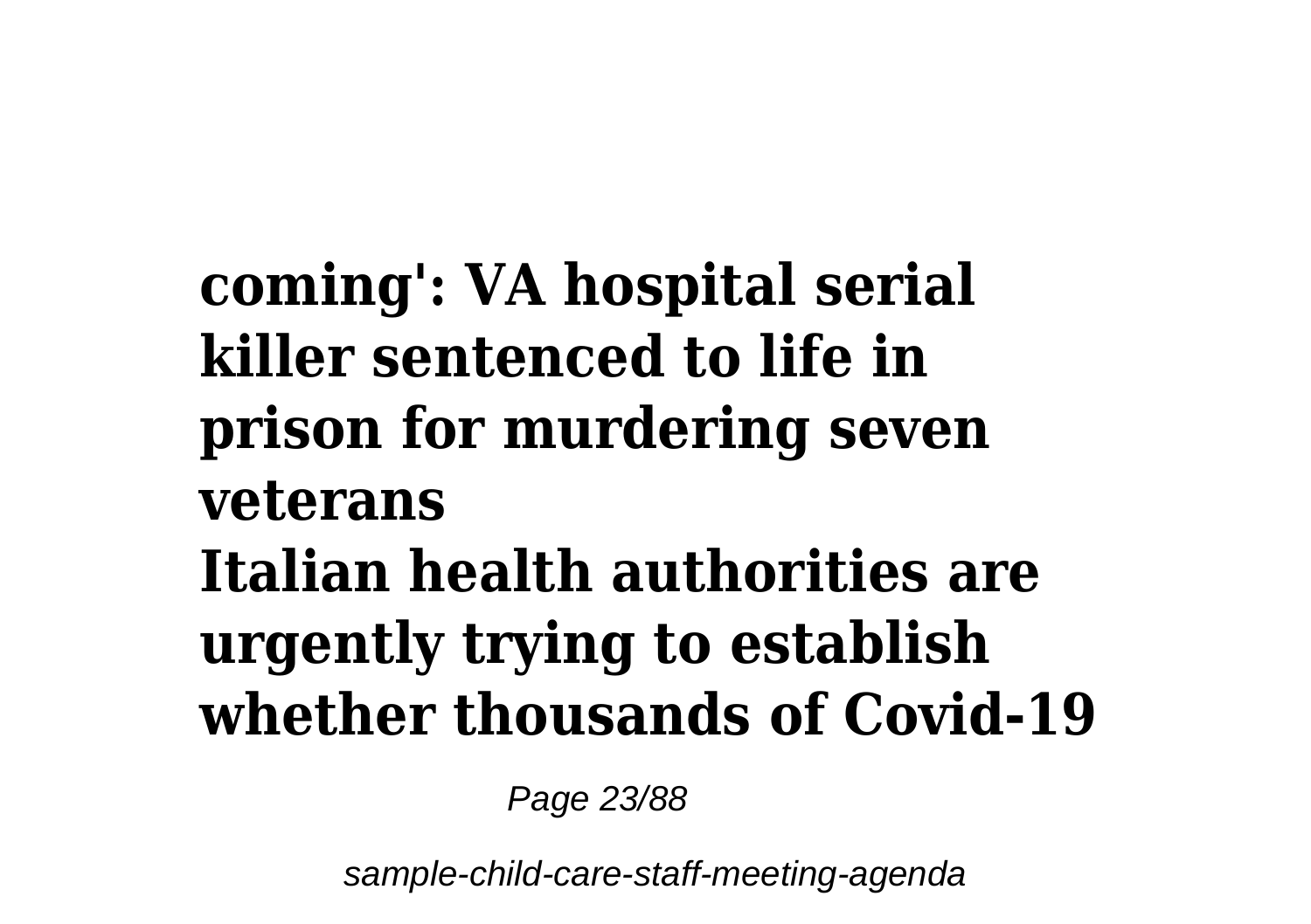**coming': VA hospital serial killer sentenced to life in prison for murdering seven veterans**
**Italian health authorities are urgently trying to establish whether thousands of Covid-19**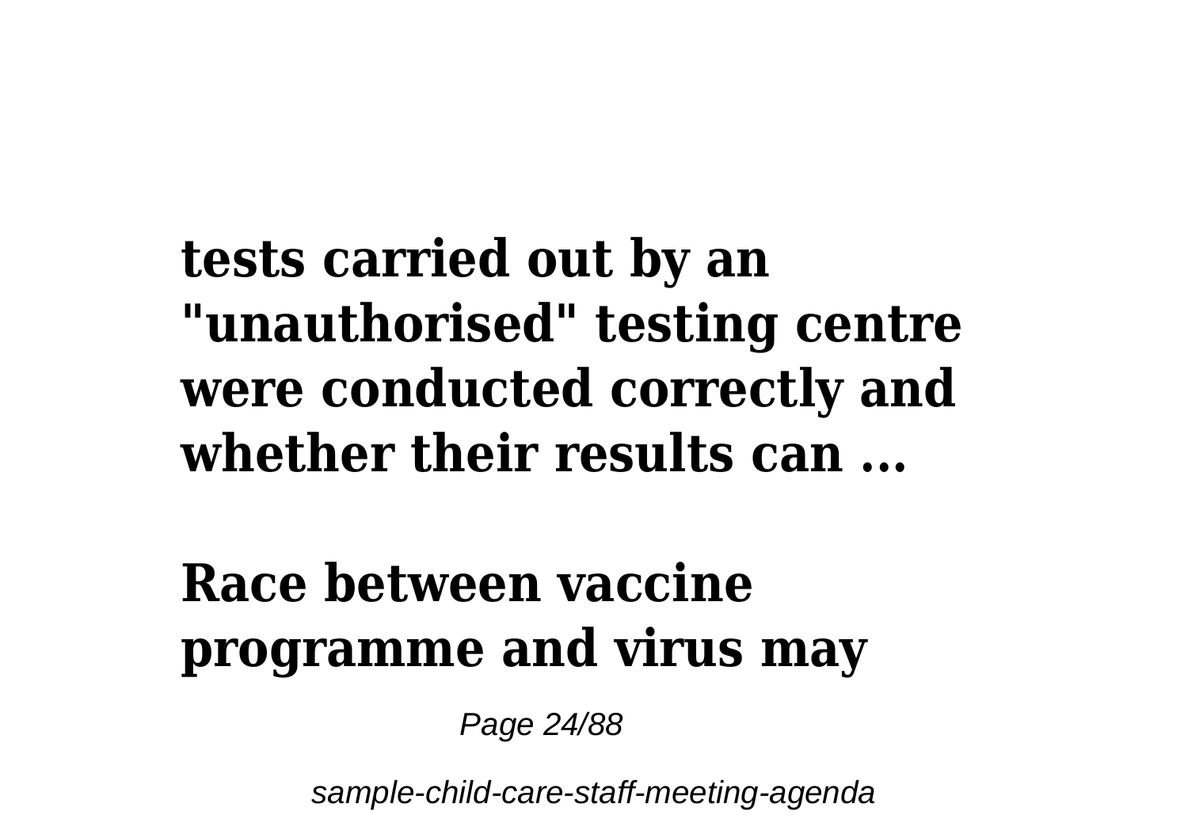**tests carried out by an "unauthorised" testing centre were conducted correctly and whether their results can ...**

**Race between vaccine programme and virus may**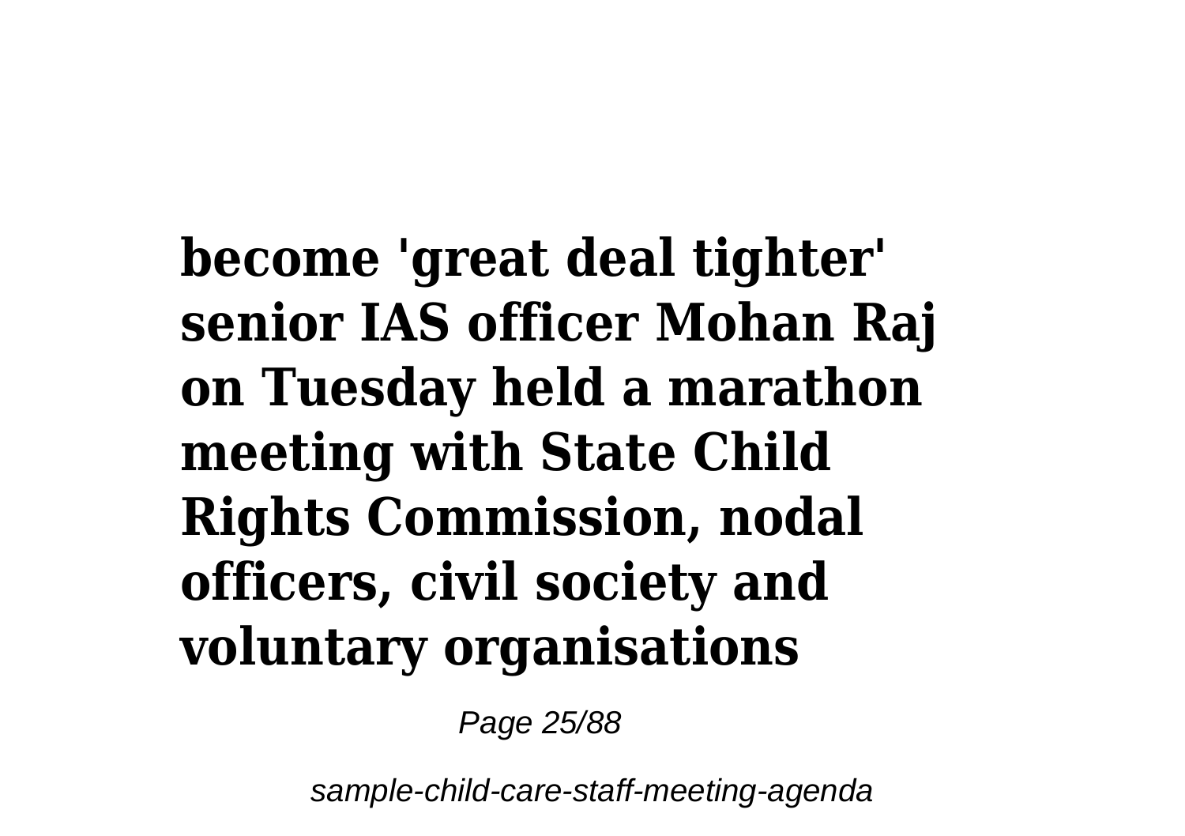**become 'great deal tighter' senior IAS officer Mohan Raj on Tuesday held a marathon meeting with State Child Rights Commission, nodal officers, civil society and voluntary organisations**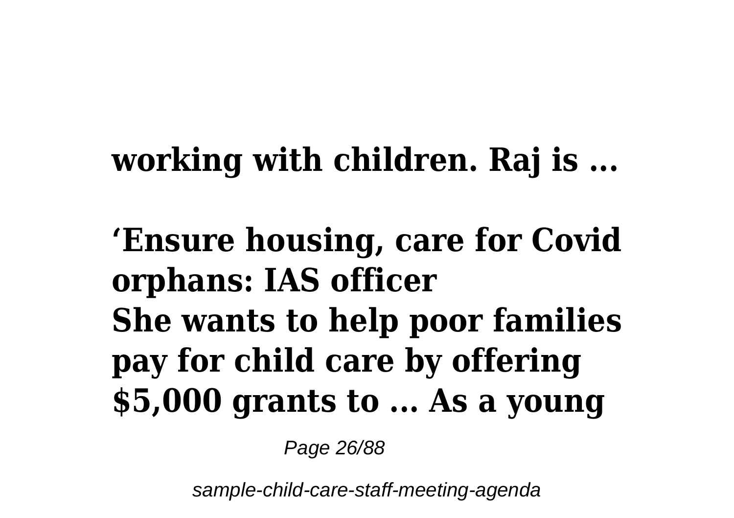**working with children. Raj is ...**

**'Ensure housing, care for Covid orphans: IAS officer**
**She wants to help poor families pay for child care by offering $5,000 grants to ... As a young**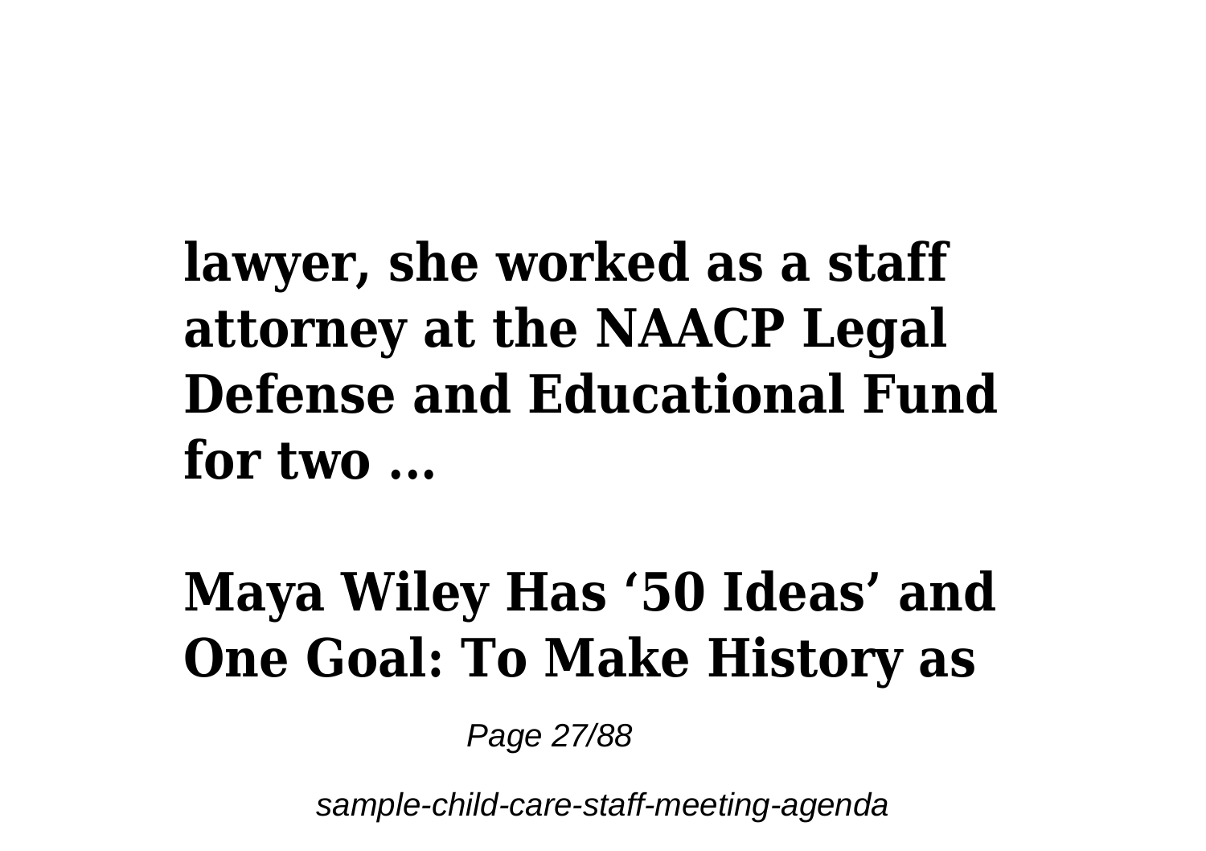**lawyer, she worked as a staff attorney at the NAACP Legal Defense and Educational Fund for two ...**

## Maya Wiley Has '50 Ideas' and One Goal: To Make History as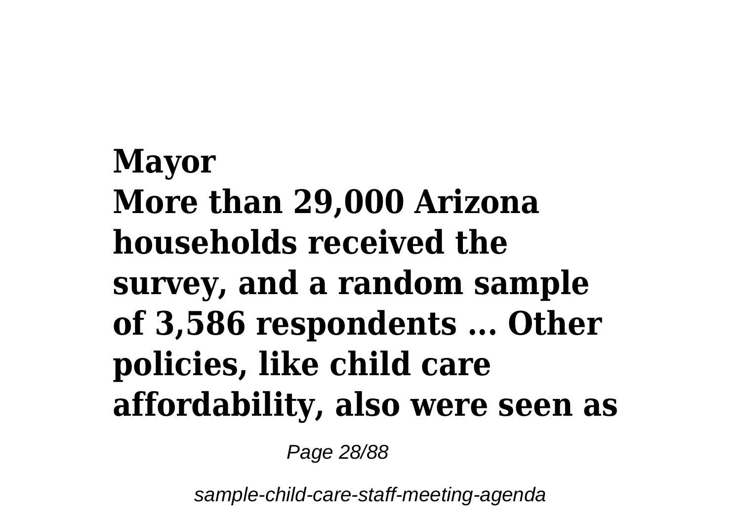**Mayor**
**More than 29,000 Arizona households received the survey, and a random sample of 3,586 respondents ... Other policies, like child care affordability, also were seen as**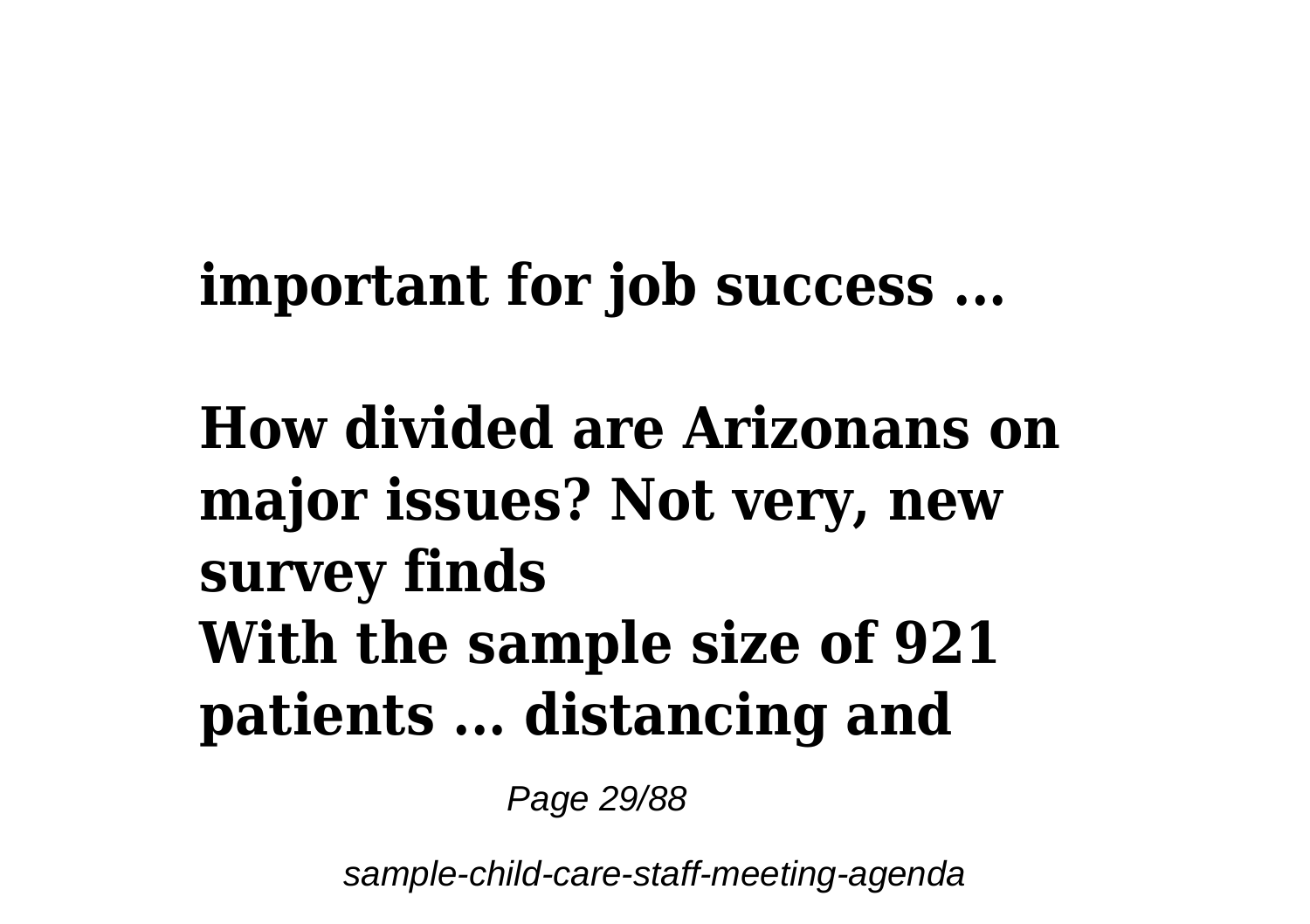**important for job success ...**

**How divided are Arizonans on major issues? Not very, new survey finds**
**With the sample size of 921 patients ... distancing and**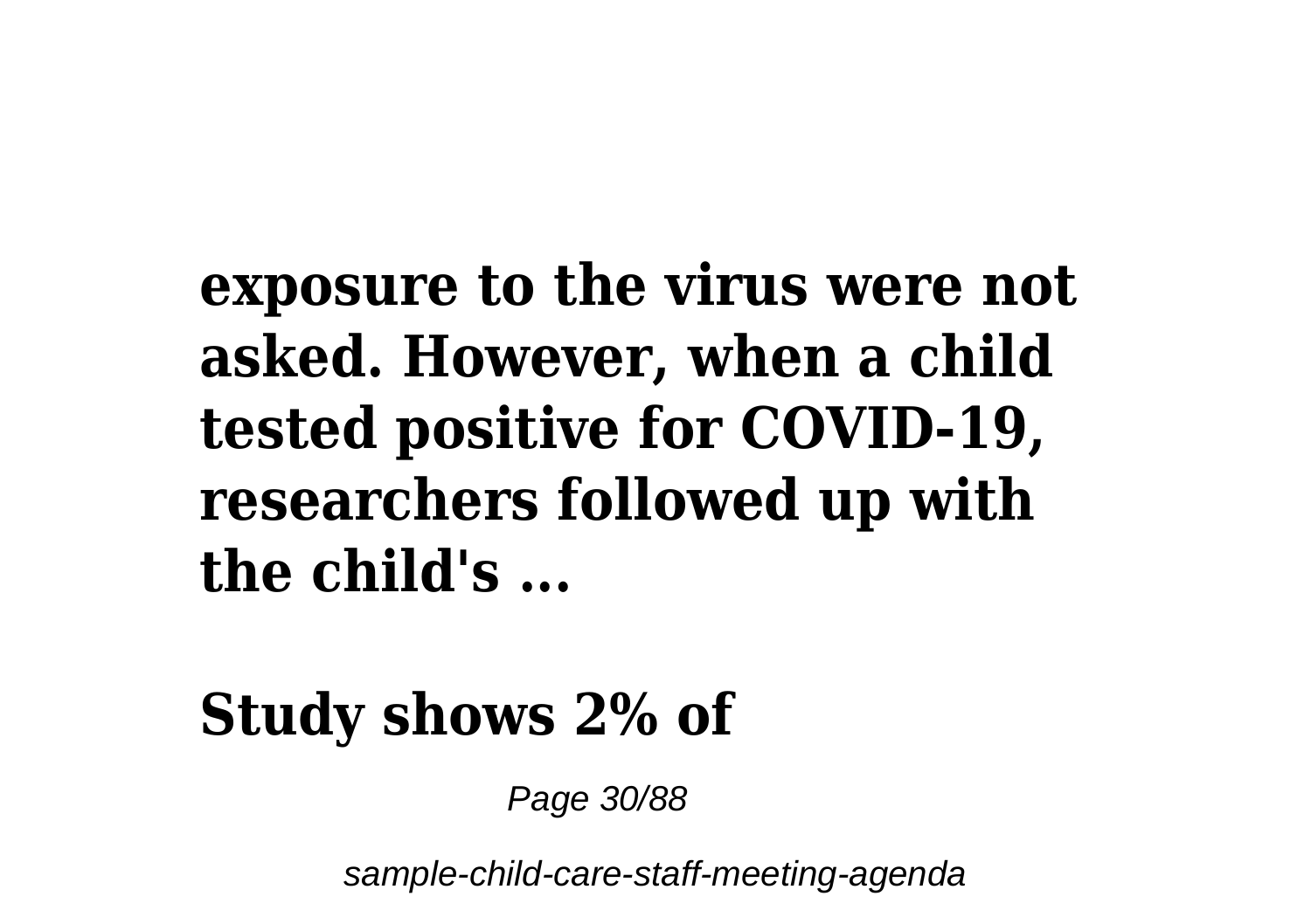**exposure to the virus were not asked. However, when a child tested positive for COVID-19, researchers followed up with the child's ...**

**Study shows 2% of**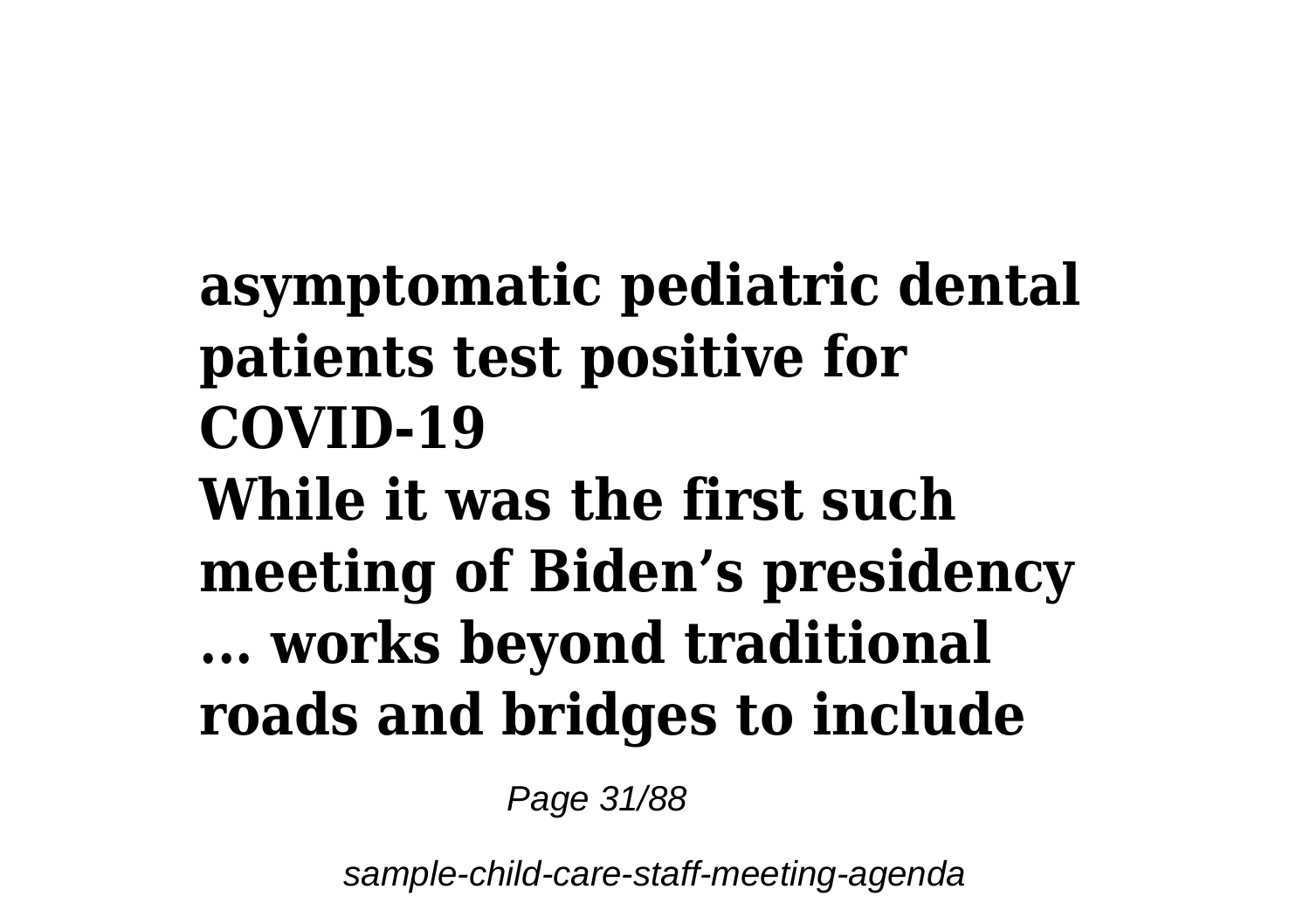**asymptomatic pediatric dental patients test positive for COVID-19**

**While it was the first such meeting of Biden's presidency ... works beyond traditional roads and bridges to include**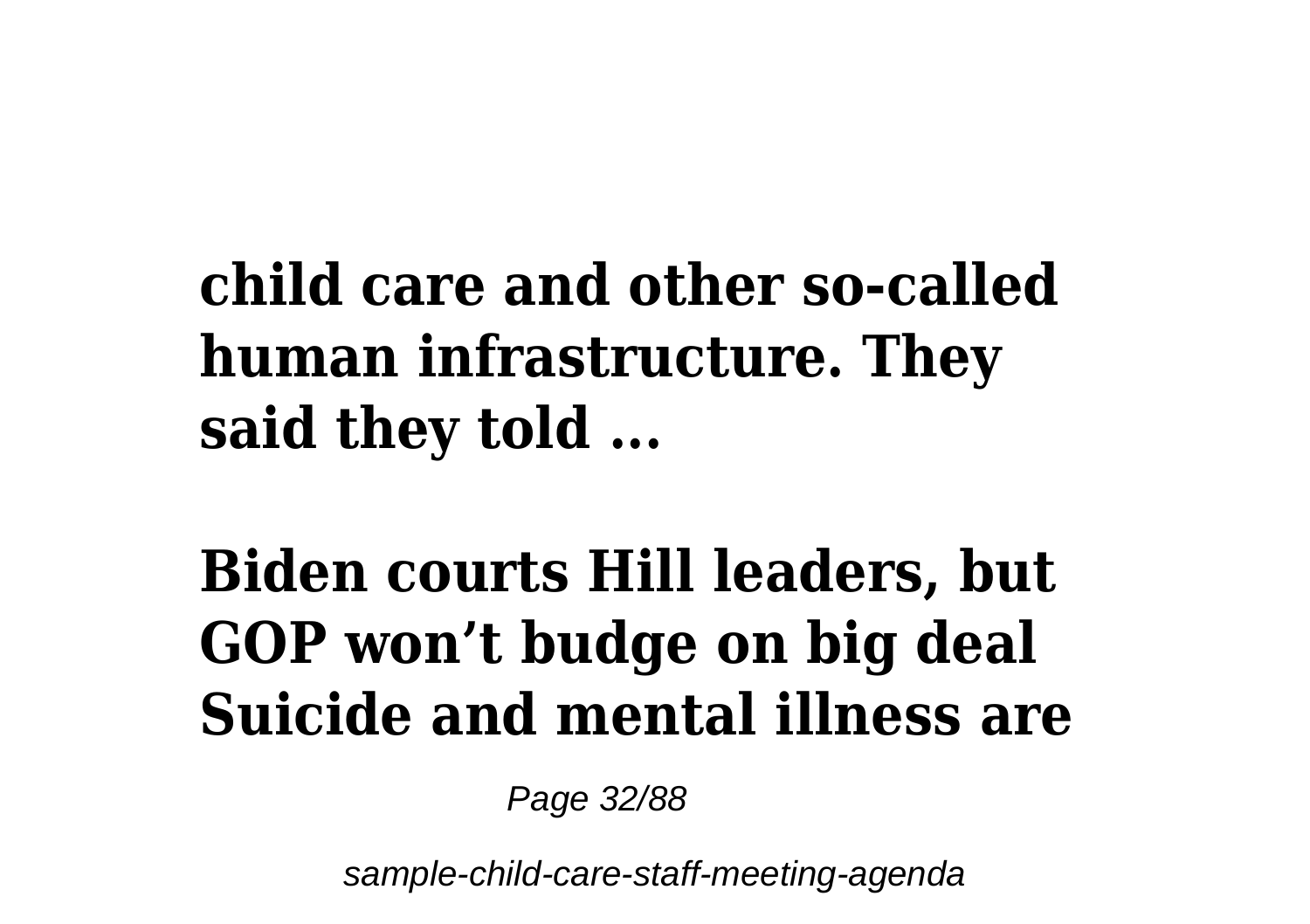**child care and other so-called human infrastructure. They said they told ...**

**Biden courts Hill leaders, but GOP won't budge on big deal Suicide and mental illness are**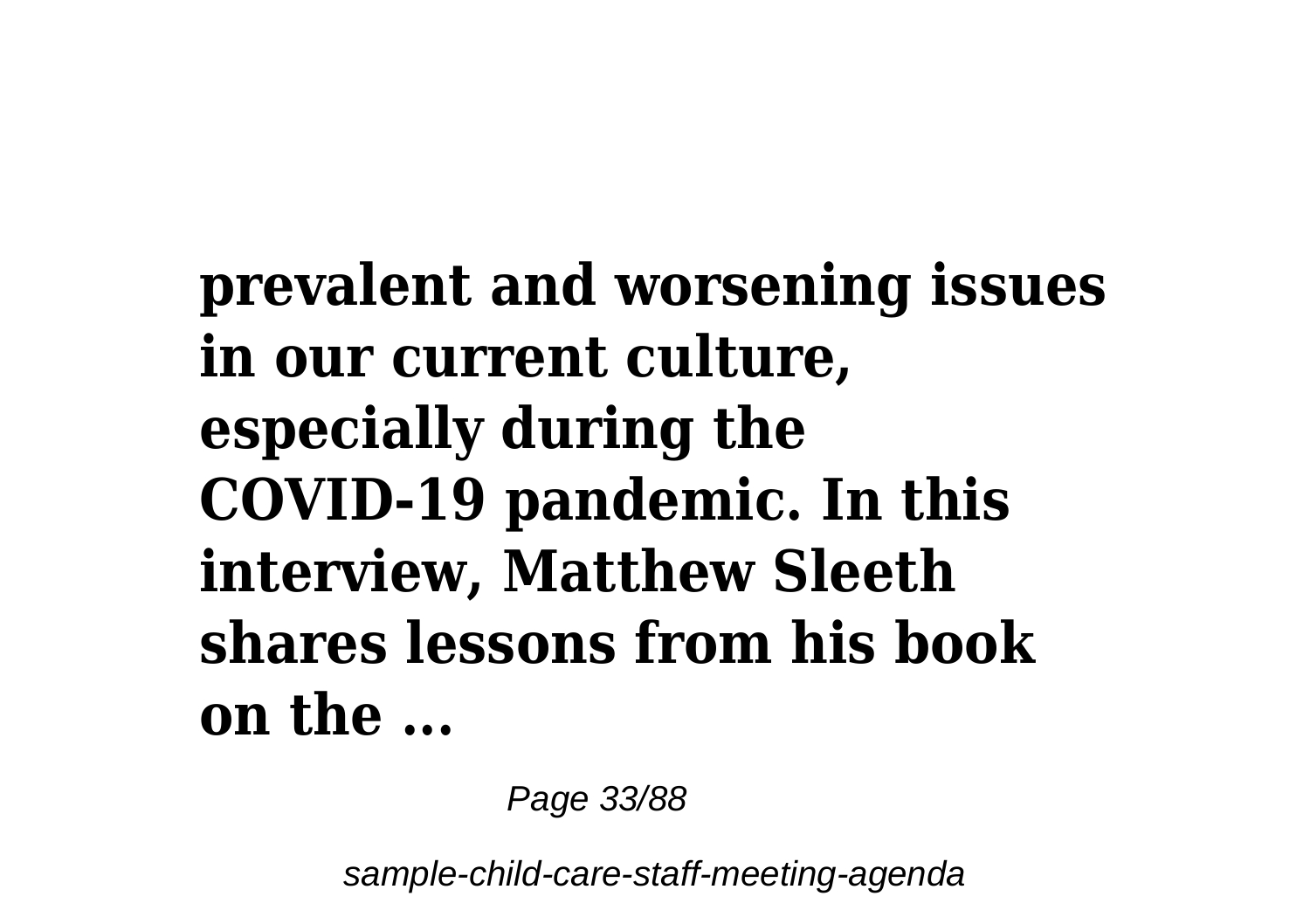**prevalent and worsening issues in our current culture, especially during the COVID-19 pandemic. In this interview, Matthew Sleeth shares lessons from his book on the ...**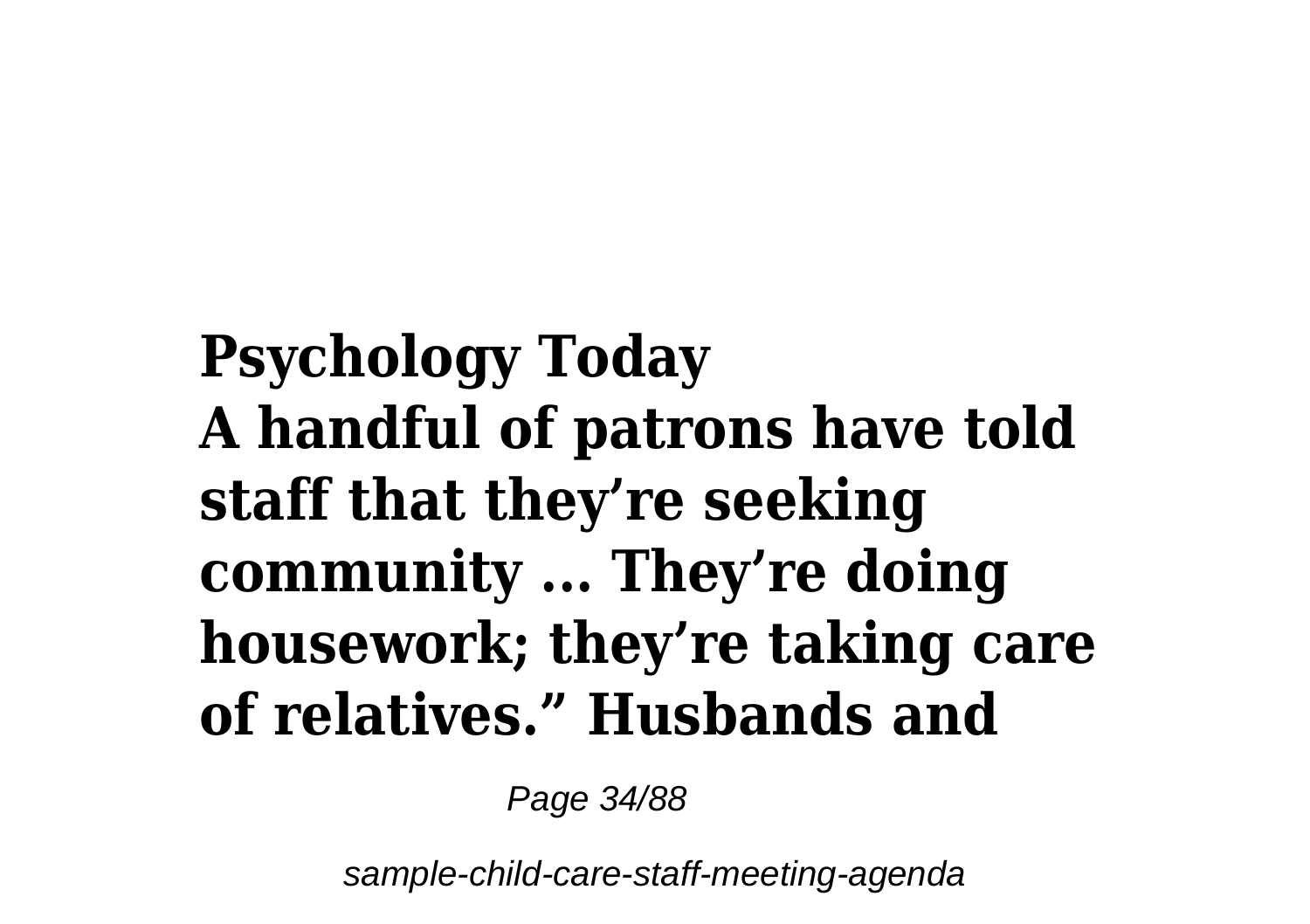**Psychology Today**

**A handful of patrons have told staff that they're seeking community ... They're doing housework; they're taking care of relatives." Husbands and**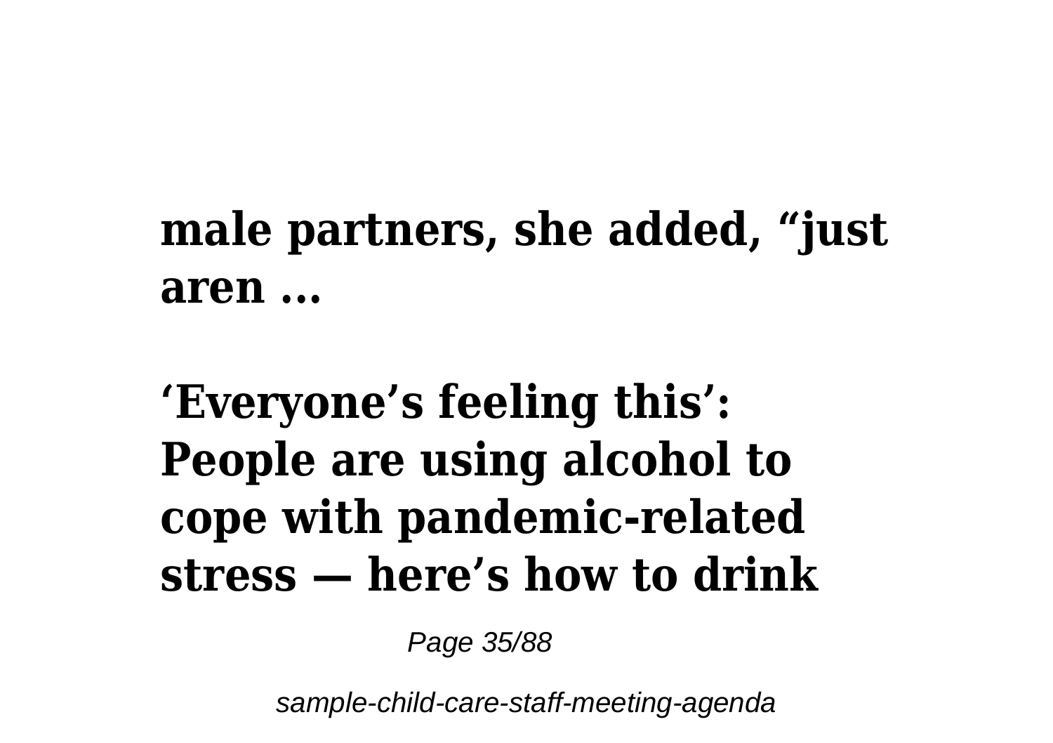**male partners, she added, “just aren ...**

**‘Everyone’s feeling this’: People are using alcohol to cope with pandemic-related stress — here’s how to drink**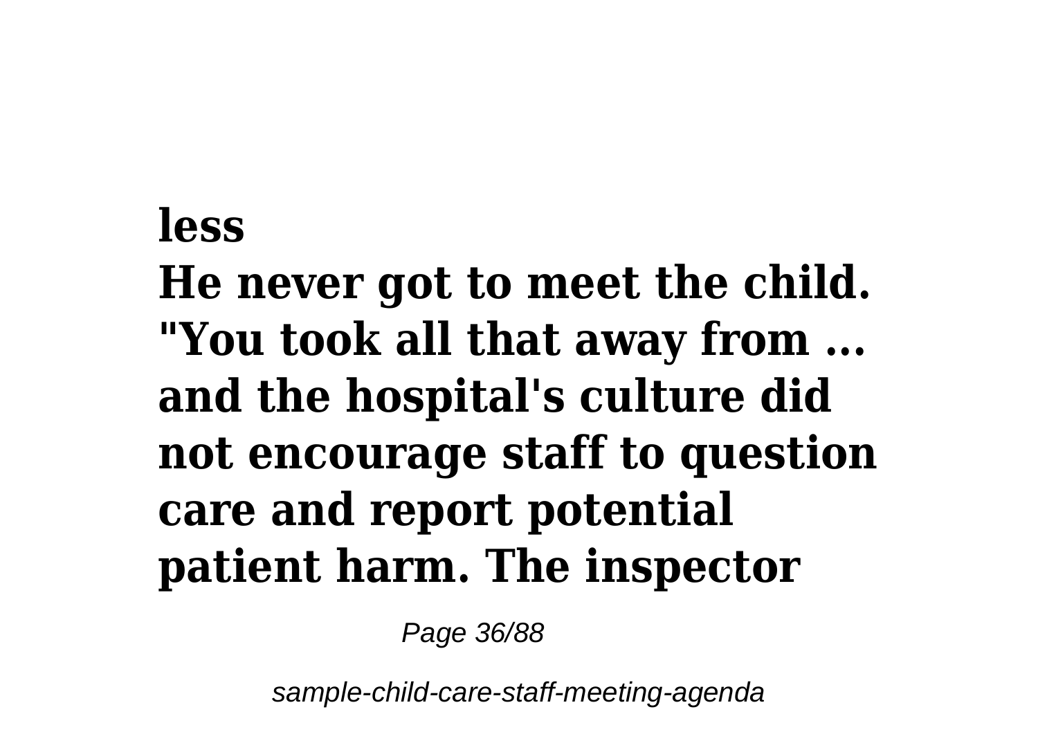**less**
**He never got to meet the child. "You took all that away from ... and the hospital's culture did not encourage staff to question care and report potential patient harm. The inspector**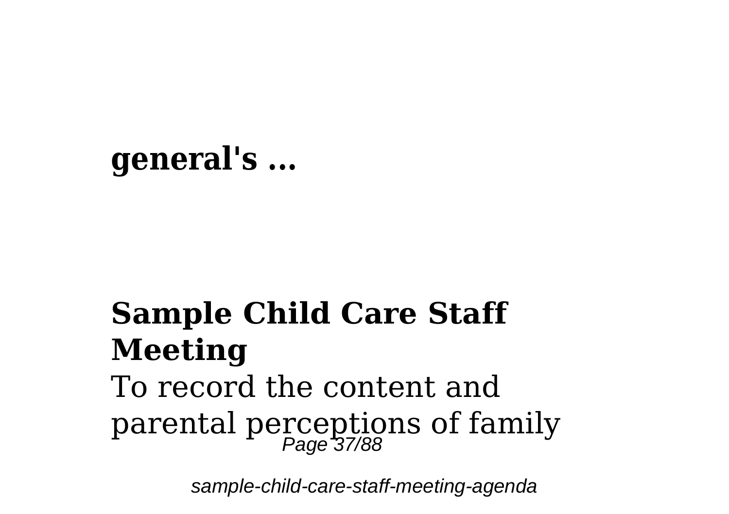**general's ...**

## Sample Child Care Staff Meeting

To record the content and parental perceptions of family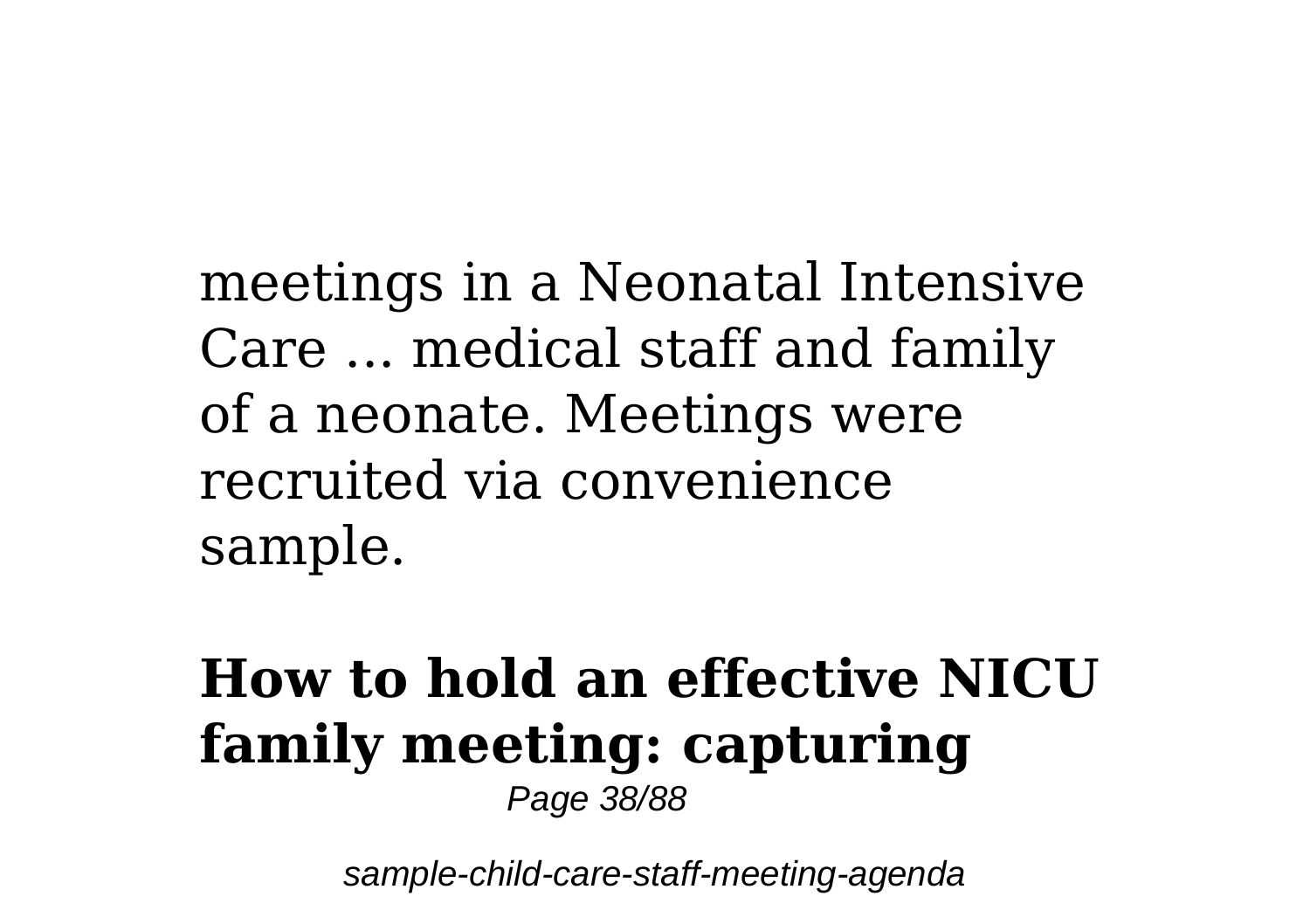meetings in a Neonatal Intensive Care ... medical staff and family of a neonate. Meetings were recruited via convenience sample.

**How to hold an effective NICU family meeting: capturing**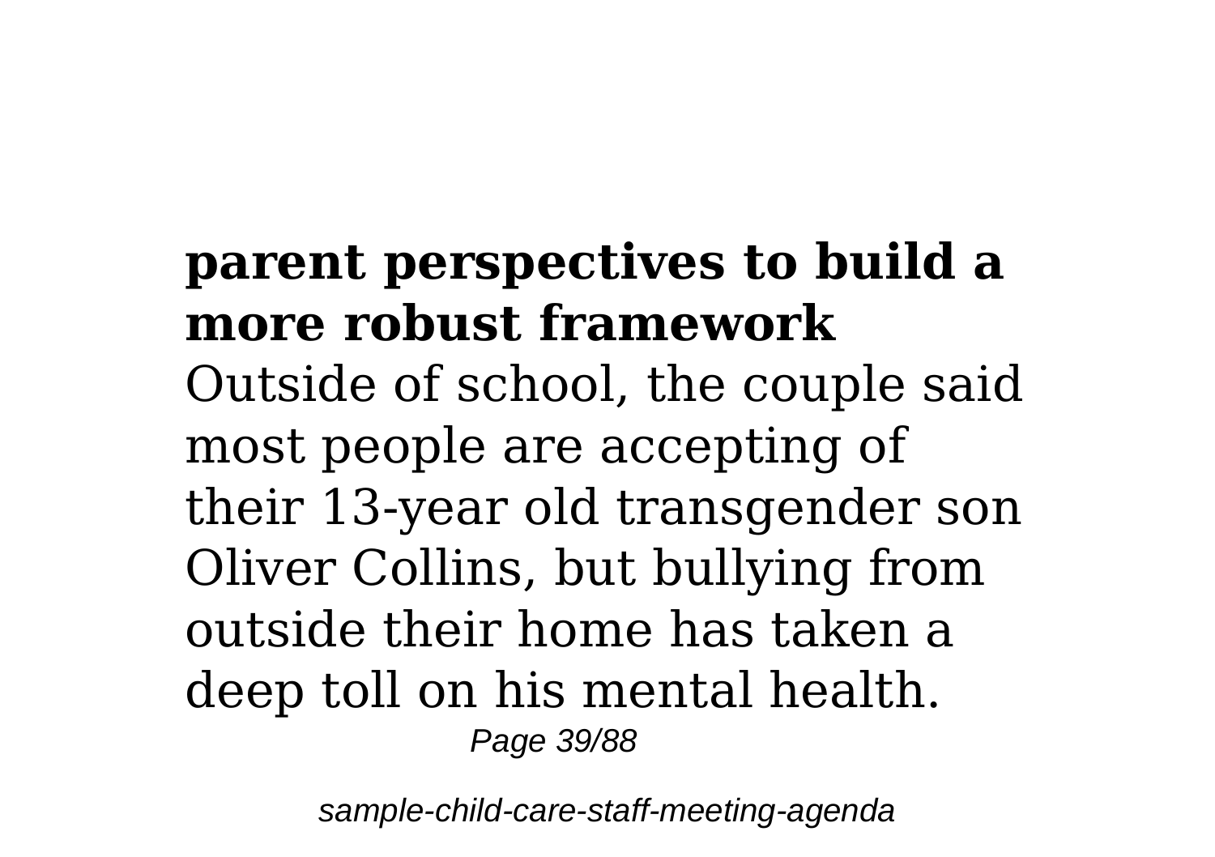**parent perspectives to build a more robust framework**

Outside of school, the couple said most people are accepting of their 13-year old transgender son Oliver Collins, but bullying from outside their home has taken a deep toll on his mental health.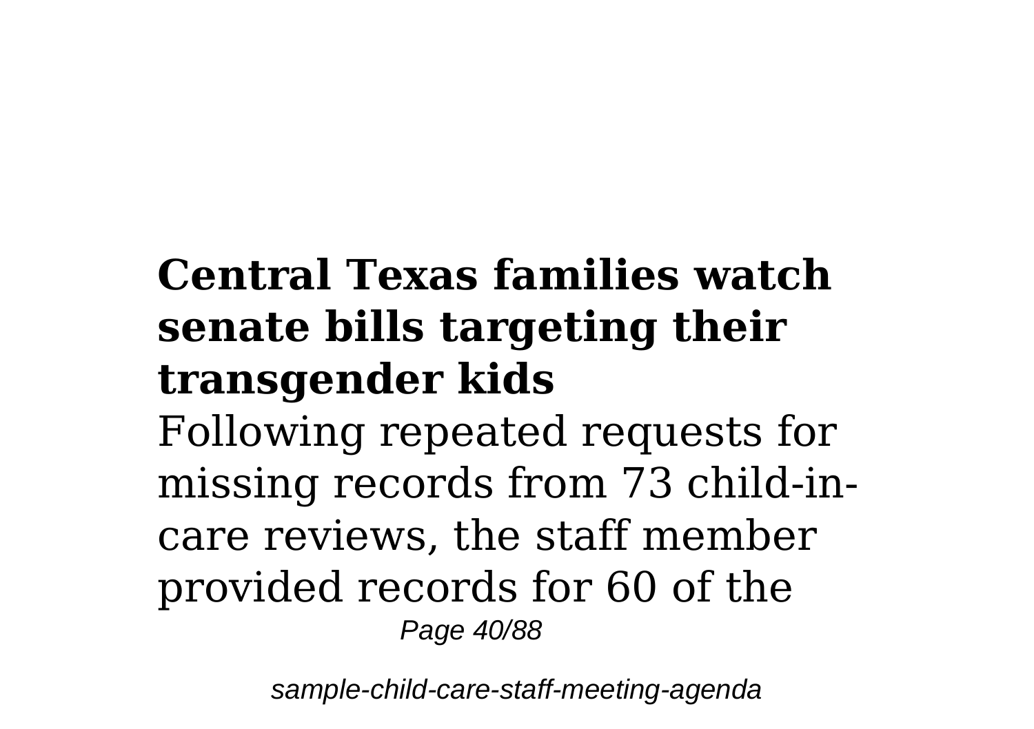**Central Texas families watch senate bills targeting their transgender kids**

Following repeated requests for missing records from 73 child-in-care reviews, the staff member provided records for 60 of the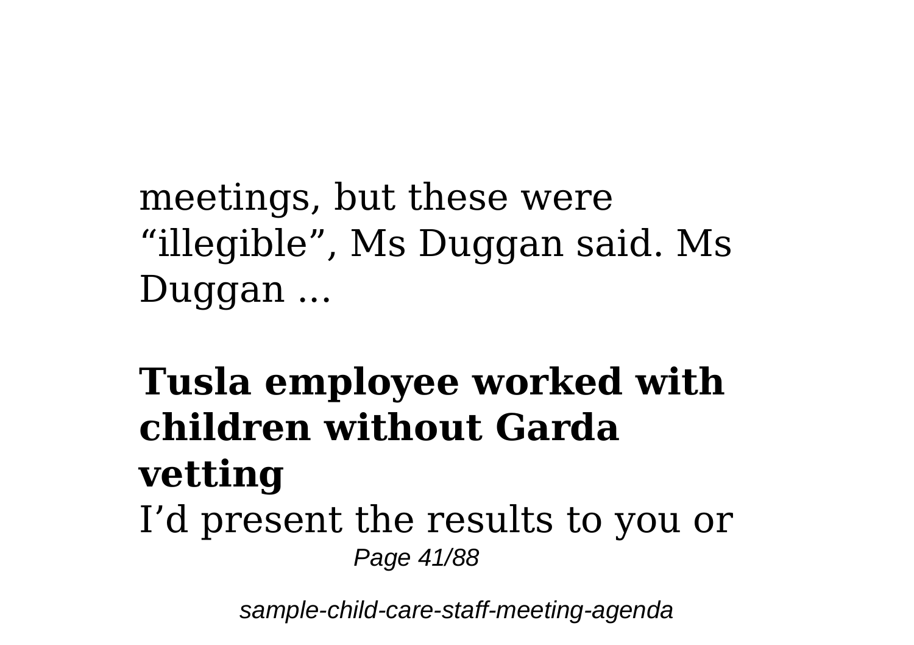meetings, but these were "illegible", Ms Duggan said. Ms Duggan ...

**Tusla employee worked with children without Garda vetting**

I'd present the results to you or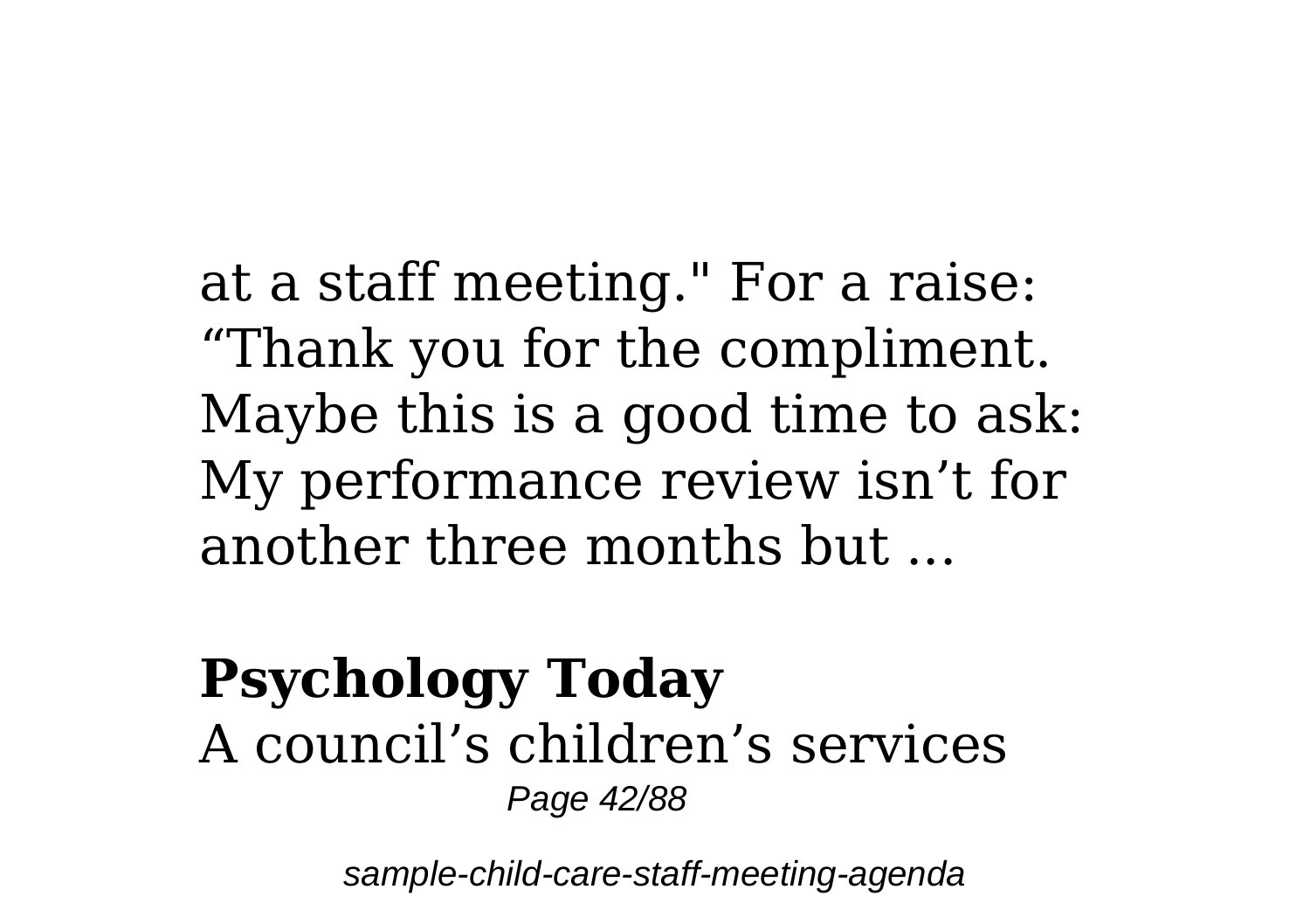at a staff meeting." For a raise: “Thank you for the compliment. Maybe this is a good time to ask: My performance review isn’t for another three months but ...

**Psychology Today**

A council’s children’s services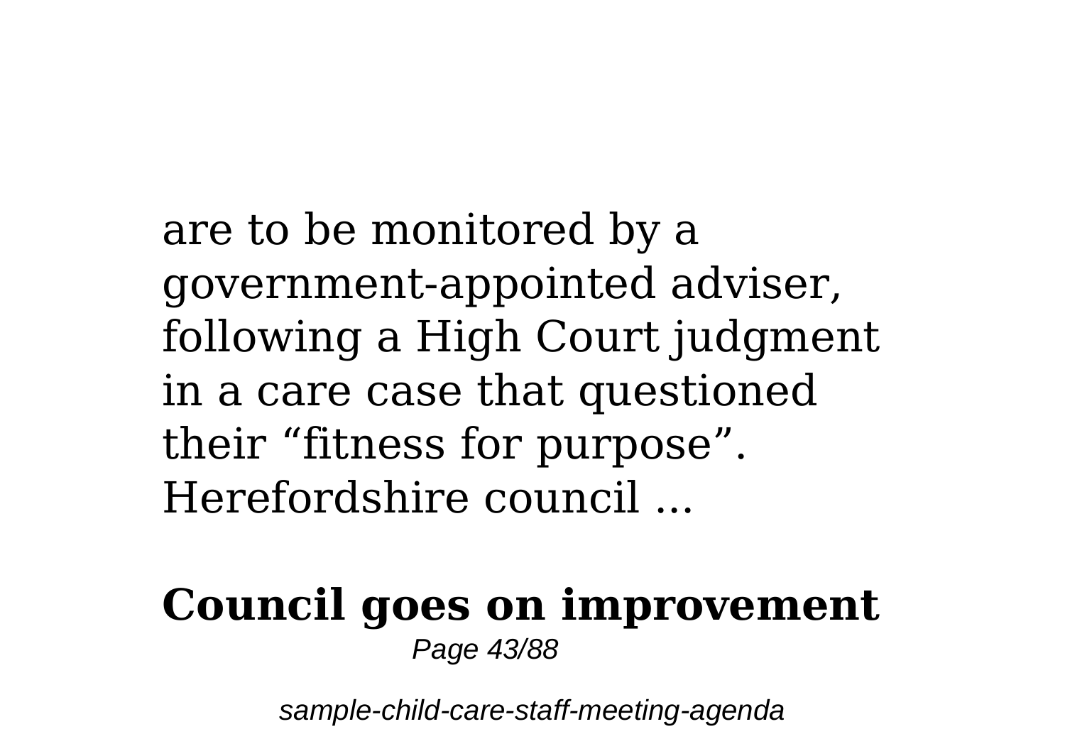are to be monitored by a government-appointed adviser, following a High Court judgment in a care case that questioned their “fitness for purpose”. Herefordshire council ...

**Council goes on improvement**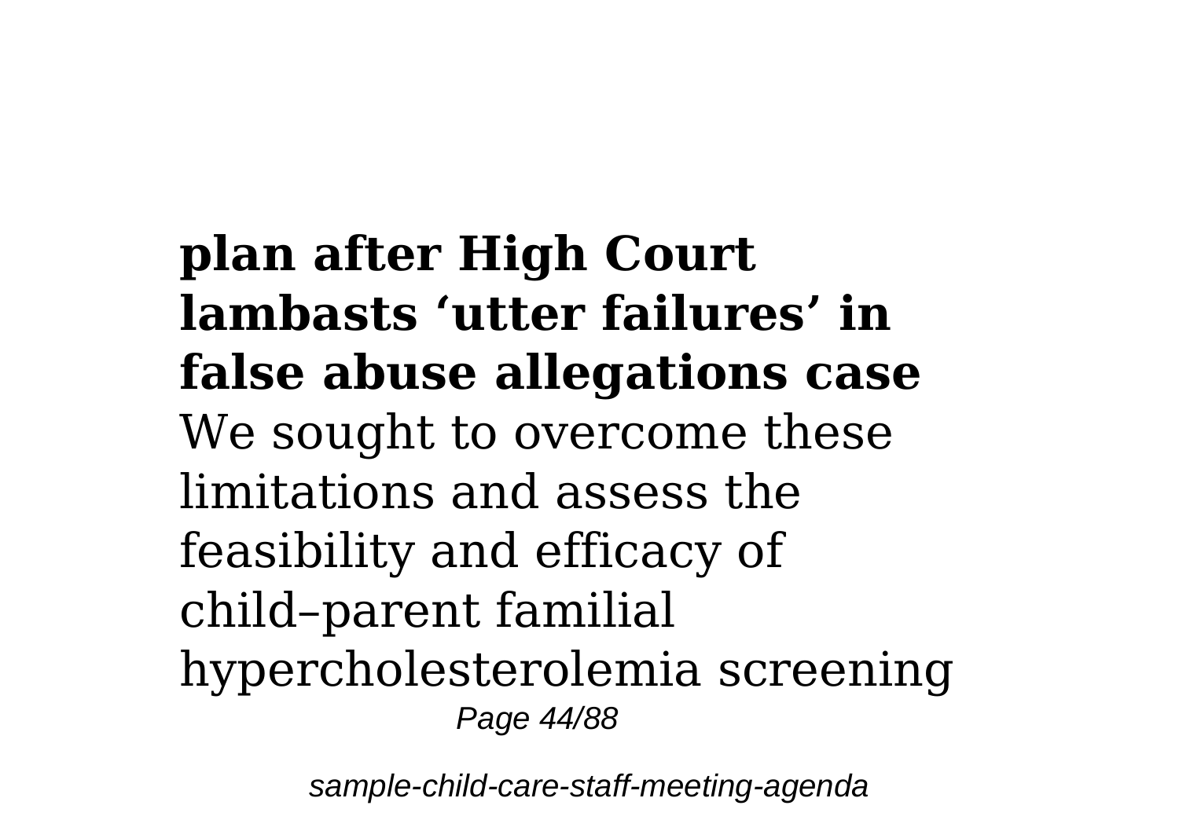**plan after High Court lambasts 'utter failures' in false abuse allegations case**

We sought to overcome these limitations and assess the feasibility and efficacy of child–parent familial hypercholesterolemia screening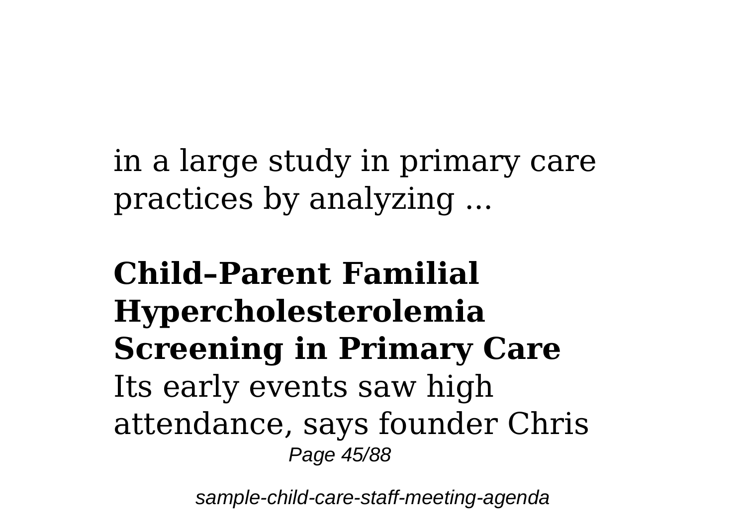in a large study in primary care practices by analyzing ...

### Child–Parent Familial Hypercholesterolemia Screening in Primary Care

Its early events saw high attendance, says founder Chris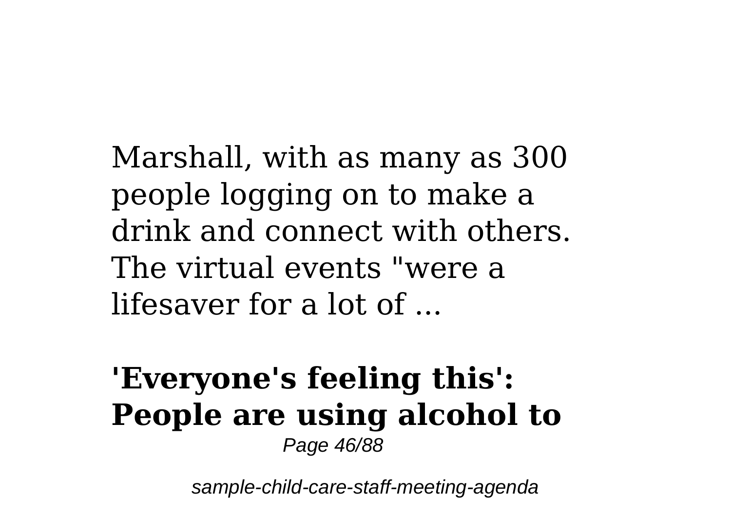Marshall, with as many as 300 people logging on to make a drink and connect with others. The virtual events "were a lifesaver for a lot of ...

## 'Everyone's feeling this': People are using alcohol to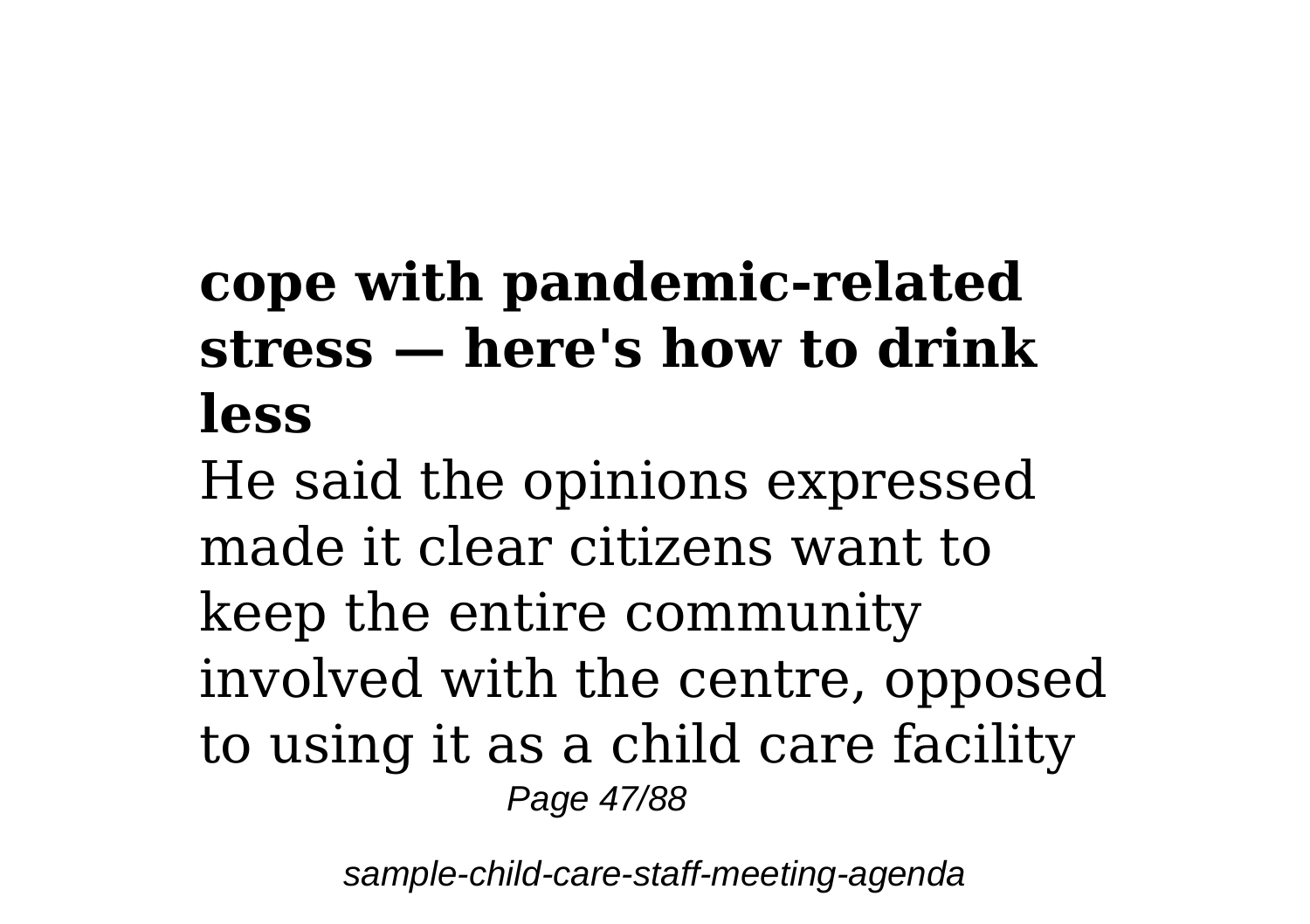**cope with pandemic-related stress — here's how to drink less**

He said the opinions expressed made it clear citizens want to keep the entire community involved with the centre, opposed to using it as a child care facility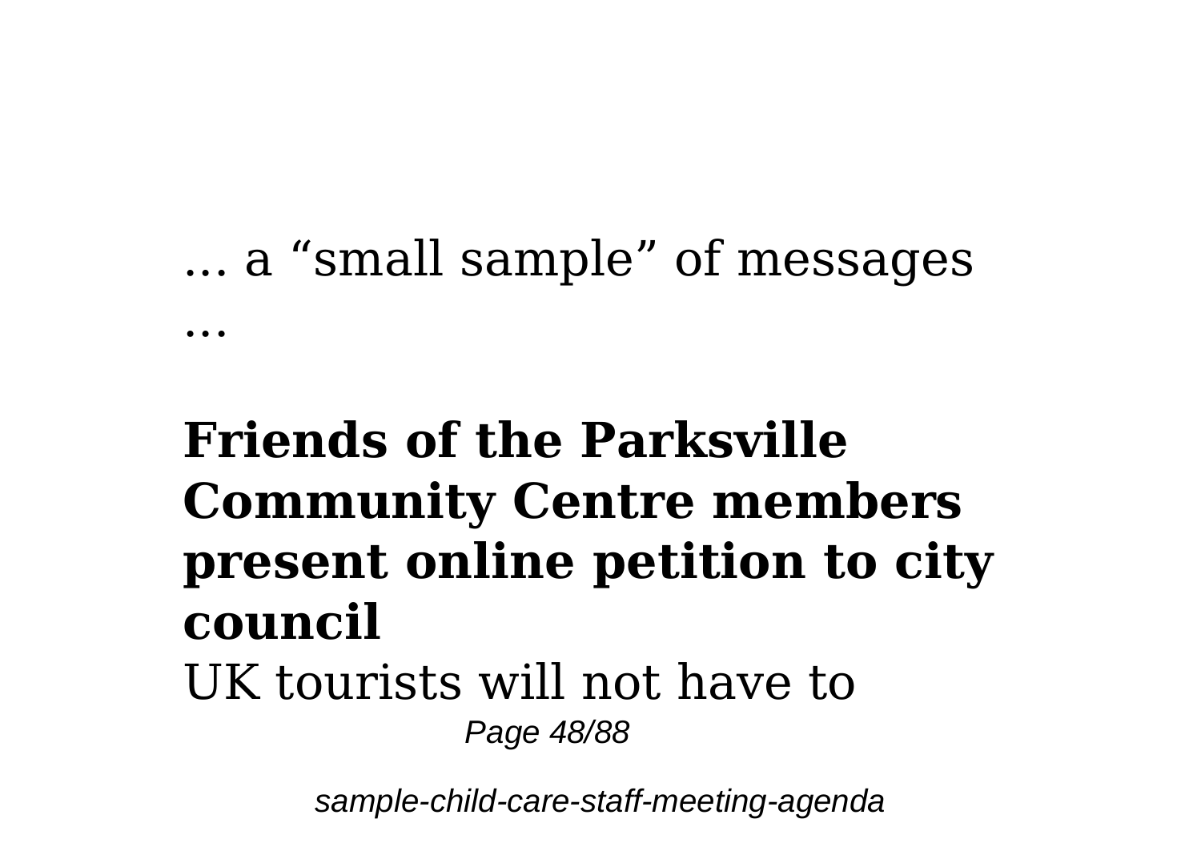… a “small sample” of messages …

**Friends of the Parksville Community Centre members present online petition to city council**

UK tourists will not have to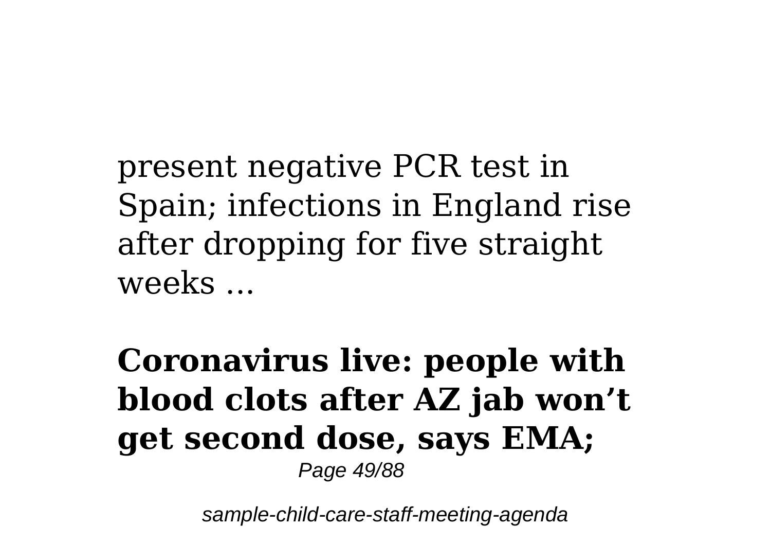present negative PCR test in Spain; infections in England rise after dropping for five straight weeks ...

## Coronavirus live: people with blood clots after AZ jab won't get second dose, says EMA;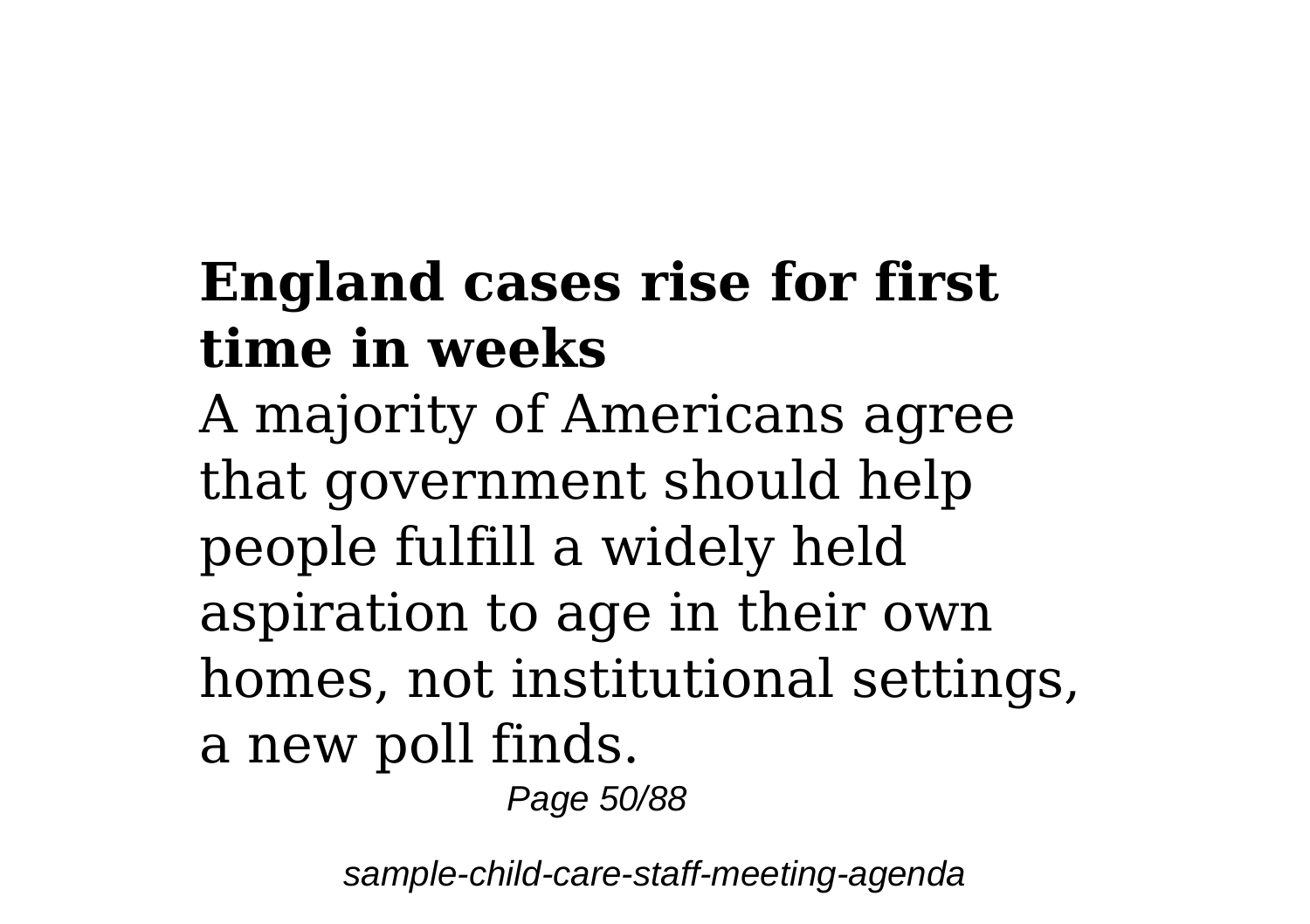## England cases rise for first time in weeks

A majority of Americans agree that government should help people fulfill a widely held aspiration to age in their own homes, not institutional settings, a new poll finds.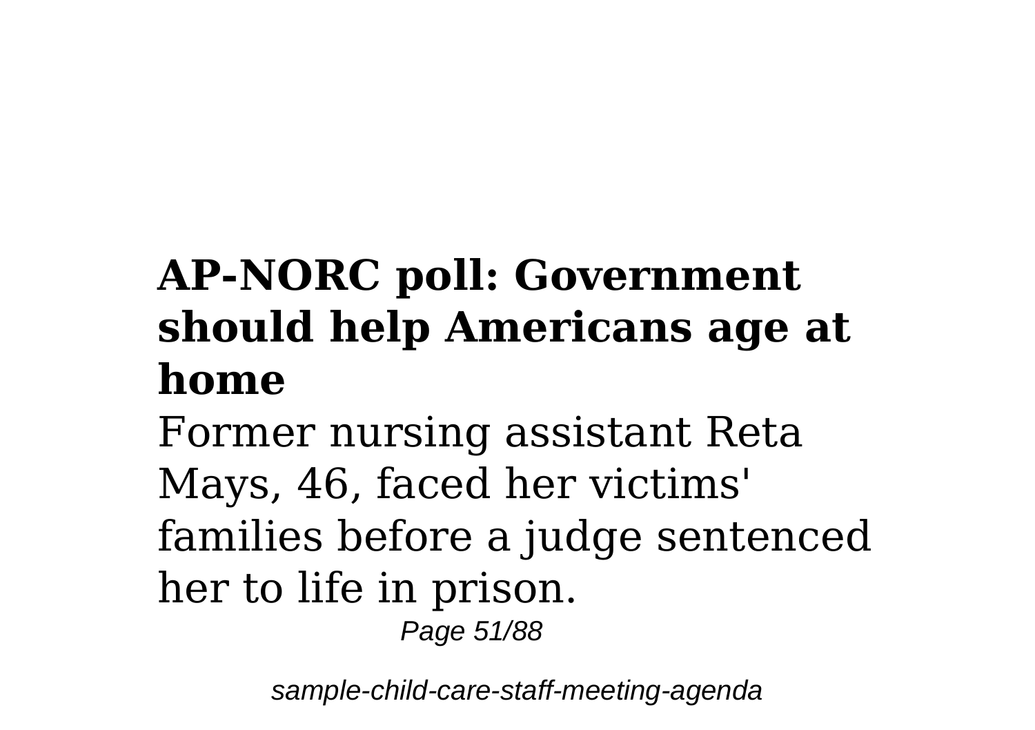## AP-NORC poll: Government should help Americans age at home

Former nursing assistant Reta Mays, 46, faced her victims' families before a judge sentenced her to life in prison.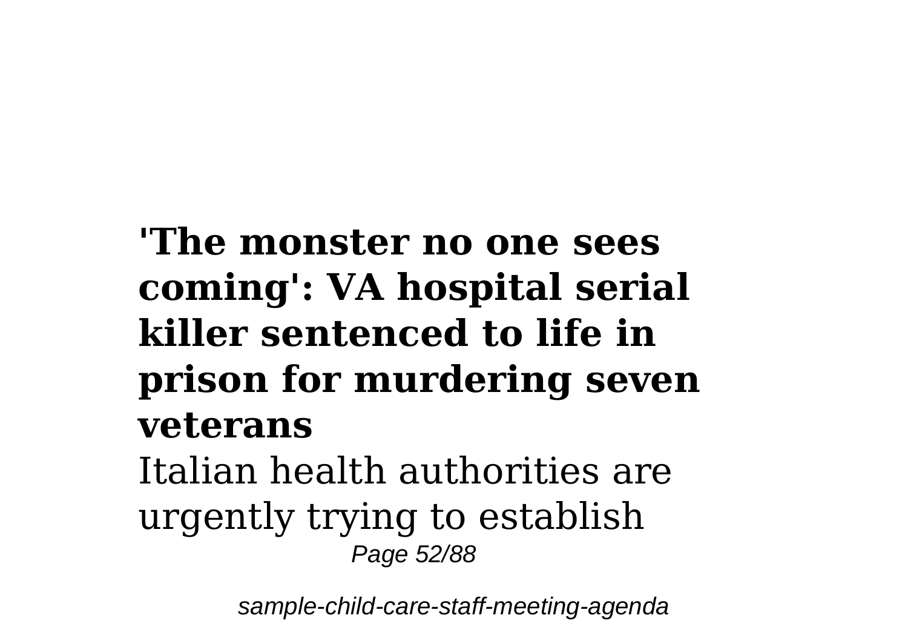**'The monster no one sees coming': VA hospital serial killer sentenced to life in prison for murdering seven veterans**

Italian health authorities are urgently trying to establish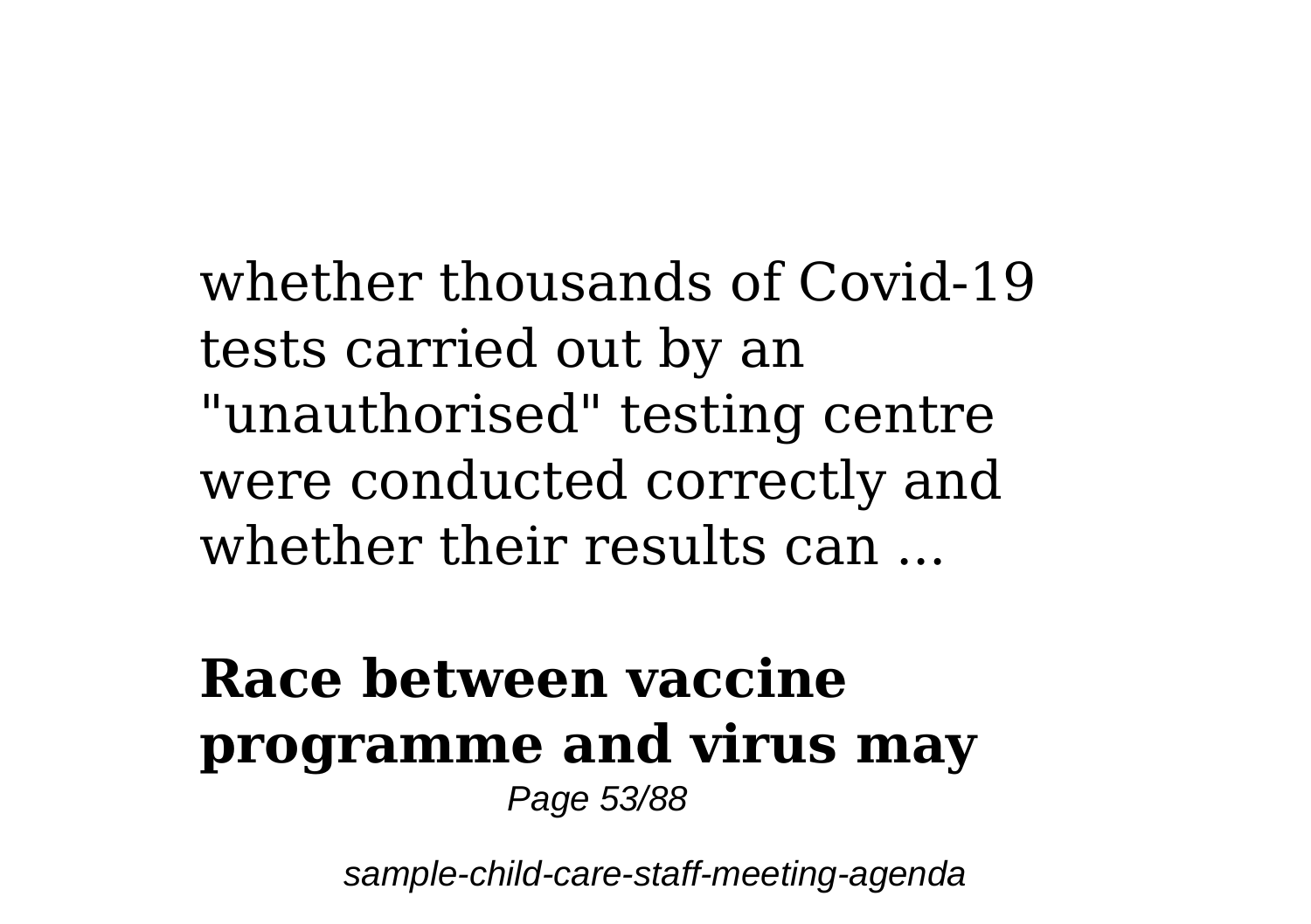whether thousands of Covid-19 tests carried out by an "unauthorised" testing centre were conducted correctly and whether their results can ...

## Race between vaccine programme and virus may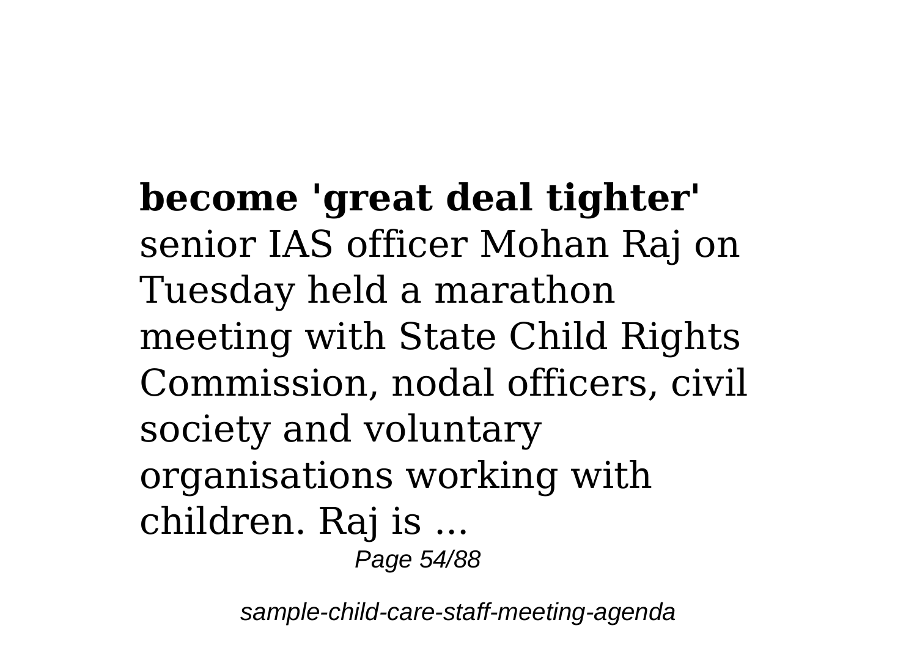**become 'great deal tighter'** senior IAS officer Mohan Raj on Tuesday held a marathon meeting with State Child Rights Commission, nodal officers, civil society and voluntary organisations working with children. Raj is ...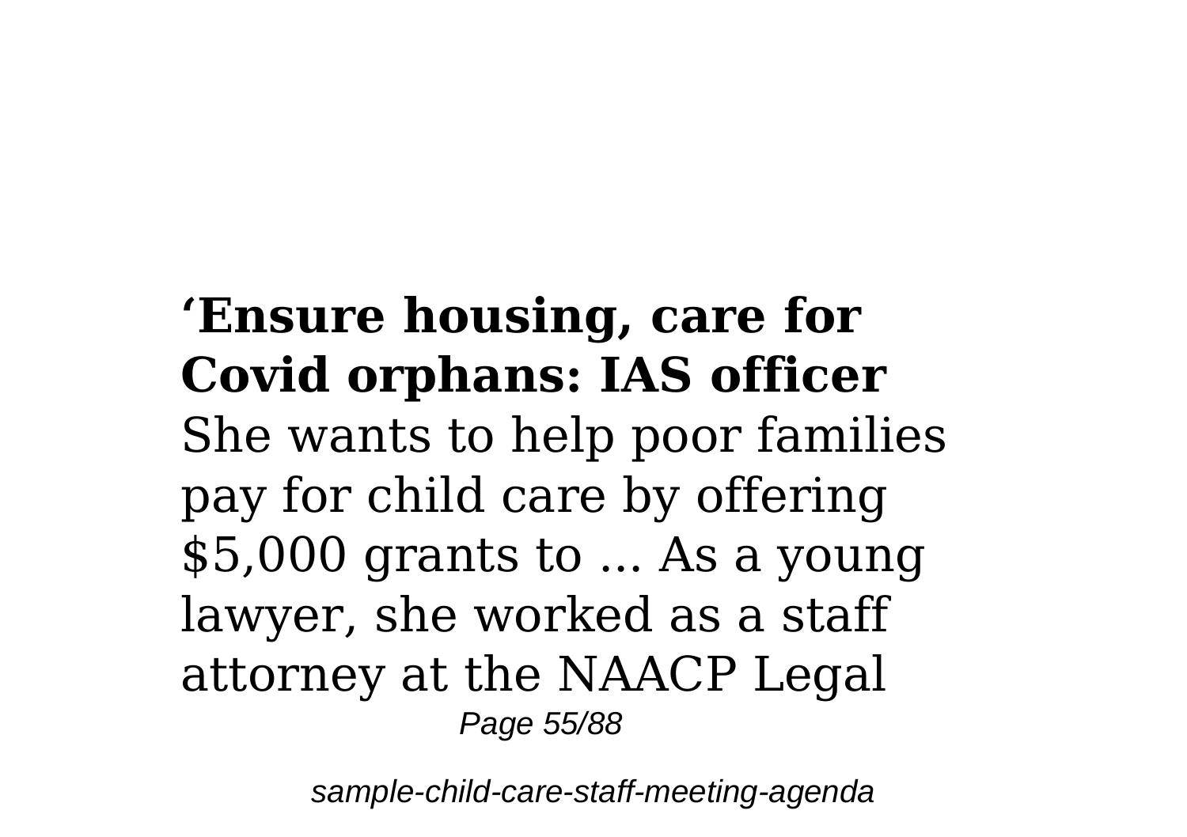**‘Ensure housing, care for Covid orphans: IAS officer**
She wants to help poor families pay for child care by offering $5,000 grants to ... As a young lawyer, she worked as a staff attorney at the NAACP Legal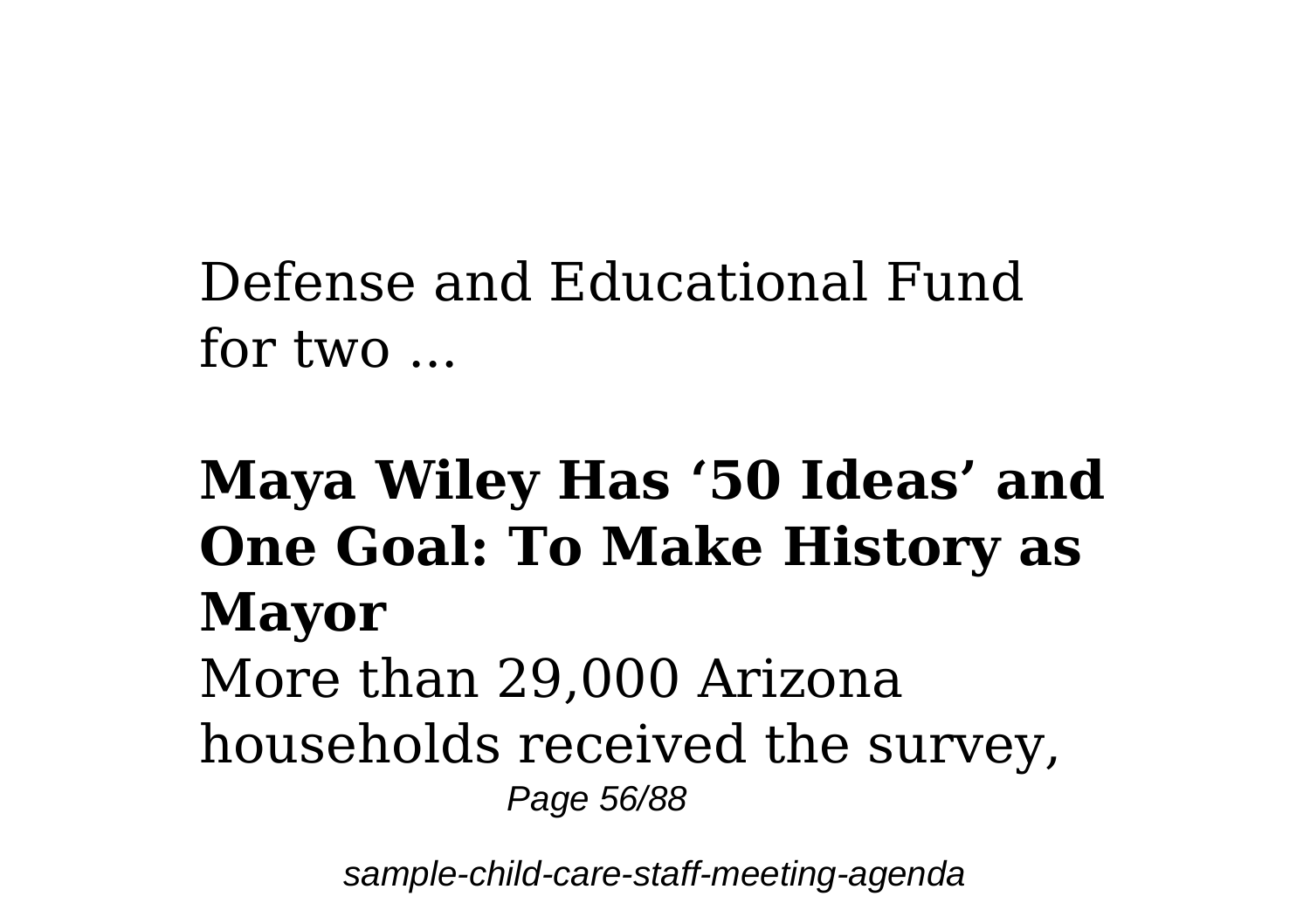Defense and Educational Fund for two ...

**Maya Wiley Has '50 Ideas' and One Goal: To Make History as Mayor**

More than 29,000 Arizona households received the survey,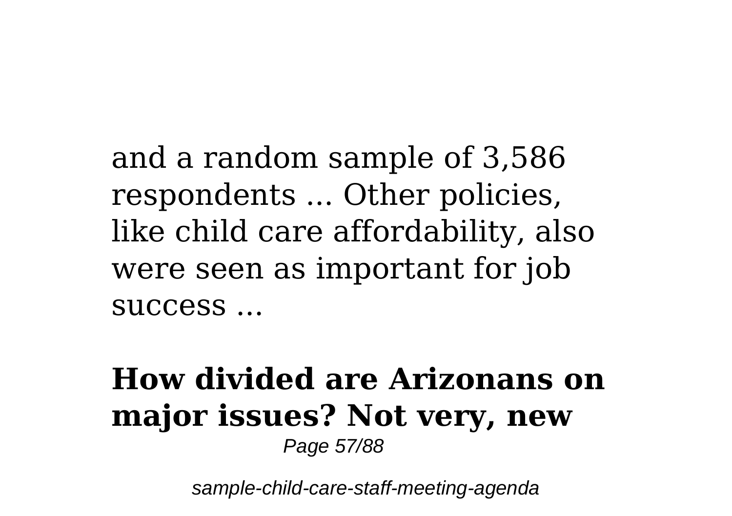and a random sample of 3,586 respondents ... Other policies, like child care affordability, also were seen as important for job success ...

**How divided are Arizonans on major issues? Not very, new**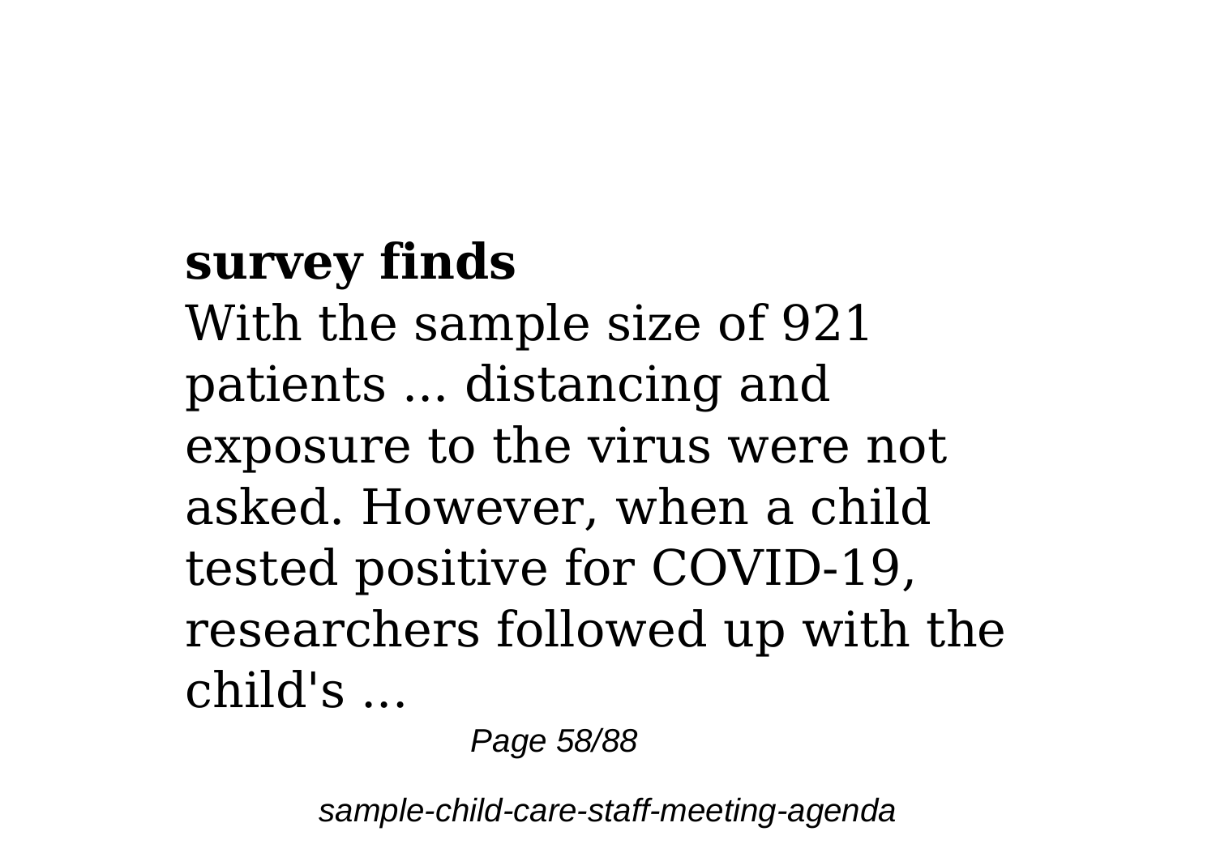**survey finds**

With the sample size of 921 patients ... distancing and exposure to the virus were not asked. However, when a child tested positive for COVID-19, researchers followed up with the child's ...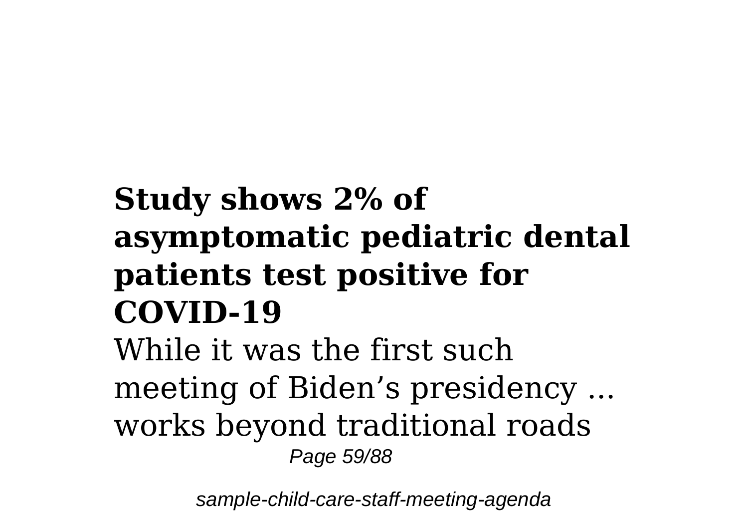**Study shows 2% of asymptomatic pediatric dental patients test positive for COVID-19**

While it was the first such meeting of Biden's presidency ... works beyond traditional roads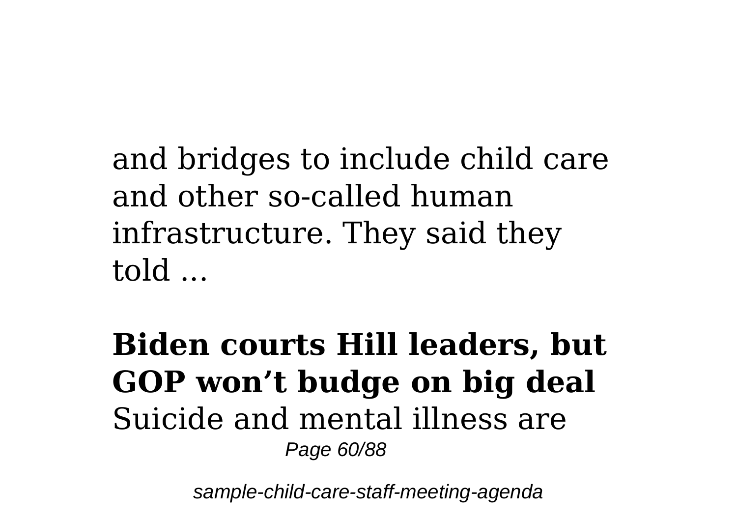and bridges to include child care and other so-called human infrastructure. They said they told ...

**Biden courts Hill leaders, but GOP won't budge on big deal**

Suicide and mental illness are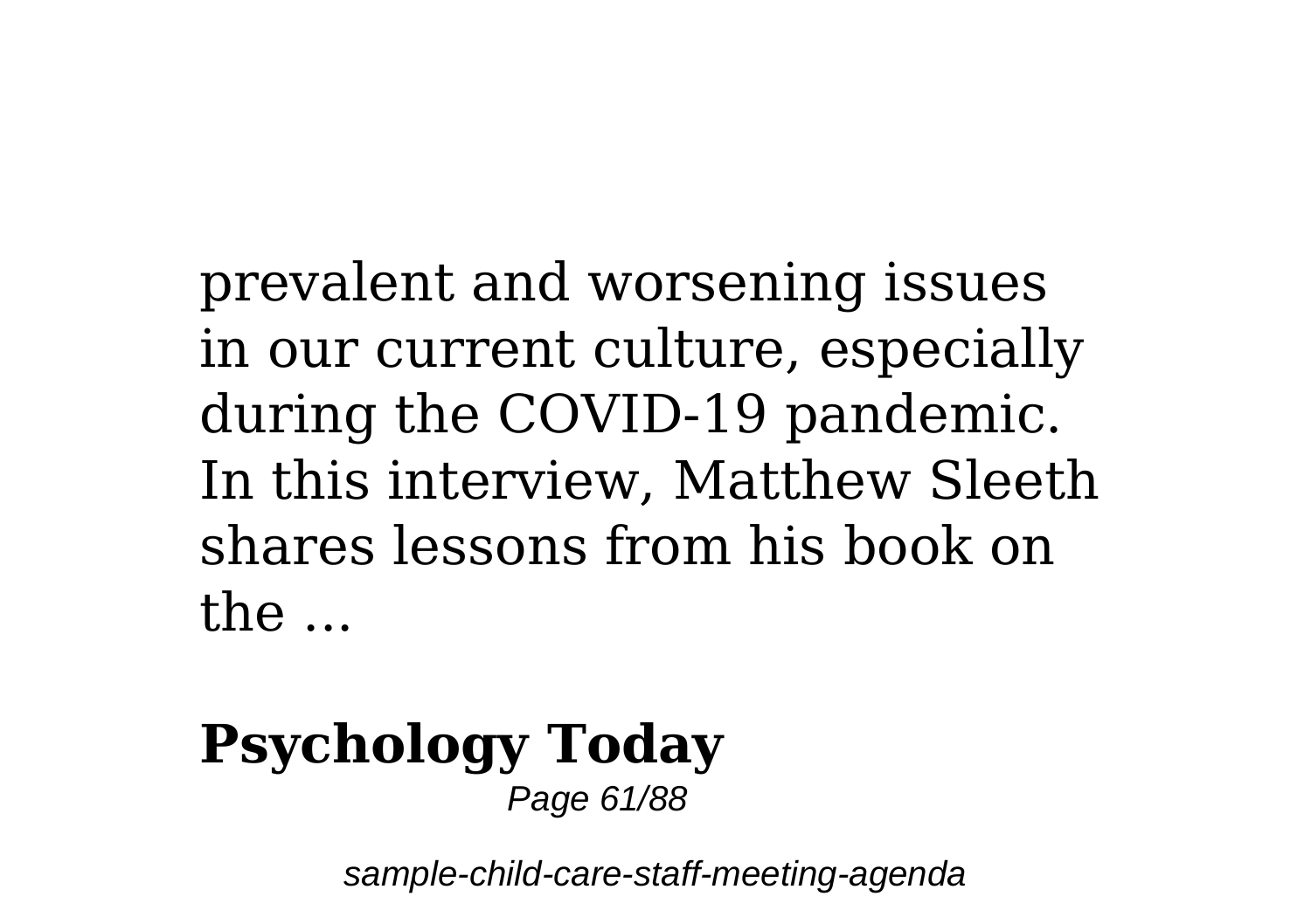prevalent and worsening issues in our current culture, especially during the COVID-19 pandemic. In this interview, Matthew Sleeth shares lessons from his book on the ...

## Psychology Today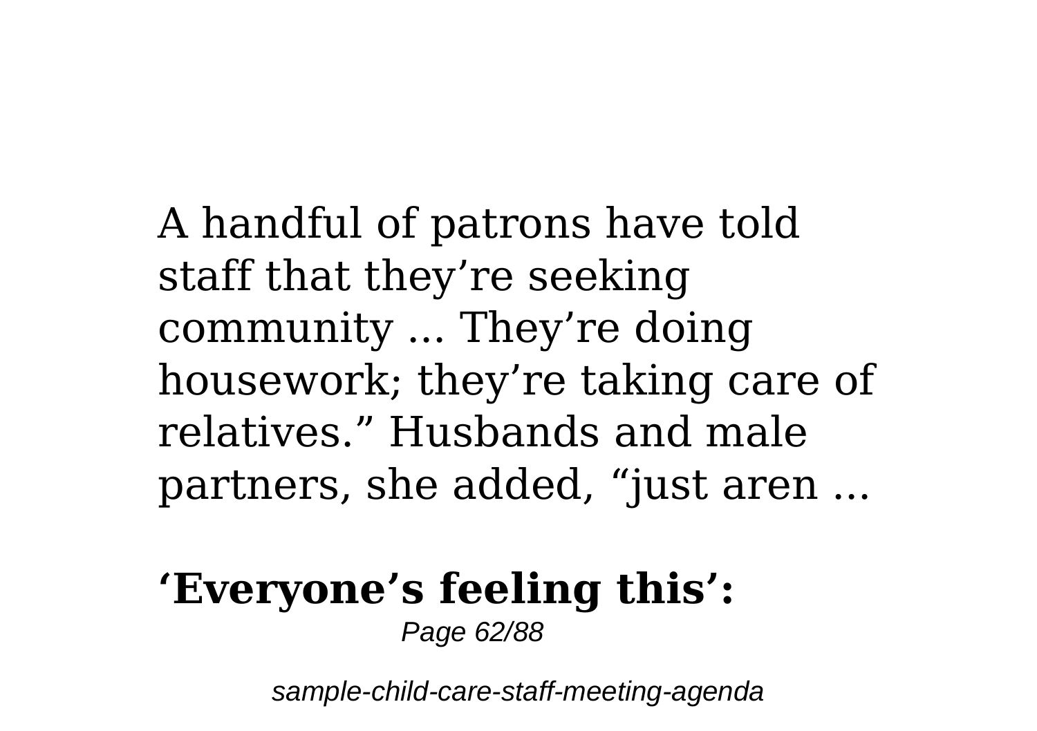A handful of patrons have told staff that they’re seeking community ... They’re doing housework; they’re taking care of relatives.” Husbands and male partners, she added, “just aren ...

**‘Everyone’s feeling this’:**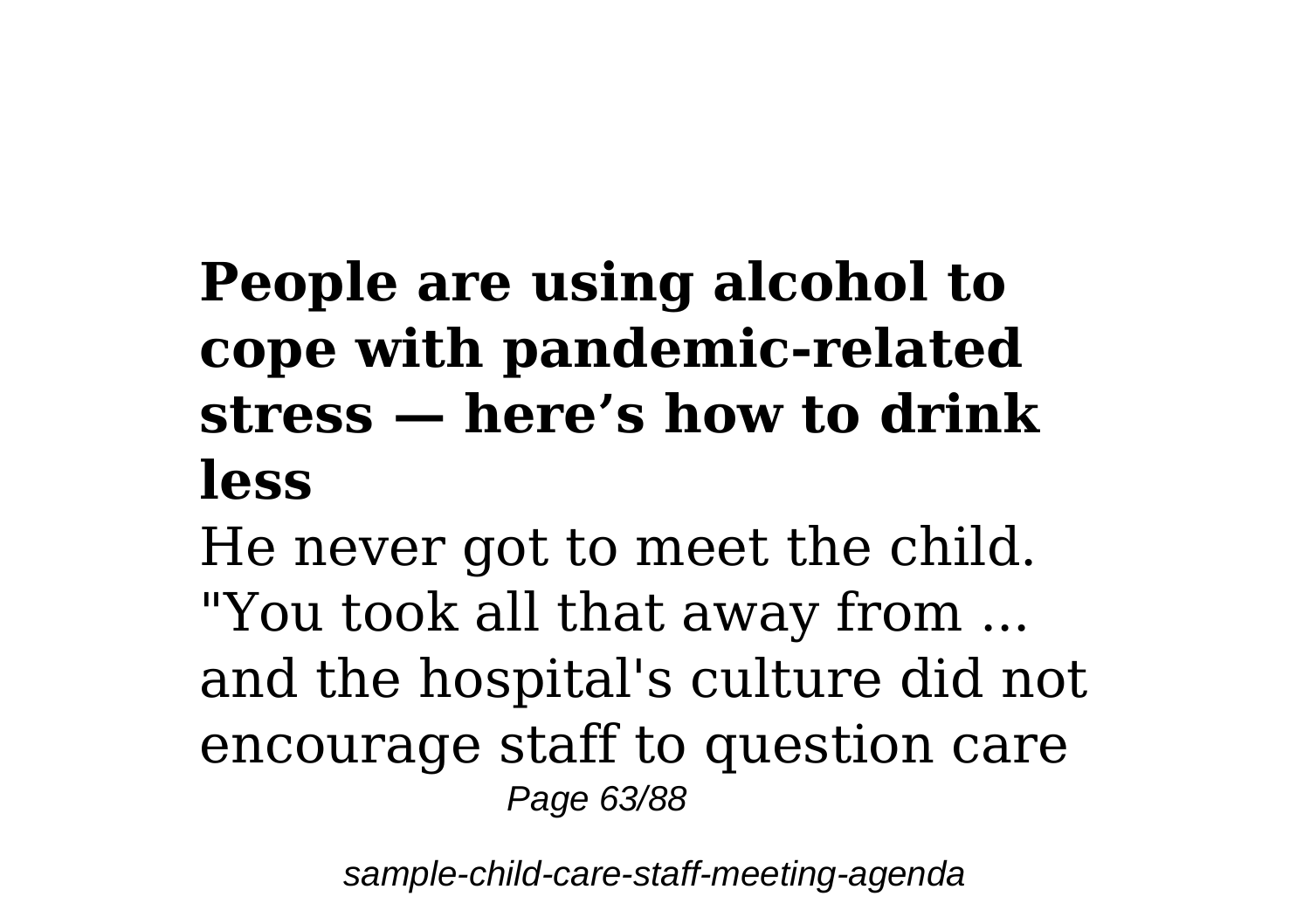## People are using alcohol to cope with pandemic-related stress — here's how to drink less

He never got to meet the child. "You took all that away from ... and the hospital's culture did not encourage staff to question care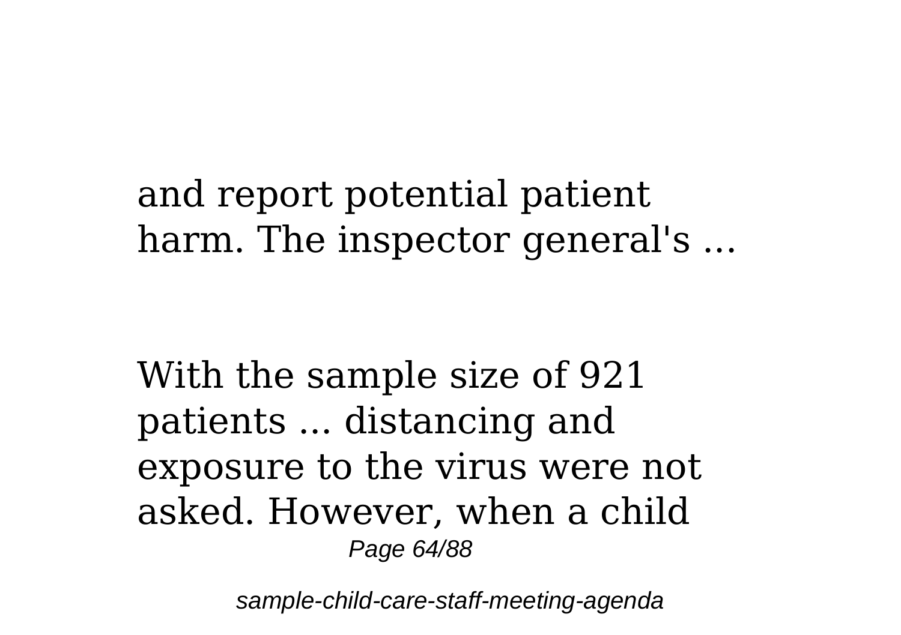and report potential patient harm. The inspector general's ...

With the sample size of 921 patients ... distancing and exposure to the virus were not asked. However, when a child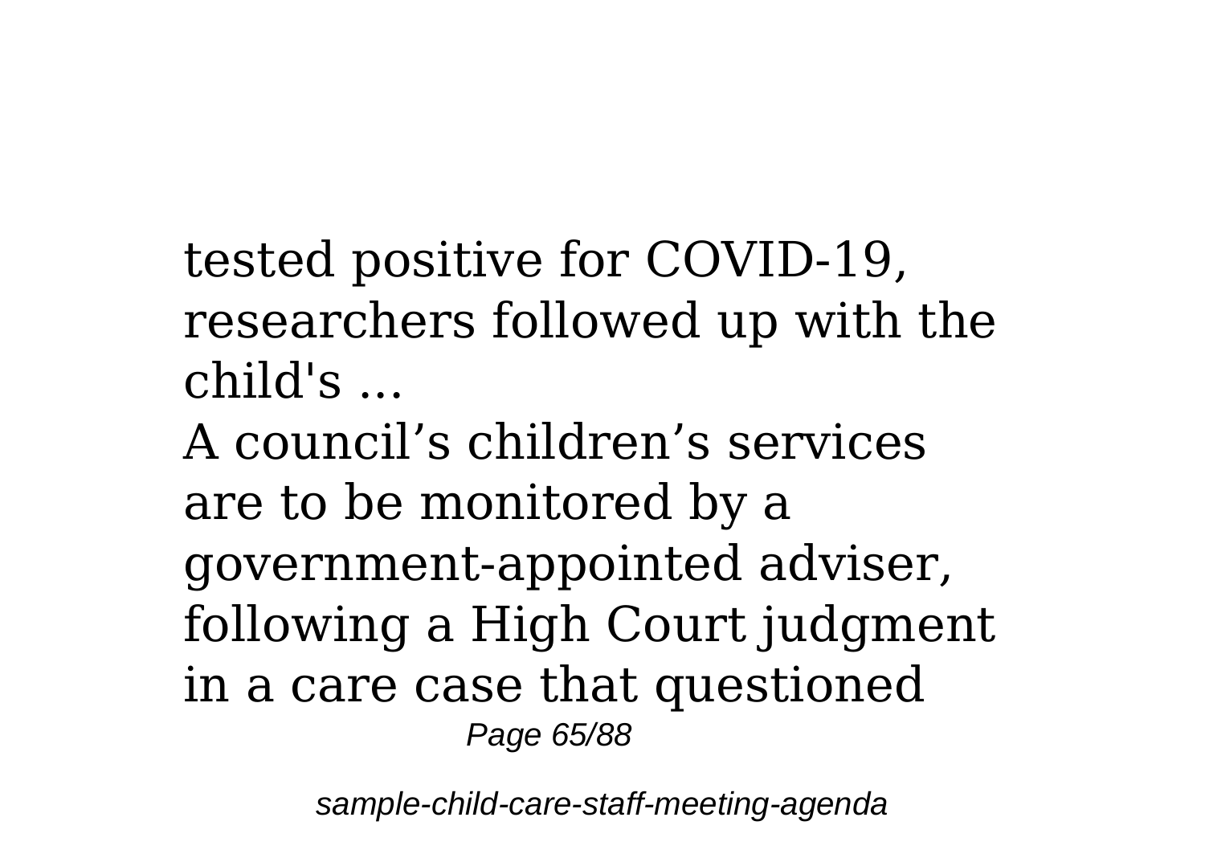tested positive for COVID-19, researchers followed up with the child's ...

A council's children's services are to be monitored by a government-appointed adviser, following a High Court judgment in a care case that questioned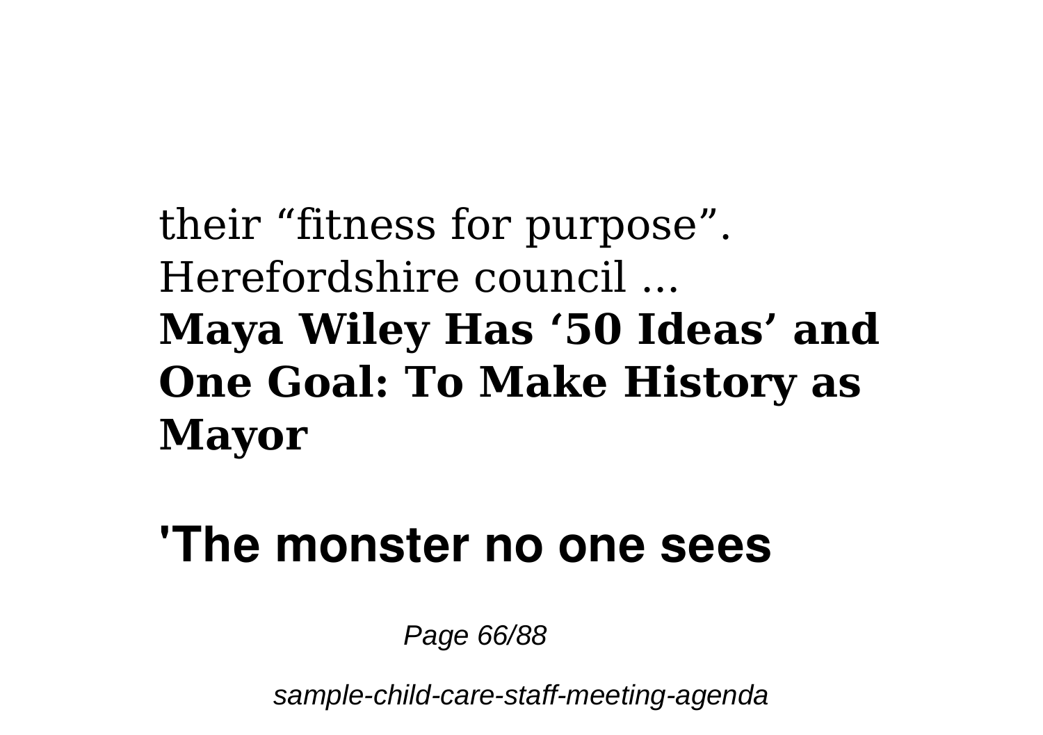their “fitness for purpose”. Herefordshire council ...

**Maya Wiley Has ‘50 Ideas’ and One Goal: To Make History as Mayor**

## 'The monster no one sees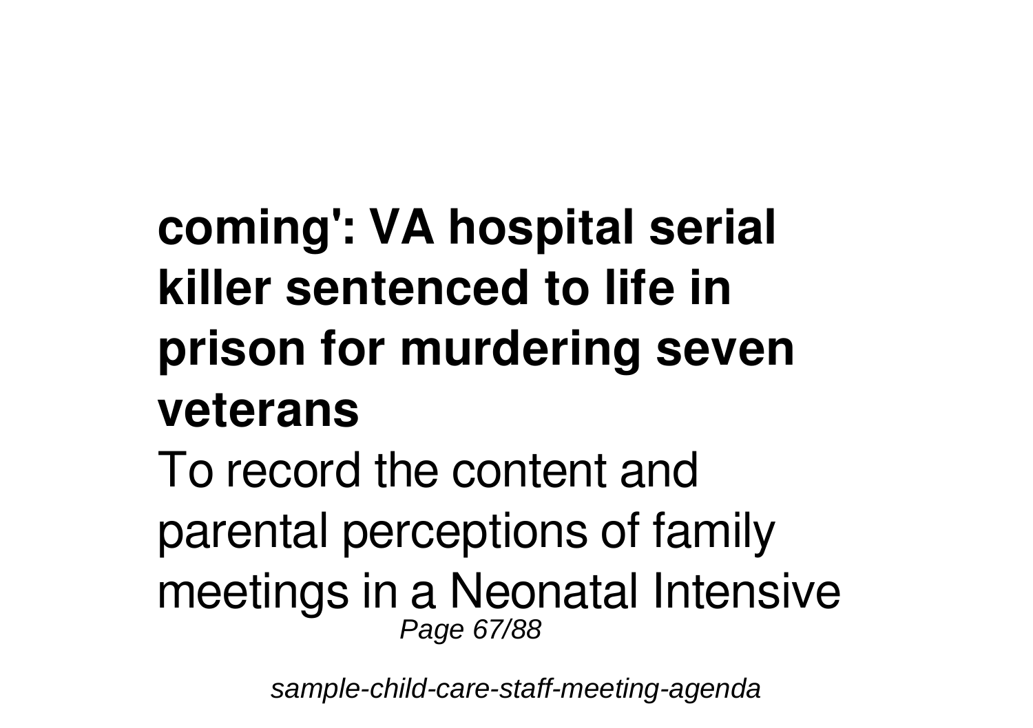**coming': VA hospital serial killer sentenced to life in prison for murdering seven veterans**

To record the content and parental perceptions of family meetings in a Neonatal Intensive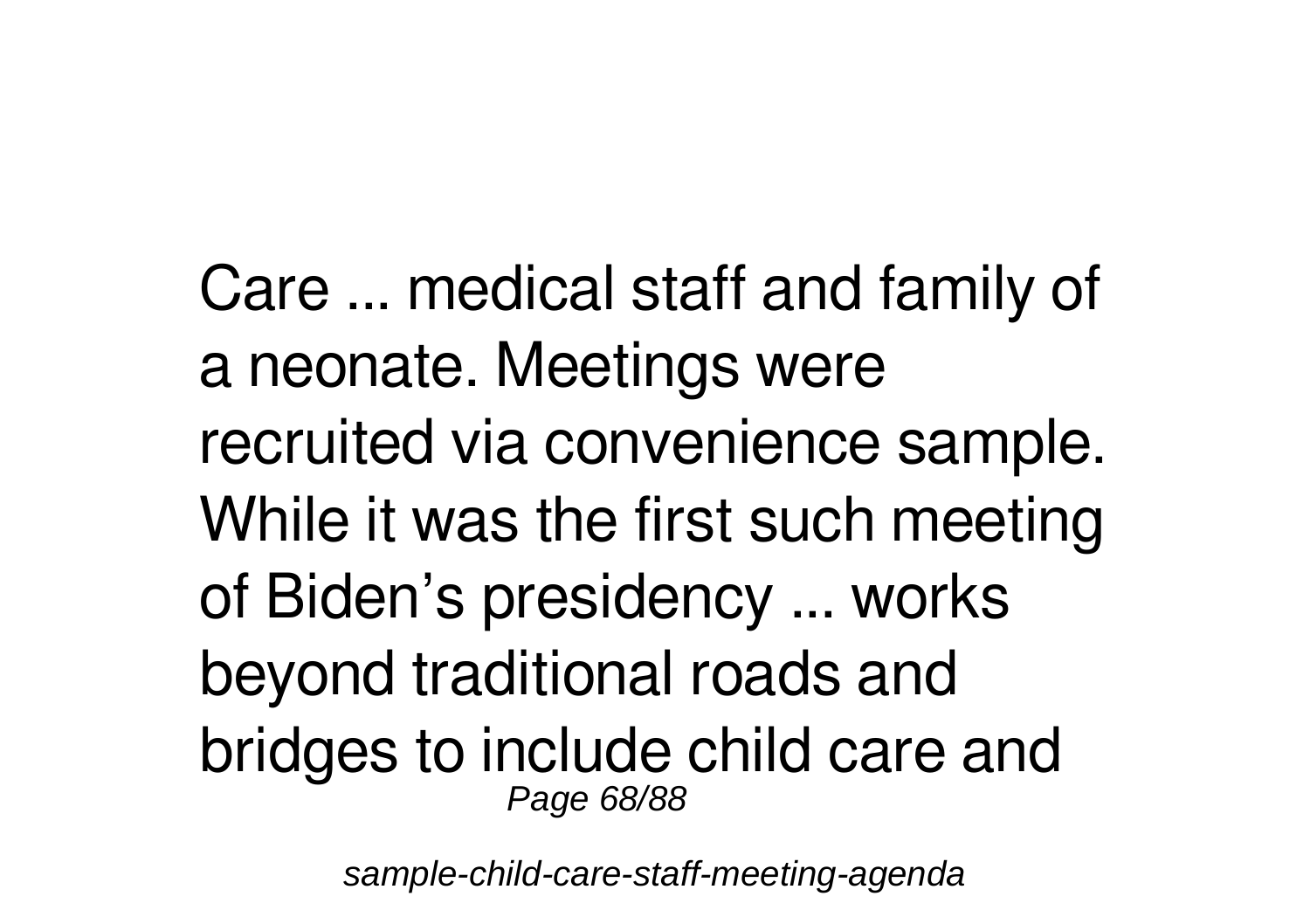Care ... medical staff and family of a neonate. Meetings were recruited via convenience sample. While it was the first such meeting of Biden's presidency ... works beyond traditional roads and bridges to include child care and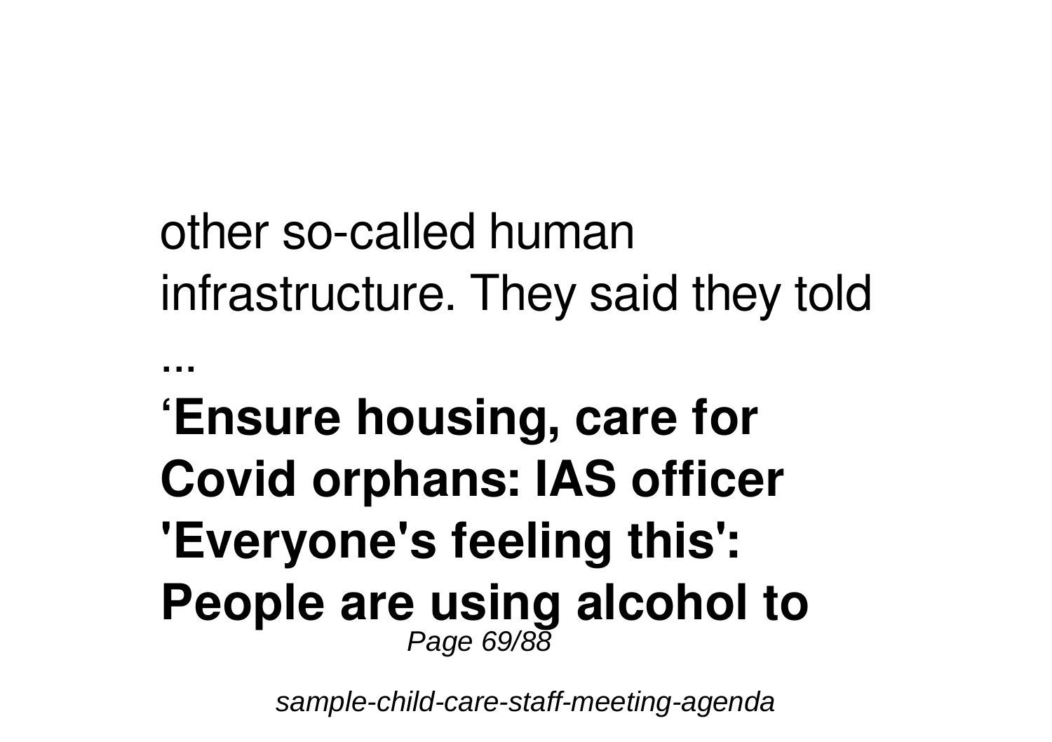other so-called human infrastructure. They said they told ...

**‘Ensure housing, care for Covid orphans: IAS officer**

**'Everyone's feeling this': People are using alcohol to**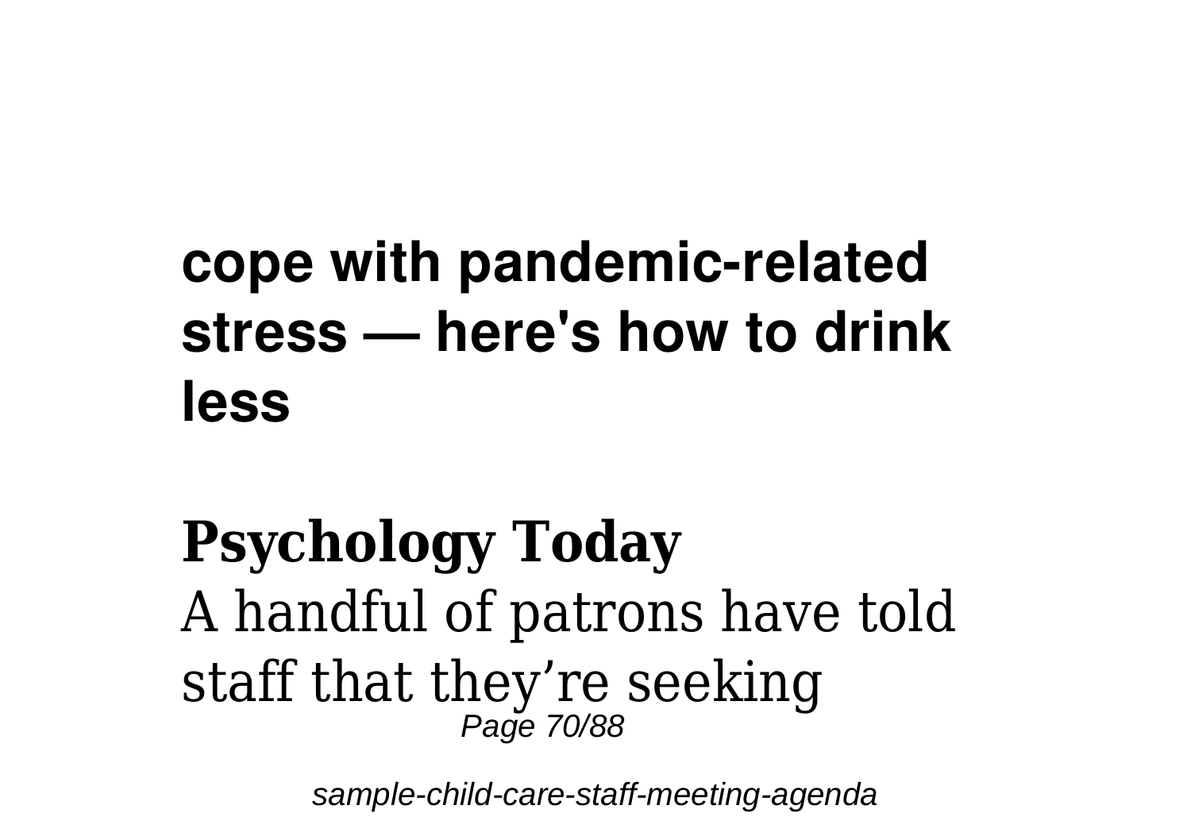**cope with pandemic-related stress — here's how to drink less**

**Psychology Today**

A handful of patrons have told staff that they're seeking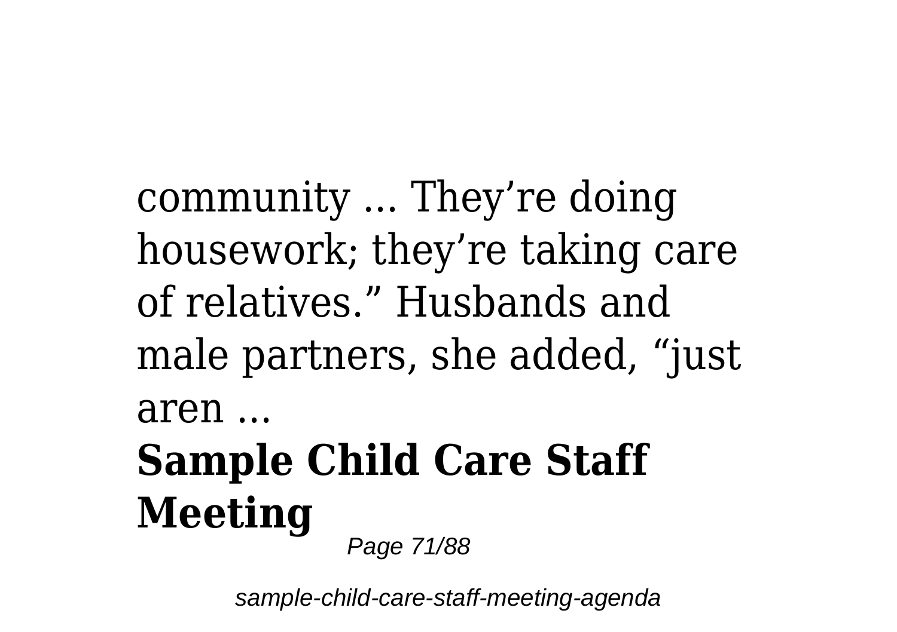community ... They’re doing housework; they’re taking care of relatives.” Husbands and male partners, she added, “just aren ...

## Sample Child Care Staff Meeting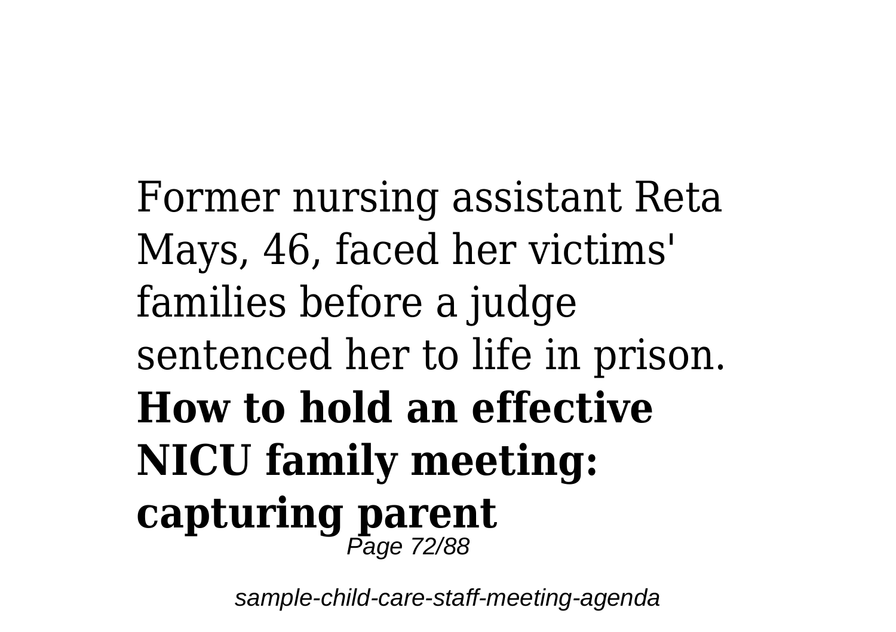Former nursing assistant Reta Mays, 46, faced her victims' families before a judge sentenced her to life in prison.

**How to hold an effective NICU family meeting: capturing parent**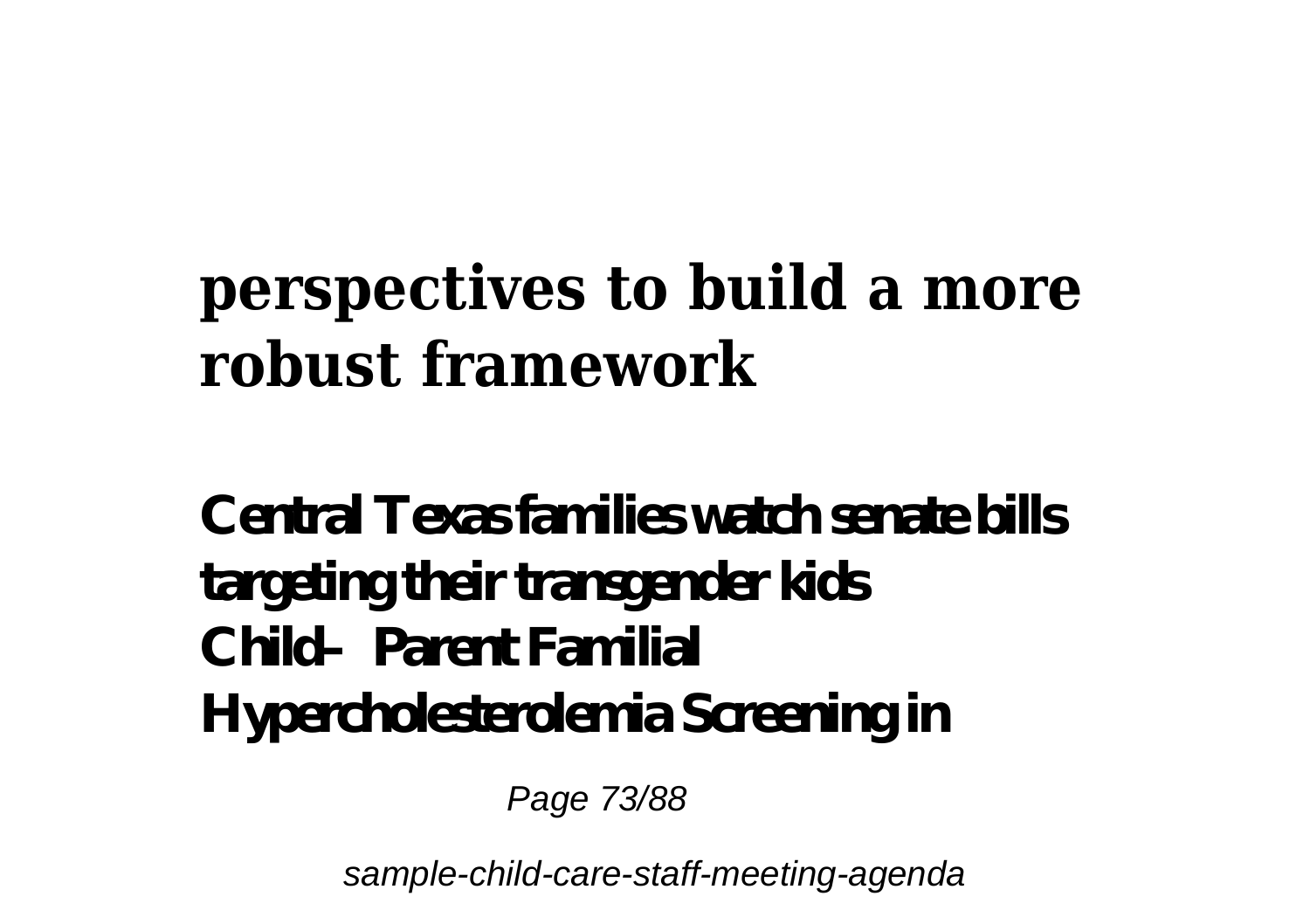## perspectives to build a more robust framework

**Central Texas families watch senate bills targeting their transgender kids**
**Child–Parent Familial Hypercholesterolemia Screening in**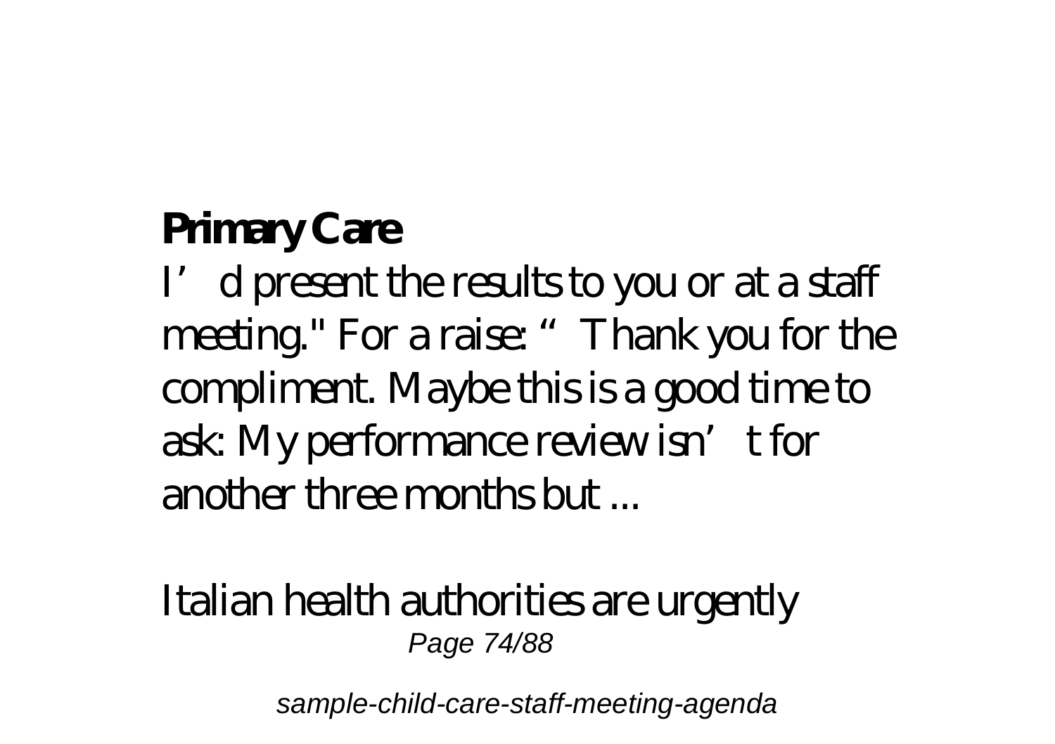**Primary Care**

I'd present the results to you or at a staff meeting." For a raise: "Thank you for the compliment. Maybe this is a good time to ask: My performance review isn't for another three months but ...

Italian health authorities are urgently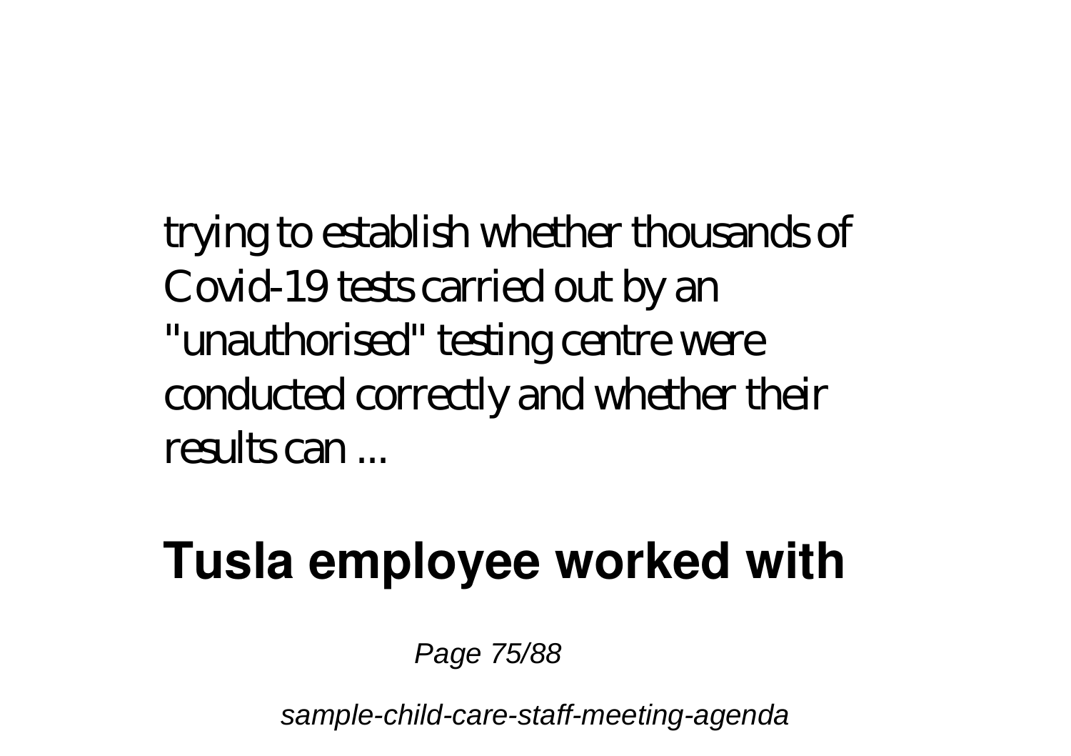trying to establish whether thousands of Covid-19 tests carried out by an "unauthorised" testing centre were conducted correctly and whether their results can ...

## Tusla employee worked with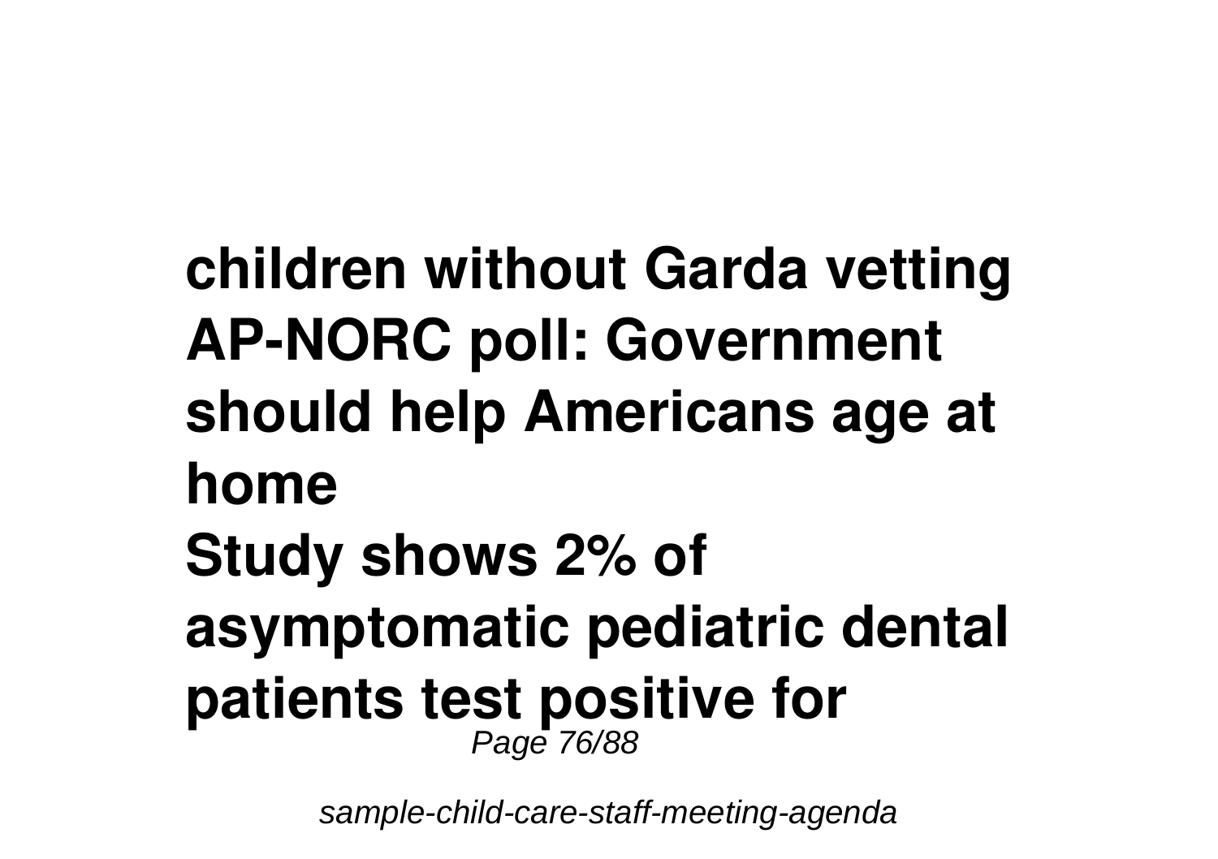**children without Garda vetting**
**AP-NORC poll: Government should help Americans age at home**
**Study shows 2% of asymptomatic pediatric dental patients test positive for**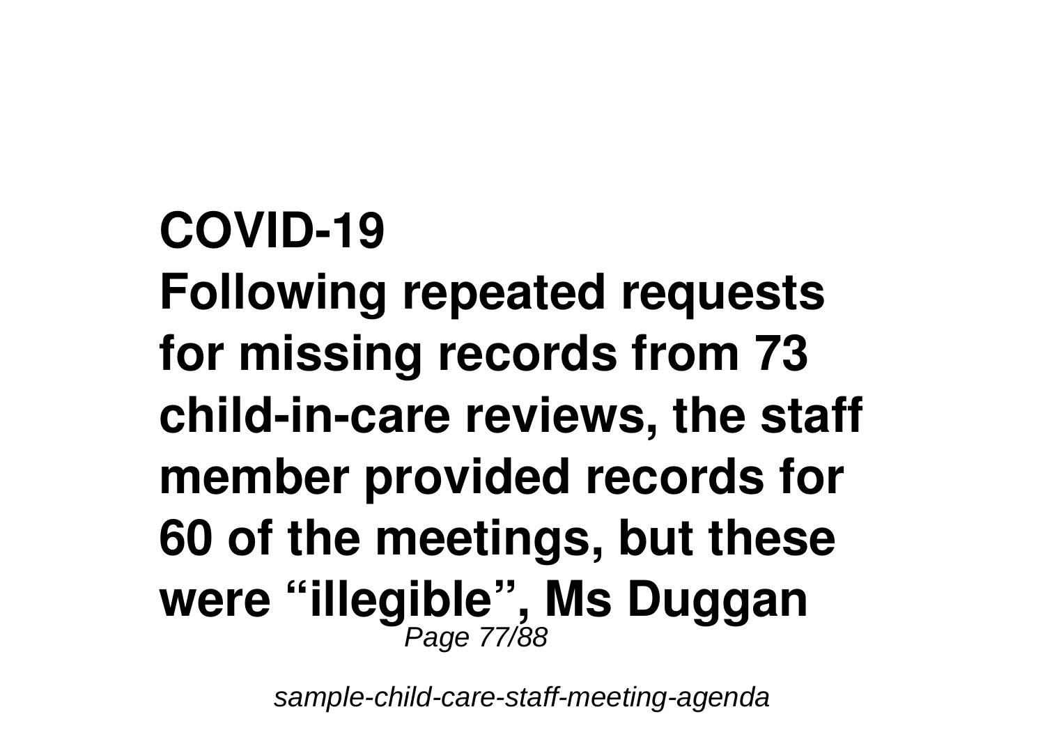**COVID-19**
**Following repeated requests for missing records from 73 child-in-care reviews, the staff member provided records for 60 of the meetings, but these were "illegible", Ms Duggan**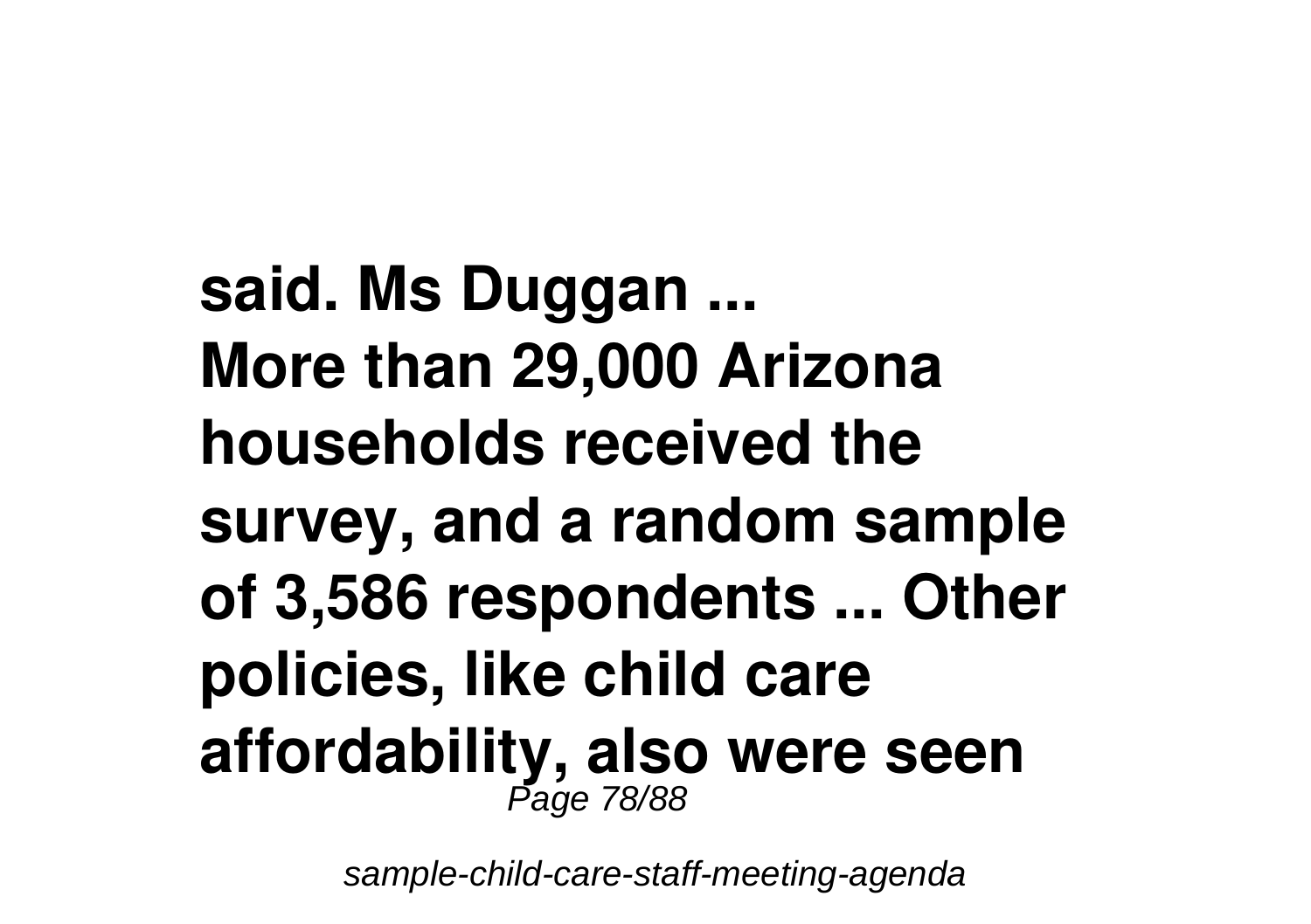**said. Ms Duggan ...**
**More than 29,000 Arizona households received the survey, and a random sample of 3,586 respondents ... Other policies, like child care affordability, also were seen**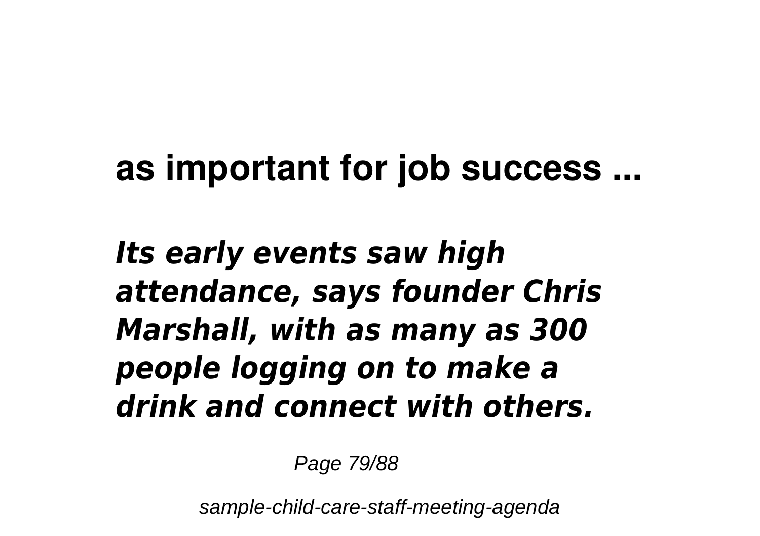**as important for job success ...**

***Its early events saw high attendance, says founder Chris Marshall, with as many as 300 people logging on to make a drink and connect with others.***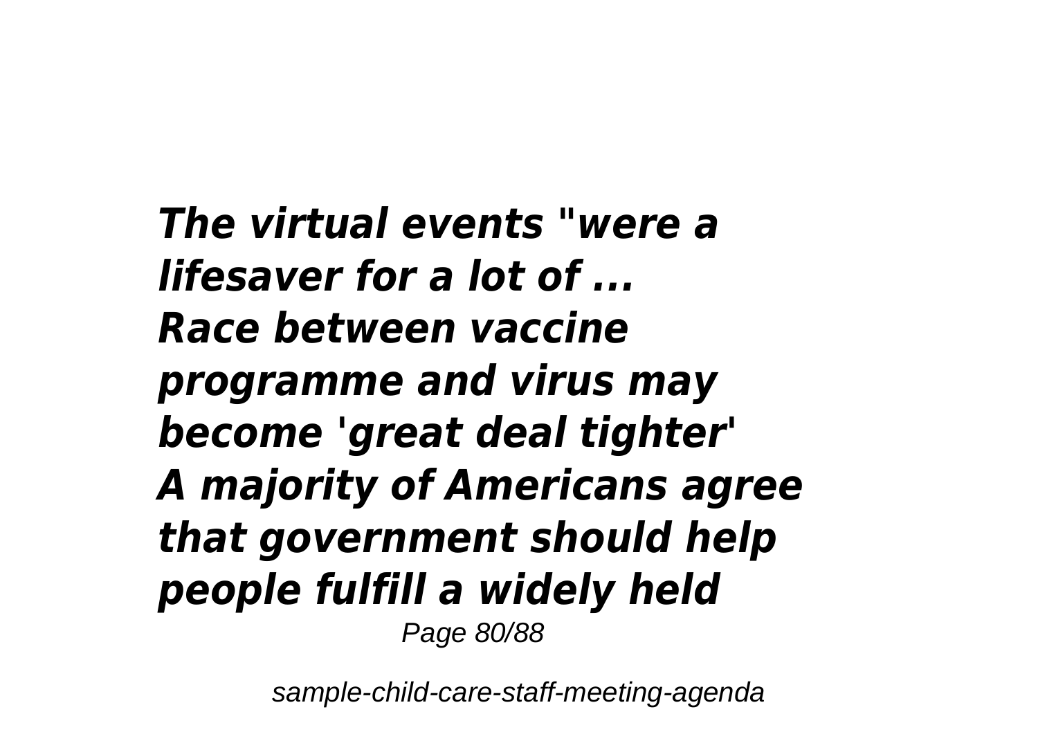*The virtual events "were a lifesaver for a lot of ...*
*Race between vaccine programme and virus may become 'great deal tighter'*
*A majority of Americans agree that government should help people fulfill a widely held*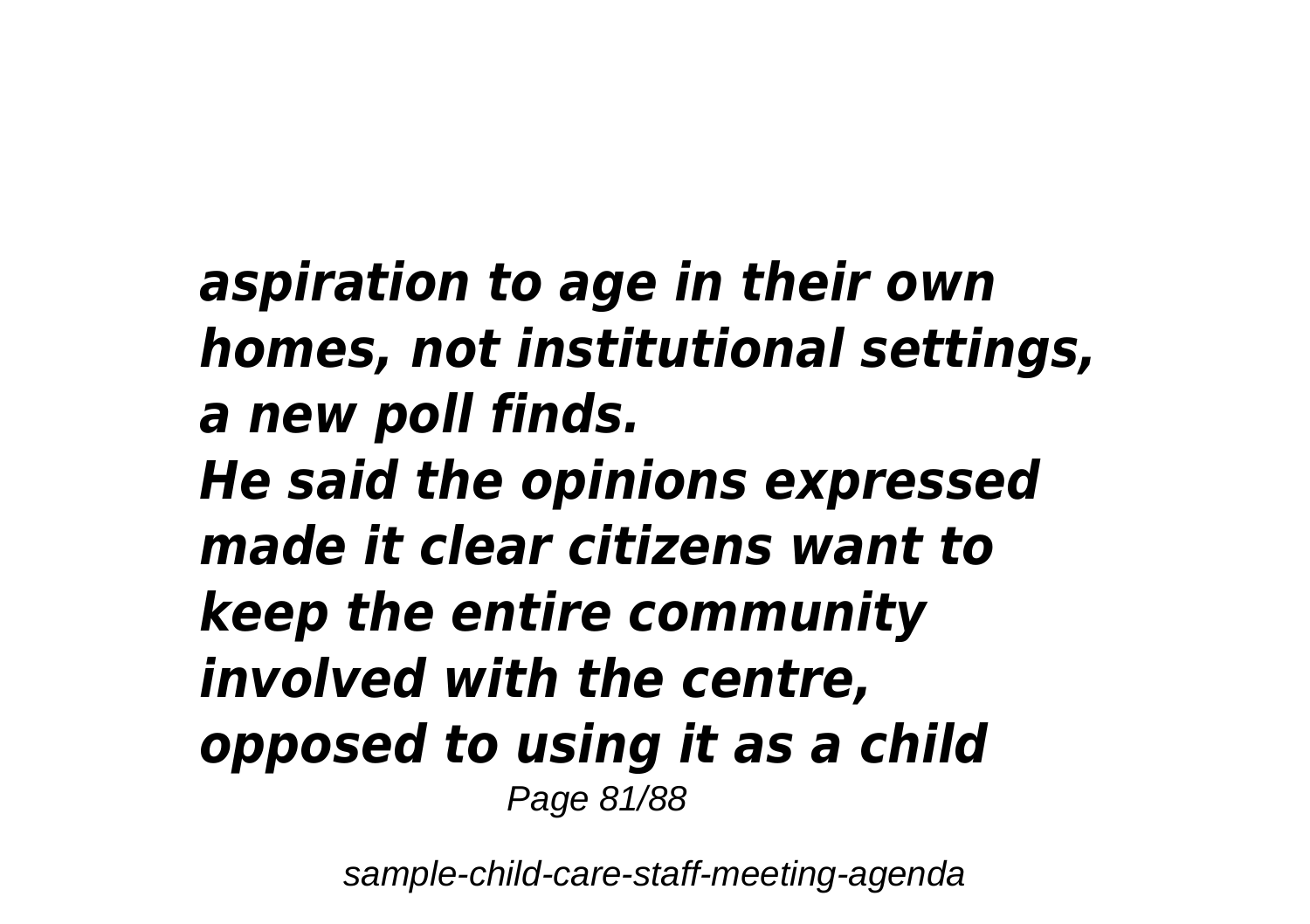*aspiration to age in their own homes, not institutional settings, a new poll finds.*
*He said the opinions expressed made it clear citizens want to keep the entire community involved with the centre, opposed to using it as a child*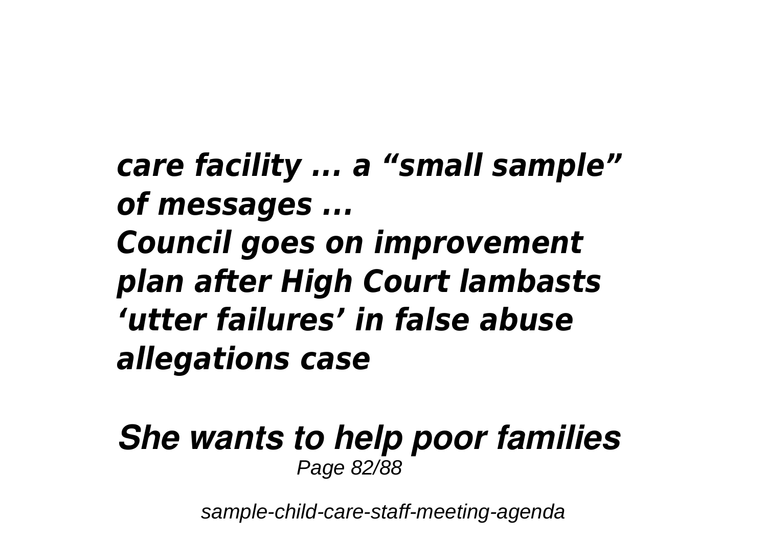***care facility ... a "small sample" of messages ...***
***Council goes on improvement plan after High Court lambasts 'utter failures' in false abuse allegations case***

***She wants to help poor families***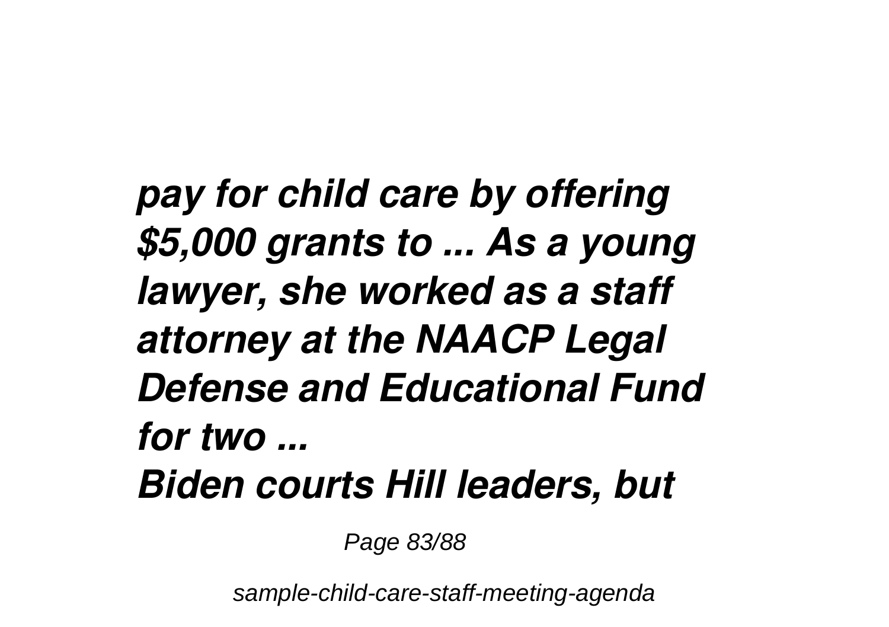***pay for child care by offering $5,000 grants to ... As a young lawyer, she worked as a staff attorney at the NAACP Legal Defense and Educational Fund for two ...***

***Biden courts Hill leaders, but***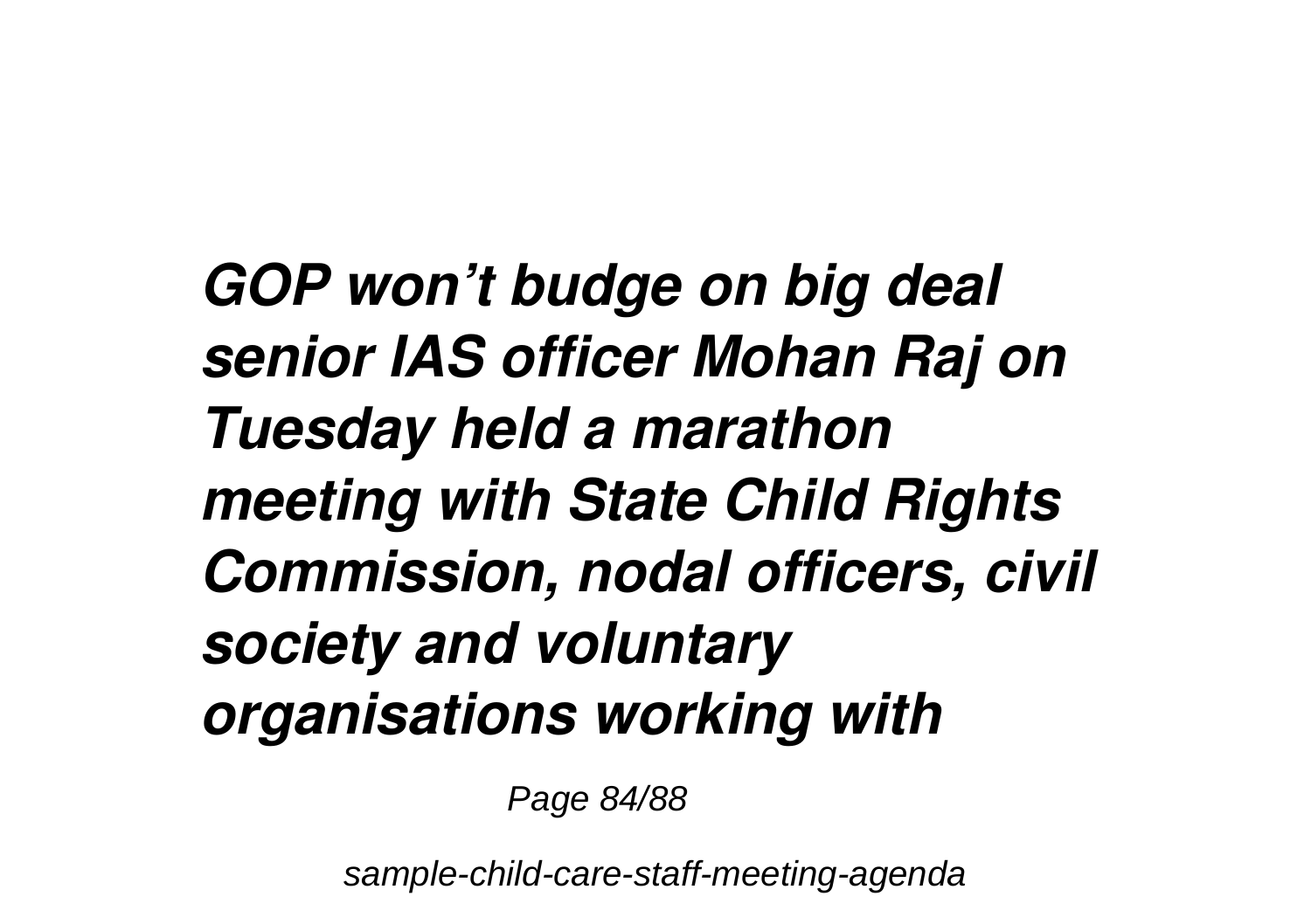***GOP won't budge on big deal senior IAS officer Mohan Raj on Tuesday held a marathon meeting with State Child Rights Commission, nodal officers, civil society and voluntary organisations working with***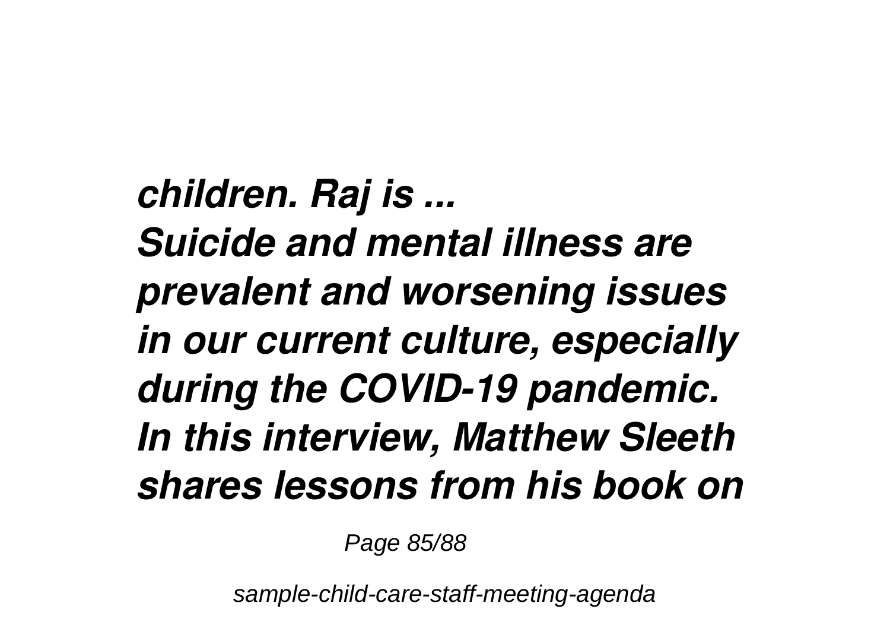*children. Raj is ...*

*Suicide and mental illness are prevalent and worsening issues in our current culture, especially during the COVID-19 pandemic. In this interview, Matthew Sleeth shares lessons from his book on*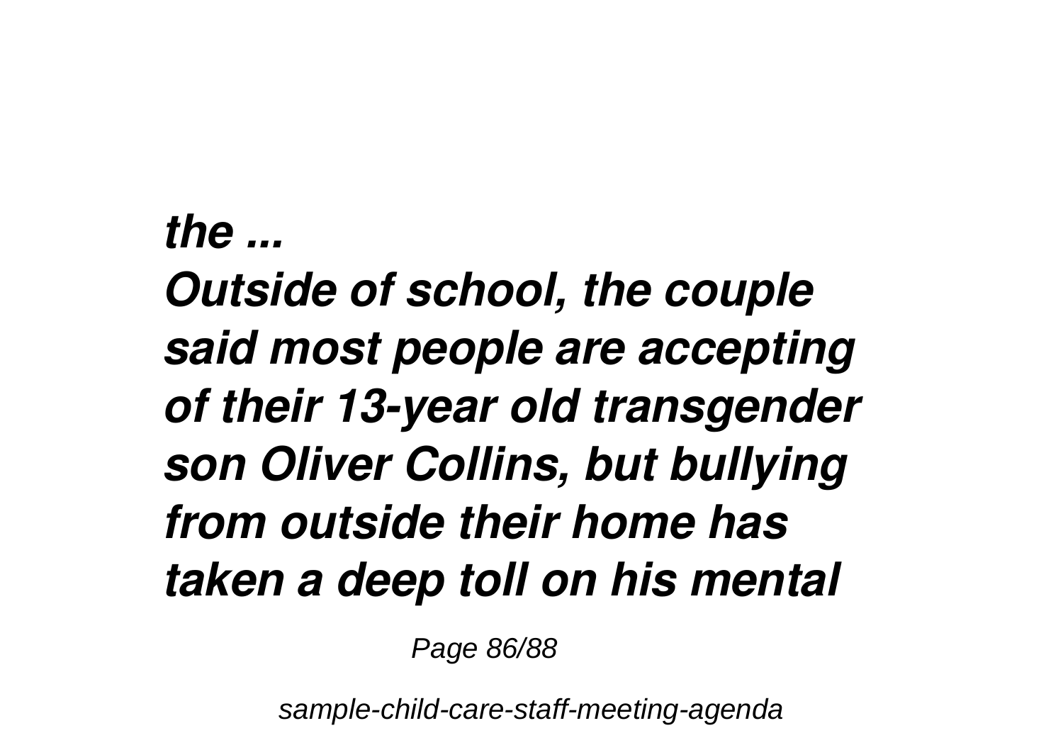*the ...*

***Outside of school, the couple said most people are accepting of their 13-year old transgender son Oliver Collins, but bullying from outside their home has taken a deep toll on his mental***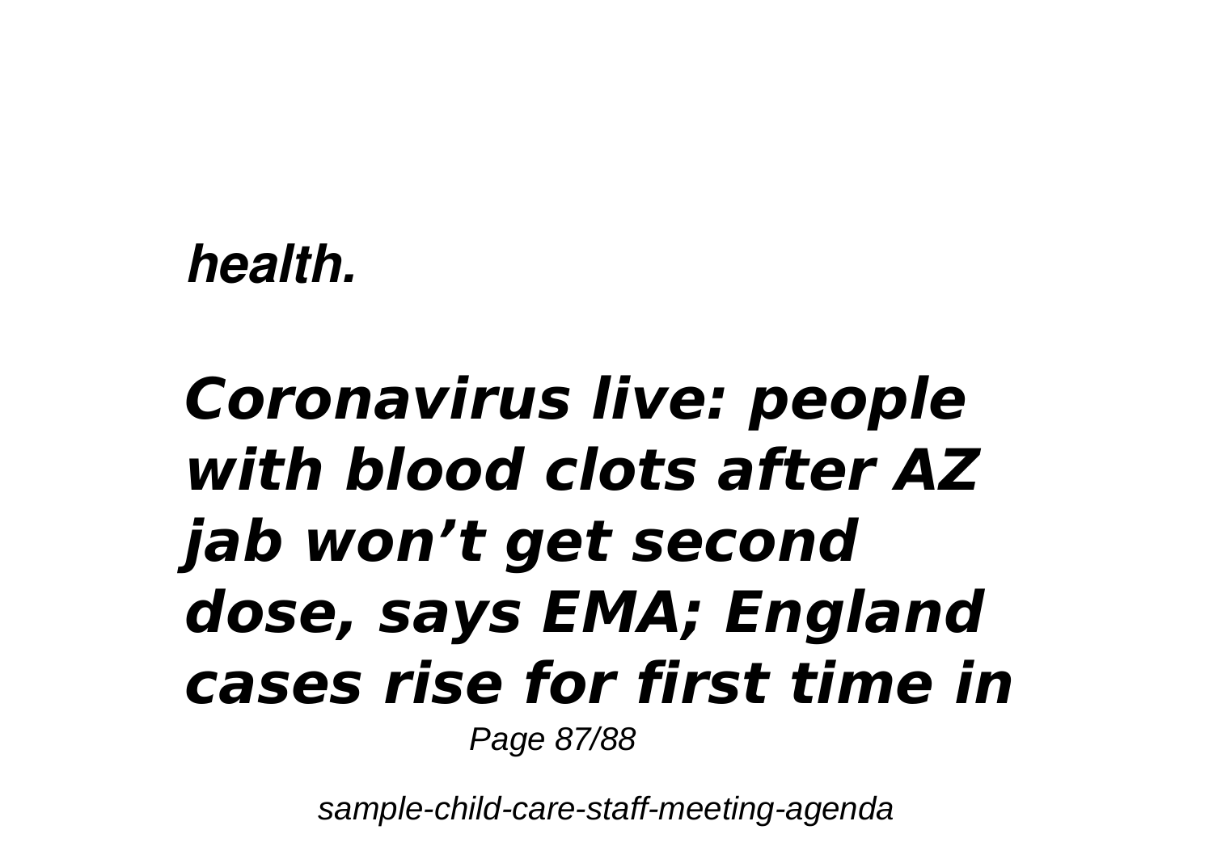***health.***

## ***Coronavirus live: people with blood clots after AZ jab won't get second dose, says EMA; England cases rise for first time in***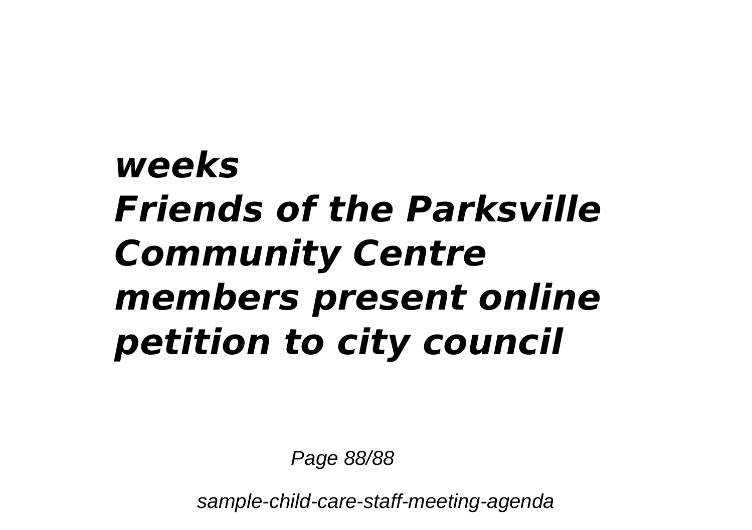***weeks***
***Friends of the Parksville Community Centre members present online petition to city council***